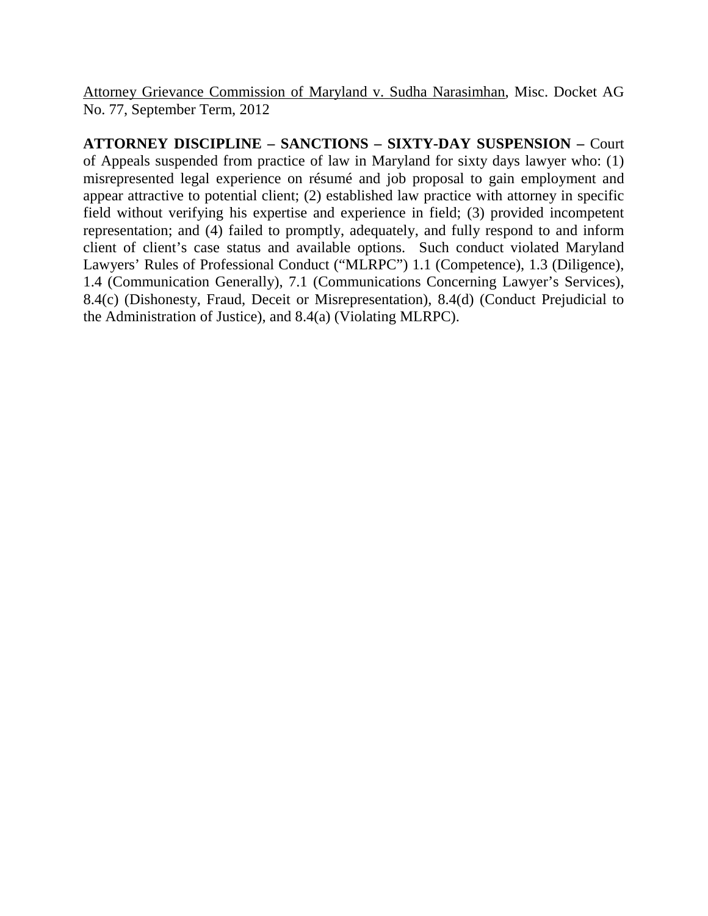<u>Attorney Grievance Commission of Maryland v. Sudha Narasimhan</u>, Misc. Docket AG No. 77, September Term, 2012

**ATTORNEY DISCIPLINE – SANCTIONS – SIXTY-DAY SUSPENSION –** Court of Appeals suspended from practice of law in Maryland for sixty days lawyer who: (1) misrepresented legal experience on résumé and job proposal to gain employment and appear attractive to potential client; (2) established law practice with attorney in specific field without verifying his expertise and experience in field; (3) provided incompetent representation; and (4) failed to promptly, adequately, and fully respond to and inform client of client's case status and available options. Such conduct violated Maryland Lawyers' Rules of Professional Conduct ("MLRPC") 1.1 (Competence), 1.3 (Diligence), 1.4 (Communication Generally), 7.1 (Communications Concerning Lawyer's Services), 8.4(c) (Dishonesty, Fraud, Deceit or Misrepresentation), 8.4(d) (Conduct Prejudicial to the Administration of Justice), and 8.4(a) (Violating MLRPC).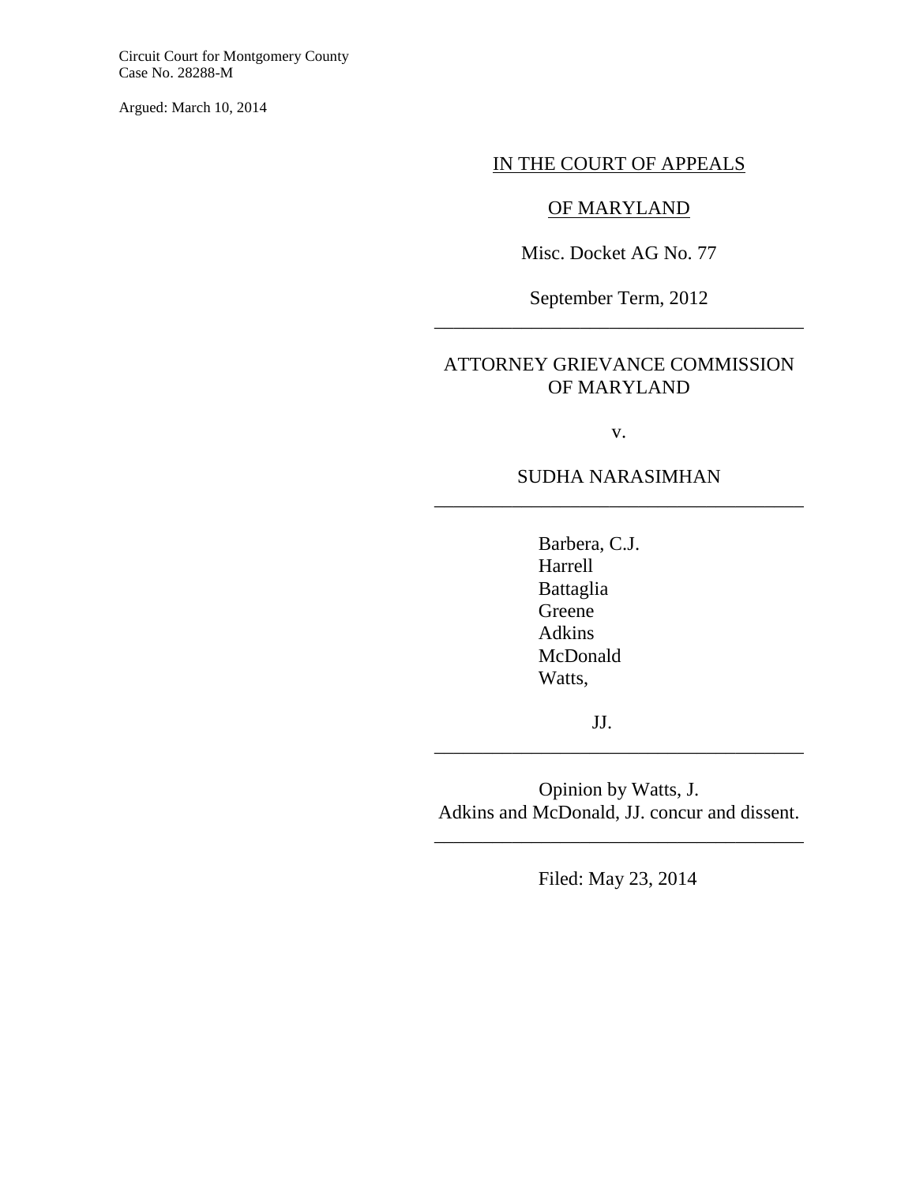Circuit Court for Montgomery County
Case No. 28288-M

Argued: March 10, 2014

IN THE COURT OF APPEALS

OF MARYLAND

Misc. Docket AG No. 77

September Term, 2012

---

ATTORNEY GRIEVANCE COMMISSION OF MARYLAND

v.

SUDHA NARASIMHAN

---

Barbera, C.J.
Harrell
Battaglia
Greene
Adkins
McDonald
Watts,

JJ.

---

Opinion by Watts, J.
Adkins and McDonald, JJ. concur and dissent.

---

Filed: May 23, 2014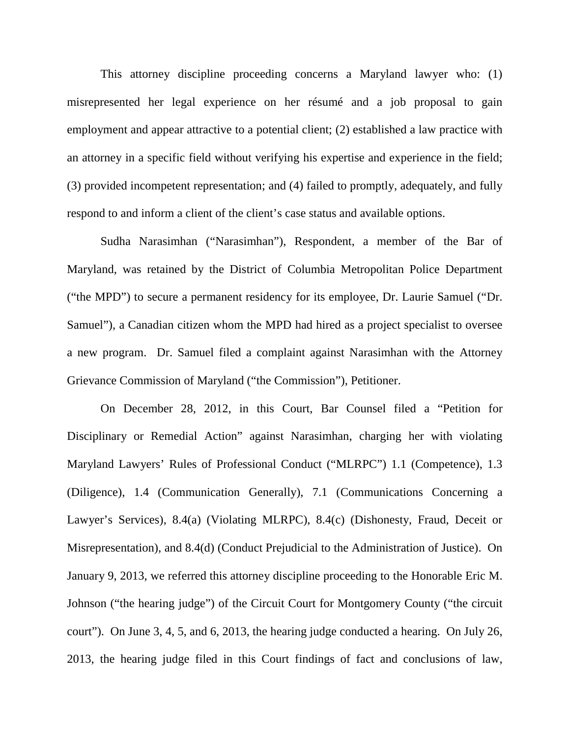This attorney discipline proceeding concerns a Maryland lawyer who: (1) misrepresented her legal experience on her résumé and a job proposal to gain employment and appear attractive to a potential client; (2) established a law practice with an attorney in a specific field without verifying his expertise and experience in the field; (3) provided incompetent representation; and (4) failed to promptly, adequately, and fully respond to and inform a client of the client's case status and available options.

Sudha Narasimhan ("Narasimhan"), Respondent, a member of the Bar of Maryland, was retained by the District of Columbia Metropolitan Police Department ("the MPD") to secure a permanent residency for its employee, Dr. Laurie Samuel ("Dr. Samuel"), a Canadian citizen whom the MPD had hired as a project specialist to oversee a new program. Dr. Samuel filed a complaint against Narasimhan with the Attorney Grievance Commission of Maryland ("the Commission"), Petitioner.

On December 28, 2012, in this Court, Bar Counsel filed a "Petition for Disciplinary or Remedial Action" against Narasimhan, charging her with violating Maryland Lawyers' Rules of Professional Conduct ("MLRPC") 1.1 (Competence), 1.3 (Diligence), 1.4 (Communication Generally), 7.1 (Communications Concerning a Lawyer's Services), 8.4(a) (Violating MLRPC), 8.4(c) (Dishonesty, Fraud, Deceit or Misrepresentation), and 8.4(d) (Conduct Prejudicial to the Administration of Justice). On January 9, 2013, we referred this attorney discipline proceeding to the Honorable Eric M. Johnson ("the hearing judge") of the Circuit Court for Montgomery County ("the circuit court"). On June 3, 4, 5, and 6, 2013, the hearing judge conducted a hearing. On July 26, 2013, the hearing judge filed in this Court findings of fact and conclusions of law,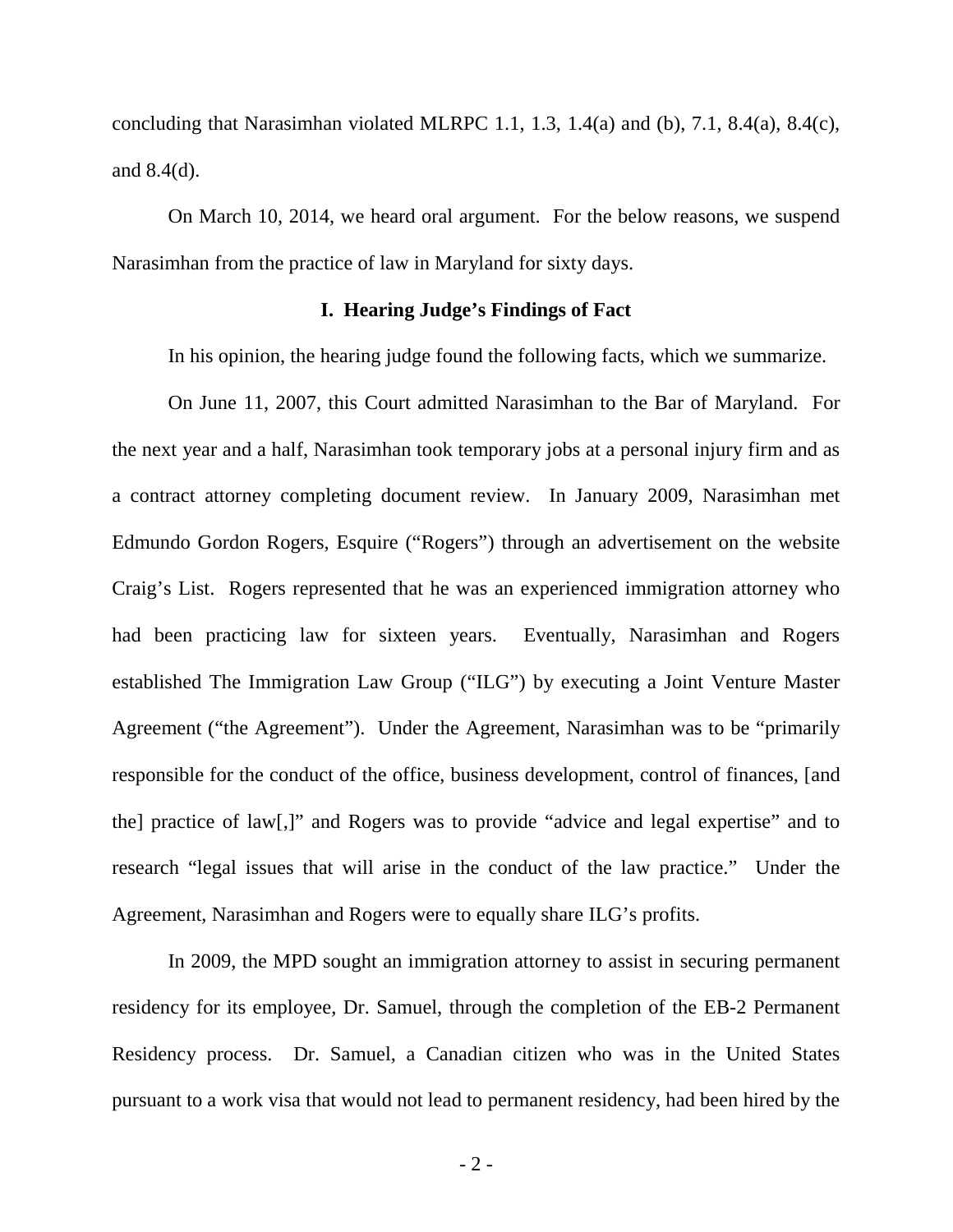concluding that Narasimhan violated MLRPC 1.1, 1.3, 1.4(a) and (b), 7.1, 8.4(a), 8.4(c), and 8.4(d).

On March 10, 2014, we heard oral argument. For the below reasons, we suspend Narasimhan from the practice of law in Maryland for sixty days.

## I. Hearing Judge's Findings of Fact

In his opinion, the hearing judge found the following facts, which we summarize.

On June 11, 2007, this Court admitted Narasimhan to the Bar of Maryland. For the next year and a half, Narasimhan took temporary jobs at a personal injury firm and as a contract attorney completing document review. In January 2009, Narasimhan met Edmundo Gordon Rogers, Esquire ("Rogers") through an advertisement on the website Craig's List. Rogers represented that he was an experienced immigration attorney who had been practicing law for sixteen years. Eventually, Narasimhan and Rogers established The Immigration Law Group ("ILG") by executing a Joint Venture Master Agreement ("the Agreement"). Under the Agreement, Narasimhan was to be "primarily responsible for the conduct of the office, business development, control of finances, [and the] practice of law[,]" and Rogers was to provide "advice and legal expertise" and to research "legal issues that will arise in the conduct of the law practice." Under the Agreement, Narasimhan and Rogers were to equally share ILG's profits.

In 2009, the MPD sought an immigration attorney to assist in securing permanent residency for its employee, Dr. Samuel, through the completion of the EB-2 Permanent Residency process. Dr. Samuel, a Canadian citizen who was in the United States pursuant to a work visa that would not lead to permanent residency, had been hired by the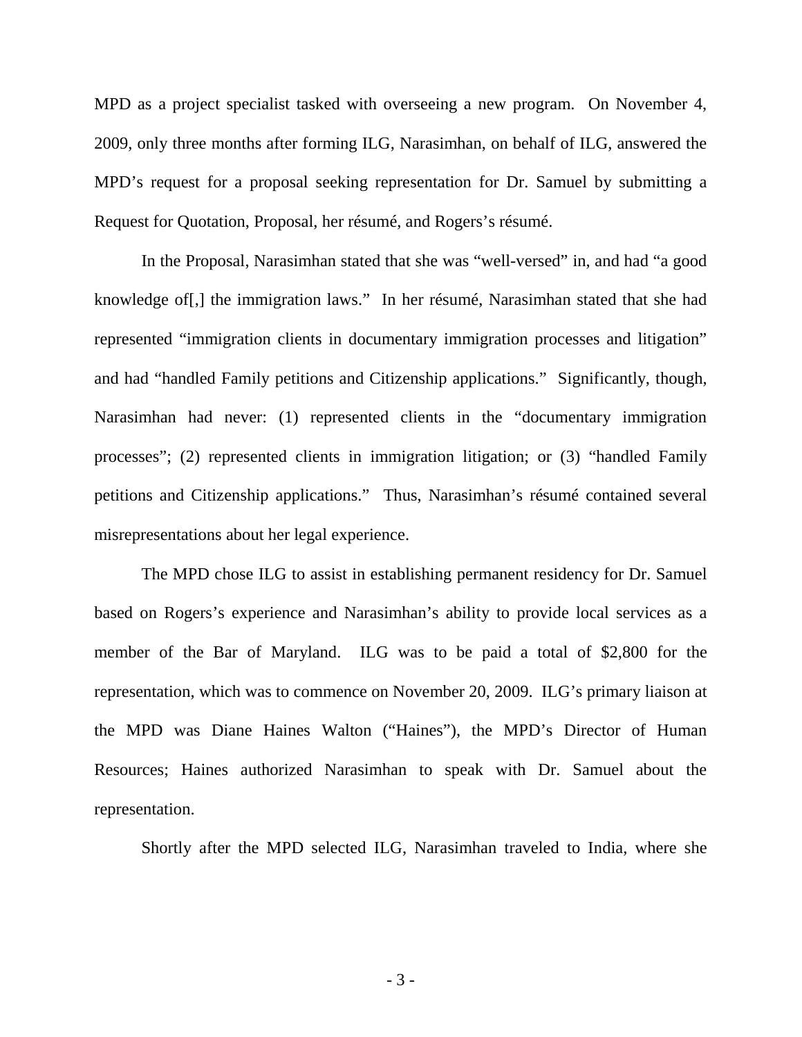MPD as a project specialist tasked with overseeing a new program. On November 4, 2009, only three months after forming ILG, Narasimhan, on behalf of ILG, answered the MPD's request for a proposal seeking representation for Dr. Samuel by submitting a Request for Quotation, Proposal, her résumé, and Rogers's résumé.

In the Proposal, Narasimhan stated that she was "well-versed" in, and had "a good knowledge of[,] the immigration laws." In her résumé, Narasimhan stated that she had represented "immigration clients in documentary immigration processes and litigation" and had "handled Family petitions and Citizenship applications." Significantly, though, Narasimhan had never: (1) represented clients in the "documentary immigration processes"; (2) represented clients in immigration litigation; or (3) "handled Family petitions and Citizenship applications." Thus, Narasimhan's résumé contained several misrepresentations about her legal experience.

The MPD chose ILG to assist in establishing permanent residency for Dr. Samuel based on Rogers's experience and Narasimhan's ability to provide local services as a member of the Bar of Maryland. ILG was to be paid a total of $2,800 for the representation, which was to commence on November 20, 2009. ILG's primary liaison at the MPD was Diane Haines Walton ("Haines"), the MPD's Director of Human Resources; Haines authorized Narasimhan to speak with Dr. Samuel about the representation.

Shortly after the MPD selected ILG, Narasimhan traveled to India, where she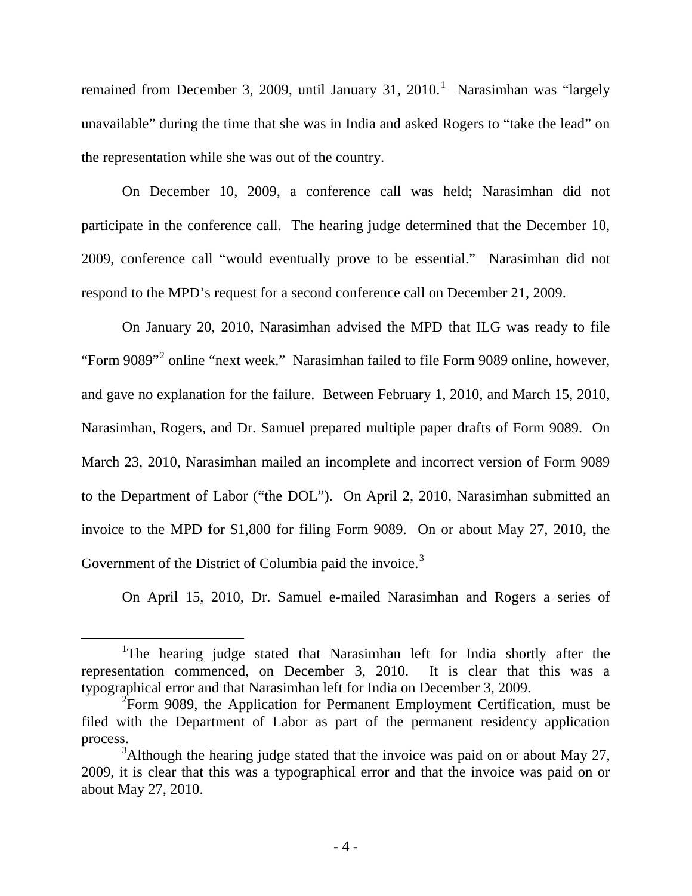remained from December 3, 2009, until January 31, 2010.[1] Narasimhan was "largely unavailable" during the time that she was in India and asked Rogers to "take the lead" on the representation while she was out of the country.

On December 10, 2009, a conference call was held; Narasimhan did not participate in the conference call. The hearing judge determined that the December 10, 2009, conference call "would eventually prove to be essential." Narasimhan did not respond to the MPD's request for a second conference call on December 21, 2009.

On January 20, 2010, Narasimhan advised the MPD that ILG was ready to file "Form 9089"[2] online "next week." Narasimhan failed to file Form 9089 online, however, and gave no explanation for the failure. Between February 1, 2010, and March 15, 2010, Narasimhan, Rogers, and Dr. Samuel prepared multiple paper drafts of Form 9089. On March 23, 2010, Narasimhan mailed an incomplete and incorrect version of Form 9089 to the Department of Labor ("the DOL"). On April 2, 2010, Narasimhan submitted an invoice to the MPD for $1,800 for filing Form 9089. On or about May 27, 2010, the Government of the District of Columbia paid the invoice.[3]

On April 15, 2010, Dr. Samuel e-mailed Narasimhan and Rogers a series of

---

[1] The hearing judge stated that Narasimhan left for India shortly after the representation commenced, on December 3, 2010. It is clear that this was a typographical error and that Narasimhan left for India on December 3, 2009.

[2] Form 9089, the Application for Permanent Employment Certification, must be filed with the Department of Labor as part of the permanent residency application process.

[3] Although the hearing judge stated that the invoice was paid on or about May 27, 2009, it is clear that this was a typographical error and that the invoice was paid on or about May 27, 2010.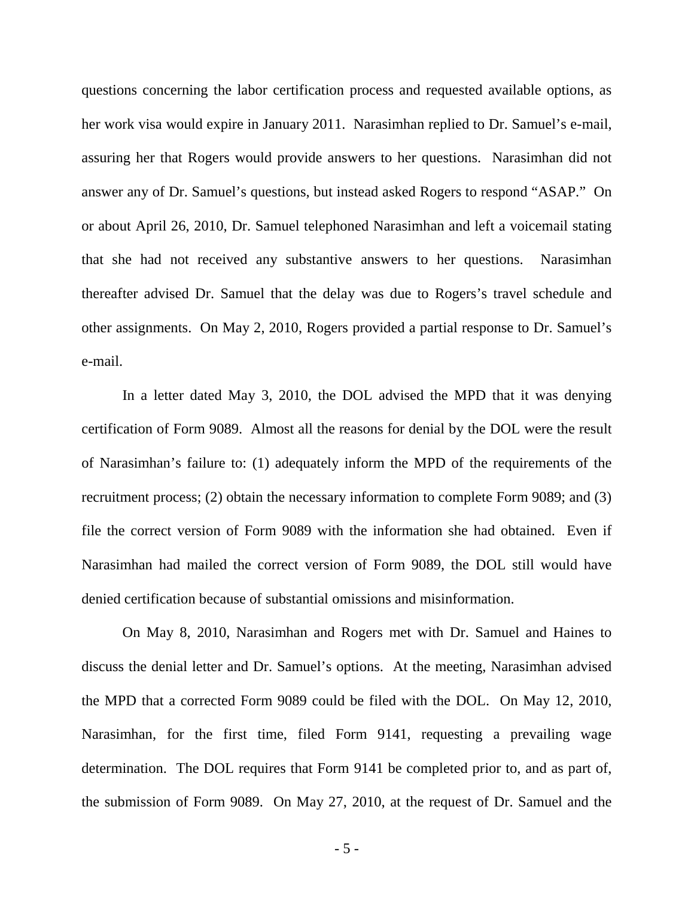questions concerning the labor certification process and requested available options, as her work visa would expire in January 2011. Narasimhan replied to Dr. Samuel's e-mail, assuring her that Rogers would provide answers to her questions. Narasimhan did not answer any of Dr. Samuel's questions, but instead asked Rogers to respond "ASAP." On or about April 26, 2010, Dr. Samuel telephoned Narasimhan and left a voicemail stating that she had not received any substantive answers to her questions. Narasimhan thereafter advised Dr. Samuel that the delay was due to Rogers's travel schedule and other assignments. On May 2, 2010, Rogers provided a partial response to Dr. Samuel's e-mail.

In a letter dated May 3, 2010, the DOL advised the MPD that it was denying certification of Form 9089. Almost all the reasons for denial by the DOL were the result of Narasimhan's failure to: (1) adequately inform the MPD of the requirements of the recruitment process; (2) obtain the necessary information to complete Form 9089; and (3) file the correct version of Form 9089 with the information she had obtained. Even if Narasimhan had mailed the correct version of Form 9089, the DOL still would have denied certification because of substantial omissions and misinformation.

On May 8, 2010, Narasimhan and Rogers met with Dr. Samuel and Haines to discuss the denial letter and Dr. Samuel's options. At the meeting, Narasimhan advised the MPD that a corrected Form 9089 could be filed with the DOL. On May 12, 2010, Narasimhan, for the first time, filed Form 9141, requesting a prevailing wage determination. The DOL requires that Form 9141 be completed prior to, and as part of, the submission of Form 9089. On May 27, 2010, at the request of Dr. Samuel and the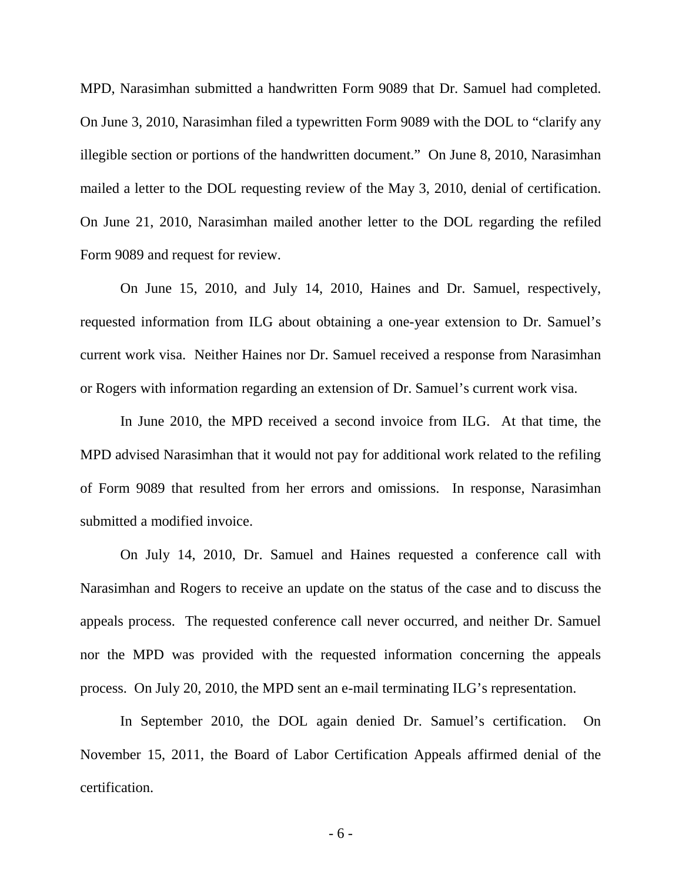MPD, Narasimhan submitted a handwritten Form 9089 that Dr. Samuel had completed. On June 3, 2010, Narasimhan filed a typewritten Form 9089 with the DOL to "clarify any illegible section or portions of the handwritten document." On June 8, 2010, Narasimhan mailed a letter to the DOL requesting review of the May 3, 2010, denial of certification. On June 21, 2010, Narasimhan mailed another letter to the DOL regarding the refiled Form 9089 and request for review.

On June 15, 2010, and July 14, 2010, Haines and Dr. Samuel, respectively, requested information from ILG about obtaining a one-year extension to Dr. Samuel's current work visa. Neither Haines nor Dr. Samuel received a response from Narasimhan or Rogers with information regarding an extension of Dr. Samuel's current work visa.

In June 2010, the MPD received a second invoice from ILG. At that time, the MPD advised Narasimhan that it would not pay for additional work related to the refiling of Form 9089 that resulted from her errors and omissions. In response, Narasimhan submitted a modified invoice.

On July 14, 2010, Dr. Samuel and Haines requested a conference call with Narasimhan and Rogers to receive an update on the status of the case and to discuss the appeals process. The requested conference call never occurred, and neither Dr. Samuel nor the MPD was provided with the requested information concerning the appeals process. On July 20, 2010, the MPD sent an e-mail terminating ILG's representation.

In September 2010, the DOL again denied Dr. Samuel's certification. On November 15, 2011, the Board of Labor Certification Appeals affirmed denial of the certification.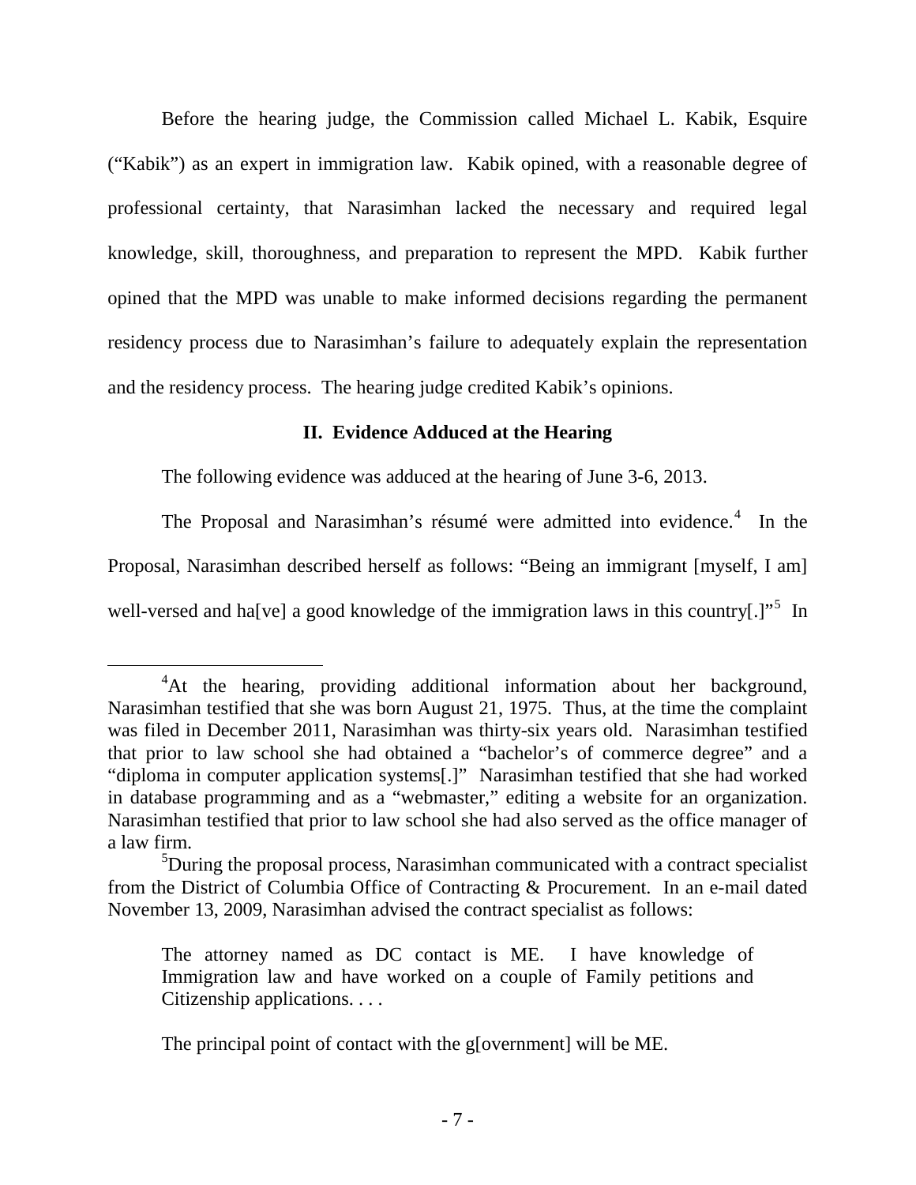Before the hearing judge, the Commission called Michael L. Kabik, Esquire ("Kabik") as an expert in immigration law. Kabik opined, with a reasonable degree of professional certainty, that Narasimhan lacked the necessary and required legal knowledge, skill, thoroughness, and preparation to represent the MPD. Kabik further opined that the MPD was unable to make informed decisions regarding the permanent residency process due to Narasimhan's failure to adequately explain the representation and the residency process. The hearing judge credited Kabik's opinions.

## II. Evidence Adduced at the Hearing

The following evidence was adduced at the hearing of June 3-6, 2013.

The Proposal and Narasimhan's résumé were admitted into evidence.[4] In the Proposal, Narasimhan described herself as follows: "Being an immigrant [myself, I am] well-versed and ha[ve] a good knowledge of the immigration laws in this country[.]"[5] In

---

[4]At the hearing, providing additional information about her background, Narasimhan testified that she was born August 21, 1975. Thus, at the time the complaint was filed in December 2011, Narasimhan was thirty-six years old. Narasimhan testified that prior to law school she had obtained a "bachelor's of commerce degree" and a "diploma in computer application systems[.]" Narasimhan testified that she had worked in database programming and as a "webmaster," editing a website for an organization. Narasimhan testified that prior to law school she had also served as the office manager of a law firm.

[5]During the proposal process, Narasimhan communicated with a contract specialist from the District of Columbia Office of Contracting & Procurement. In an e-mail dated November 13, 2009, Narasimhan advised the contract specialist as follows:

> The attorney named as DC contact is ME. I have knowledge of Immigration law and have worked on a couple of Family petitions and Citizenship applications. . . .
>
> The principal point of contact with the g[overnment] will be ME.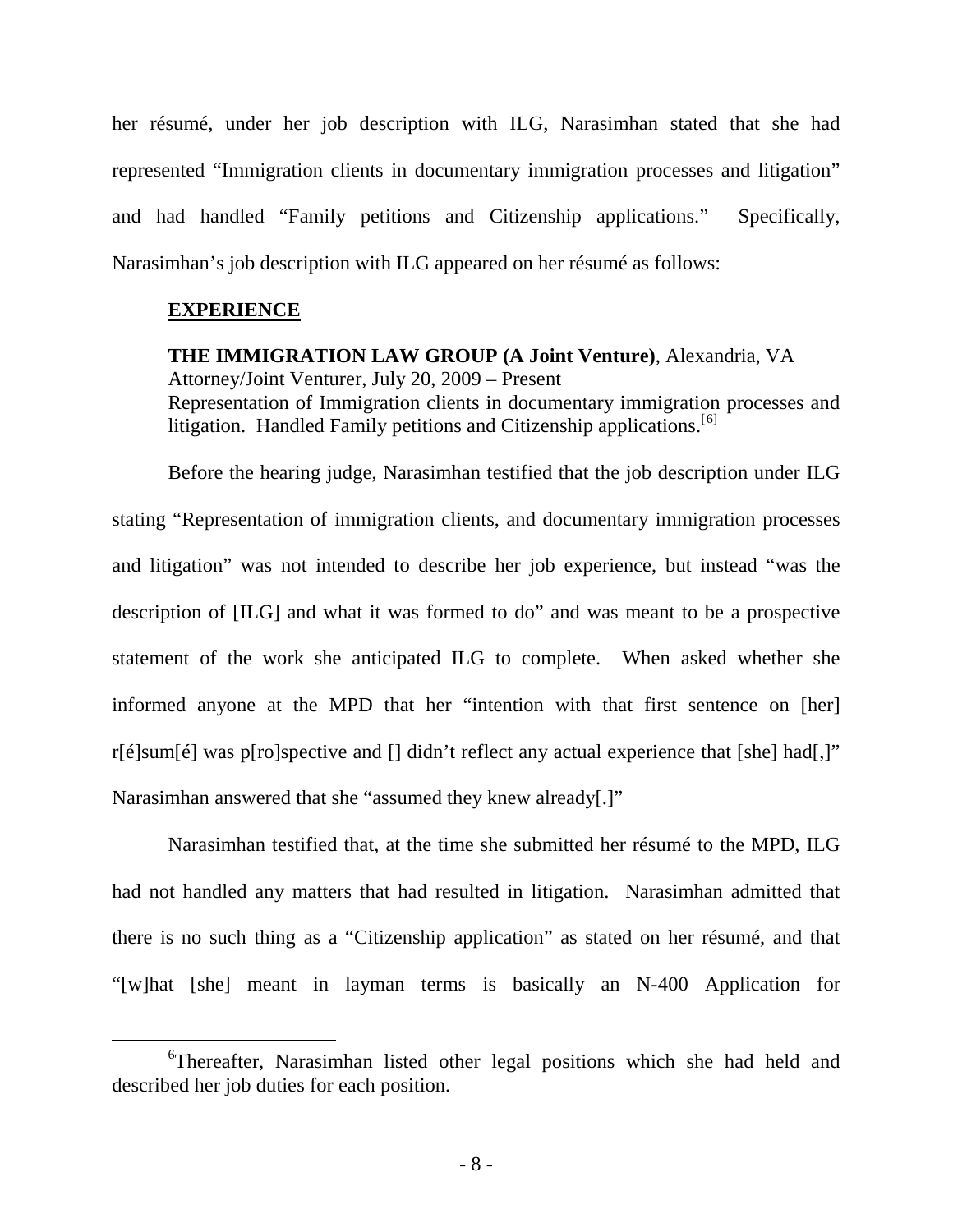her résumé, under her job description with ILG, Narasimhan stated that she had represented "Immigration clients in documentary immigration processes and litigation" and had handled "Family petitions and Citizenship applications." Specifically, Narasimhan's job description with ILG appeared on her résumé as follows:

> **EXPERIENCE**
>
> **THE IMMIGRATION LAW GROUP (A Joint Venture)**, Alexandria, VA
> Attorney/Joint Venturer, July 20, 2009 – Present
> Representation of Immigration clients in documentary immigration processes and litigation. Handled Family petitions and Citizenship applications.[6]

Before the hearing judge, Narasimhan testified that the job description under ILG stating "Representation of immigration clients, and documentary immigration processes and litigation" was not intended to describe her job experience, but instead "was the description of [ILG] and what it was formed to do" and was meant to be a prospective statement of the work she anticipated ILG to complete. When asked whether she informed anyone at the MPD that her "intention with that first sentence on [her] r[é]sum[é] was p[ro]spective and [] didn't reflect any actual experience that [she] had[,]" Narasimhan answered that she "assumed they knew already[.]"

Narasimhan testified that, at the time she submitted her résumé to the MPD, ILG had not handled any matters that had resulted in litigation. Narasimhan admitted that there is no such thing as a "Citizenship application" as stated on her résumé, and that "[w]hat [she] meant in layman terms is basically an N-400 Application for

[6]Thereafter, Narasimhan listed other legal positions which she had held and described her job duties for each position.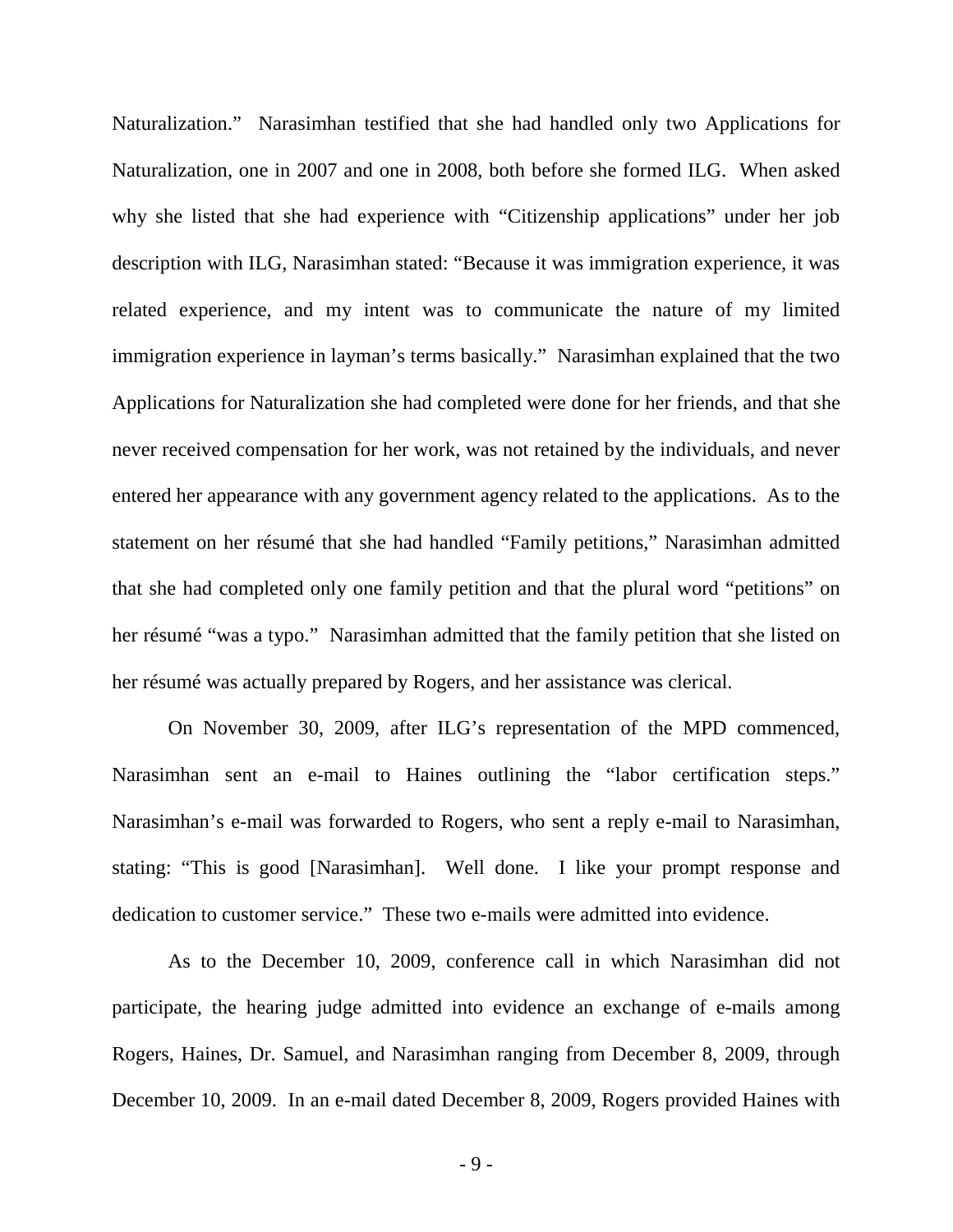Naturalization." Narasimhan testified that she had handled only two Applications for Naturalization, one in 2007 and one in 2008, both before she formed ILG. When asked why she listed that she had experience with "Citizenship applications" under her job description with ILG, Narasimhan stated: "Because it was immigration experience, it was related experience, and my intent was to communicate the nature of my limited immigration experience in layman's terms basically." Narasimhan explained that the two Applications for Naturalization she had completed were done for her friends, and that she never received compensation for her work, was not retained by the individuals, and never entered her appearance with any government agency related to the applications. As to the statement on her résumé that she had handled "Family petitions," Narasimhan admitted that she had completed only one family petition and that the plural word "petitions" on her résumé "was a typo." Narasimhan admitted that the family petition that she listed on her résumé was actually prepared by Rogers, and her assistance was clerical.

On November 30, 2009, after ILG's representation of the MPD commenced, Narasimhan sent an e-mail to Haines outlining the "labor certification steps." Narasimhan's e-mail was forwarded to Rogers, who sent a reply e-mail to Narasimhan, stating: "This is good [Narasimhan]. Well done. I like your prompt response and dedication to customer service." These two e-mails were admitted into evidence.

As to the December 10, 2009, conference call in which Narasimhan did not participate, the hearing judge admitted into evidence an exchange of e-mails among Rogers, Haines, Dr. Samuel, and Narasimhan ranging from December 8, 2009, through December 10, 2009. In an e-mail dated December 8, 2009, Rogers provided Haines with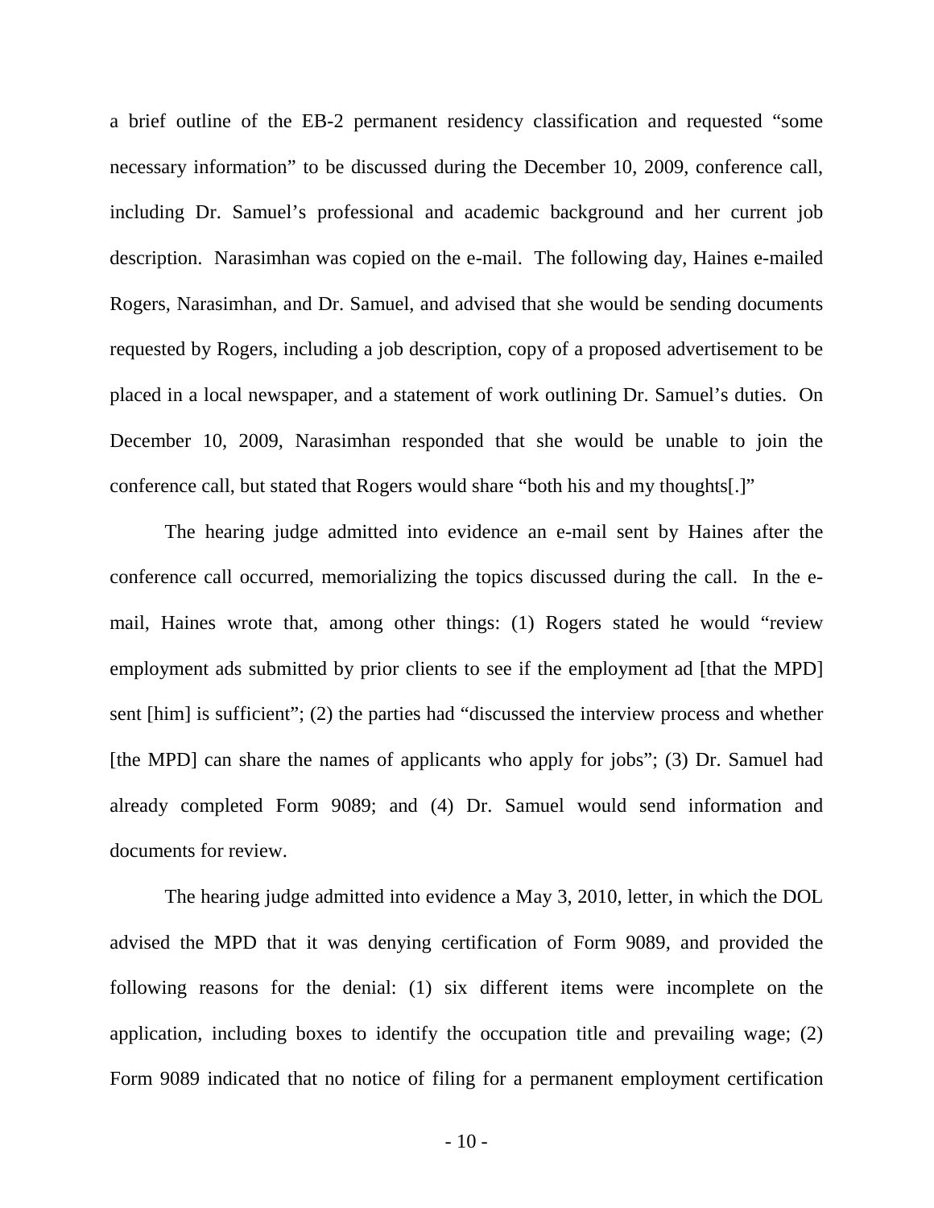a brief outline of the EB-2 permanent residency classification and requested "some necessary information" to be discussed during the December 10, 2009, conference call, including Dr. Samuel's professional and academic background and her current job description. Narasimhan was copied on the e-mail. The following day, Haines e-mailed Rogers, Narasimhan, and Dr. Samuel, and advised that she would be sending documents requested by Rogers, including a job description, copy of a proposed advertisement to be placed in a local newspaper, and a statement of work outlining Dr. Samuel's duties. On December 10, 2009, Narasimhan responded that she would be unable to join the conference call, but stated that Rogers would share "both his and my thoughts[.]"

The hearing judge admitted into evidence an e-mail sent by Haines after the conference call occurred, memorializing the topics discussed during the call. In the e-mail, Haines wrote that, among other things: (1) Rogers stated he would "review employment ads submitted by prior clients to see if the employment ad [that the MPD] sent [him] is sufficient"; (2) the parties had "discussed the interview process and whether [the MPD] can share the names of applicants who apply for jobs"; (3) Dr. Samuel had already completed Form 9089; and (4) Dr. Samuel would send information and documents for review.

The hearing judge admitted into evidence a May 3, 2010, letter, in which the DOL advised the MPD that it was denying certification of Form 9089, and provided the following reasons for the denial: (1) six different items were incomplete on the application, including boxes to identify the occupation title and prevailing wage; (2) Form 9089 indicated that no notice of filing for a permanent employment certification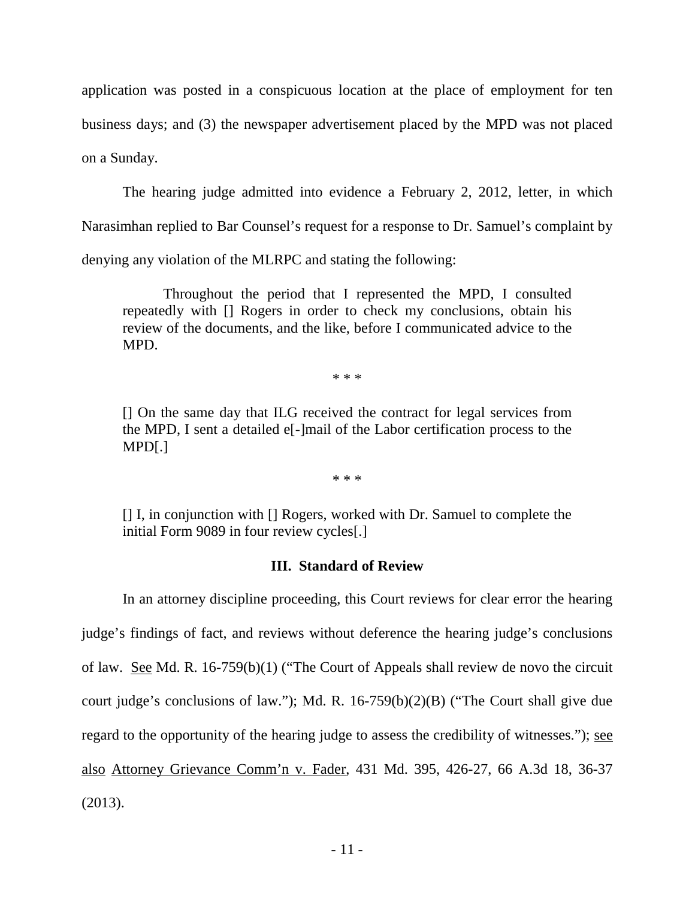application was posted in a conspicuous location at the place of employment for ten business days; and (3) the newspaper advertisement placed by the MPD was not placed on a Sunday.

The hearing judge admitted into evidence a February 2, 2012, letter, in which Narasimhan replied to Bar Counsel's request for a response to Dr. Samuel's complaint by denying any violation of the MLRPC and stating the following:

> Throughout the period that I represented the MPD, I consulted repeatedly with [] Rogers in order to check my conclusions, obtain his review of the documents, and the like, before I communicated advice to the MPD.
>
> \* \* \*
>
> [] On the same day that ILG received the contract for legal services from the MPD, I sent a detailed e[-]mail of the Labor certification process to the MPD[.]
>
> \* \* \*
>
> [] I, in conjunction with [] Rogers, worked with Dr. Samuel to complete the initial Form 9089 in four review cycles[.]

### III. Standard of Review

In an attorney discipline proceeding, this Court reviews for clear error the hearing judge's findings of fact, and reviews without deference the hearing judge's conclusions of law. See Md. R. 16-759(b)(1) ("The Court of Appeals shall review de novo the circuit court judge's conclusions of law."); Md. R. 16-759(b)(2)(B) ("The Court shall give due regard to the opportunity of the hearing judge to assess the credibility of witnesses."); see also Attorney Grievance Comm'n v. Fader, 431 Md. 395, 426-27, 66 A.3d 18, 36-37 (2013).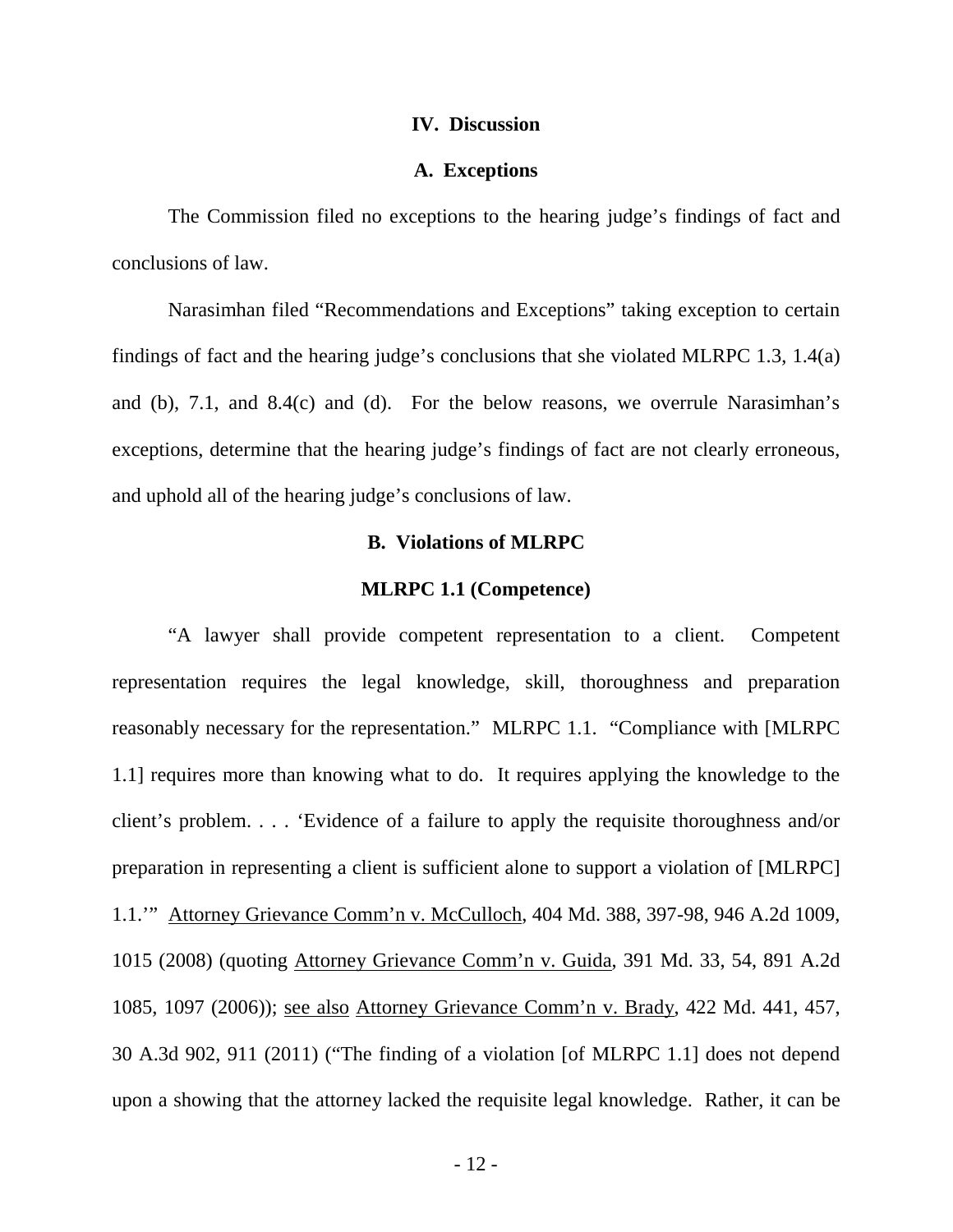## IV. Discussion

### A. Exceptions

The Commission filed no exceptions to the hearing judge's findings of fact and conclusions of law.

Narasimhan filed "Recommendations and Exceptions" taking exception to certain findings of fact and the hearing judge's conclusions that she violated MLRPC 1.3, 1.4(a) and (b), 7.1, and 8.4(c) and (d). For the below reasons, we overrule Narasimhan's exceptions, determine that the hearing judge's findings of fact are not clearly erroneous, and uphold all of the hearing judge's conclusions of law.

### B. Violations of MLRPC

#### MLRPC 1.1 (Competence)

"A lawyer shall provide competent representation to a client. Competent representation requires the legal knowledge, skill, thoroughness and preparation reasonably necessary for the representation." MLRPC 1.1. "Compliance with [MLRPC 1.1] requires more than knowing what to do. It requires applying the knowledge to the client's problem. . . . 'Evidence of a failure to apply the requisite thoroughness and/or preparation in representing a client is sufficient alone to support a violation of [MLRPC] 1.1.'" Attorney Grievance Comm'n v. McCulloch, 404 Md. 388, 397-98, 946 A.2d 1009, 1015 (2008) (quoting Attorney Grievance Comm'n v. Guida, 391 Md. 33, 54, 891 A.2d 1085, 1097 (2006)); see also Attorney Grievance Comm'n v. Brady, 422 Md. 441, 457, 30 A.3d 902, 911 (2011) ("The finding of a violation [of MLRPC 1.1] does not depend upon a showing that the attorney lacked the requisite legal knowledge. Rather, it can be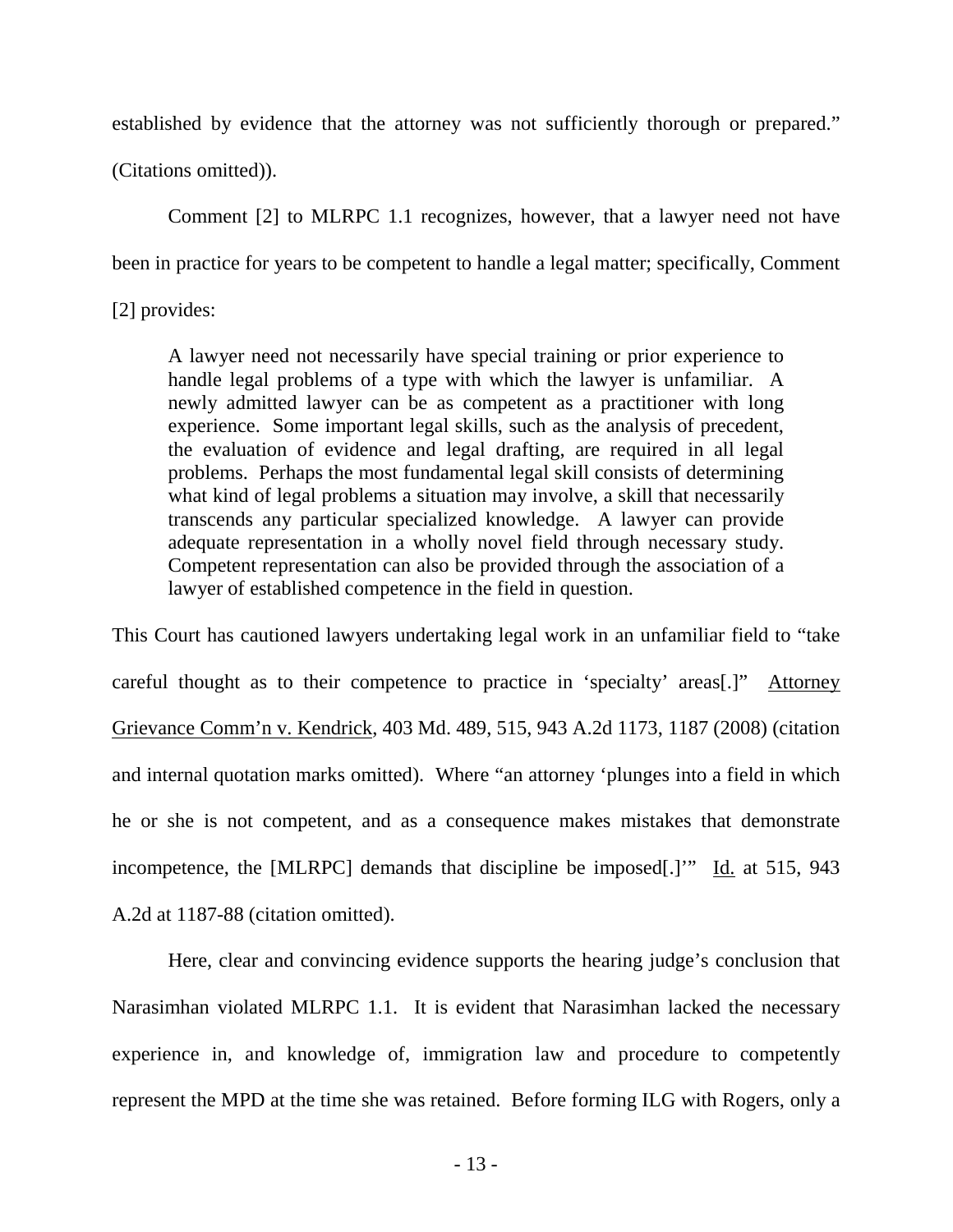established by evidence that the attorney was not sufficiently thorough or prepared." (Citations omitted)).

Comment [2] to MLRPC 1.1 recognizes, however, that a lawyer need not have been in practice for years to be competent to handle a legal matter; specifically, Comment [2] provides:

> A lawyer need not necessarily have special training or prior experience to handle legal problems of a type with which the lawyer is unfamiliar. A newly admitted lawyer can be as competent as a practitioner with long experience. Some important legal skills, such as the analysis of precedent, the evaluation of evidence and legal drafting, are required in all legal problems. Perhaps the most fundamental legal skill consists of determining what kind of legal problems a situation may involve, a skill that necessarily transcends any particular specialized knowledge. A lawyer can provide adequate representation in a wholly novel field through necessary study. Competent representation can also be provided through the association of a lawyer of established competence in the field in question.

This Court has cautioned lawyers undertaking legal work in an unfamiliar field to "take careful thought as to their competence to practice in 'specialty' areas[.]" Attorney Grievance Comm'n v. Kendrick, 403 Md. 489, 515, 943 A.2d 1173, 1187 (2008) (citation and internal quotation marks omitted). Where "an attorney 'plunges into a field in which he or she is not competent, and as a consequence makes mistakes that demonstrate incompetence, the [MLRPC] demands that discipline be imposed[.]'" Id. at 515, 943 A.2d at 1187-88 (citation omitted).

Here, clear and convincing evidence supports the hearing judge's conclusion that Narasimhan violated MLRPC 1.1. It is evident that Narasimhan lacked the necessary experience in, and knowledge of, immigration law and procedure to competently represent the MPD at the time she was retained. Before forming ILG with Rogers, only a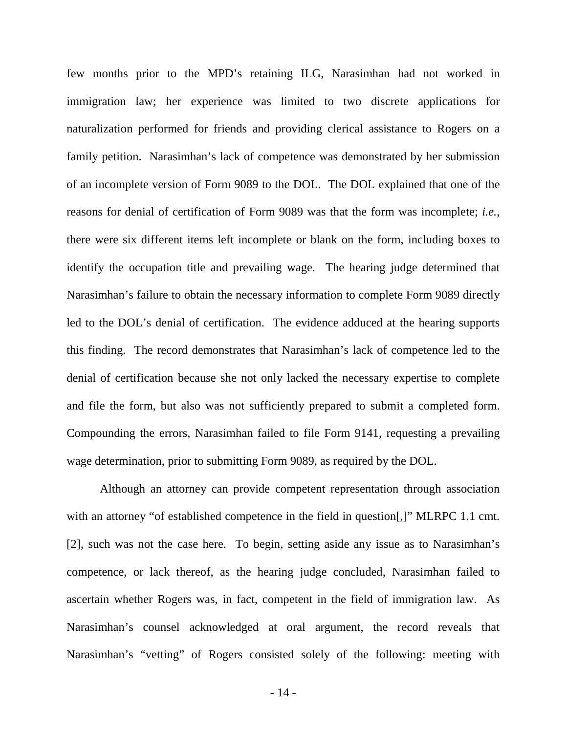few months prior to the MPD's retaining ILG, Narasimhan had not worked in immigration law; her experience was limited to two discrete applications for naturalization performed for friends and providing clerical assistance to Rogers on a family petition. Narasimhan's lack of competence was demonstrated by her submission of an incomplete version of Form 9089 to the DOL. The DOL explained that one of the reasons for denial of certification of Form 9089 was that the form was incomplete; *i.e.*, there were six different items left incomplete or blank on the form, including boxes to identify the occupation title and prevailing wage. The hearing judge determined that Narasimhan's failure to obtain the necessary information to complete Form 9089 directly led to the DOL's denial of certification. The evidence adduced at the hearing supports this finding. The record demonstrates that Narasimhan's lack of competence led to the denial of certification because she not only lacked the necessary expertise to complete and file the form, but also was not sufficiently prepared to submit a completed form. Compounding the errors, Narasimhan failed to file Form 9141, requesting a prevailing wage determination, prior to submitting Form 9089, as required by the DOL.

Although an attorney can provide competent representation through association with an attorney "of established competence in the field in question[,]" MLRPC 1.1 cmt. [2], such was not the case here. To begin, setting aside any issue as to Narasimhan's competence, or lack thereof, as the hearing judge concluded, Narasimhan failed to ascertain whether Rogers was, in fact, competent in the field of immigration law. As Narasimhan's counsel acknowledged at oral argument, the record reveals that Narasimhan's "vetting" of Rogers consisted solely of the following: meeting with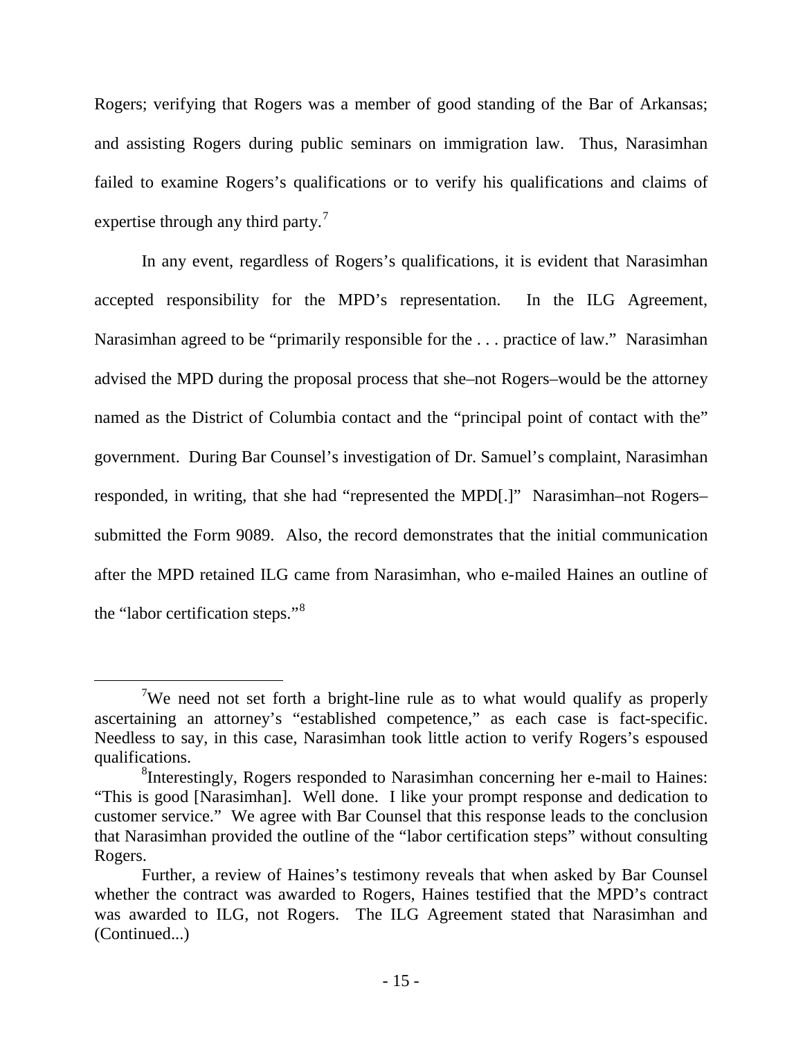Rogers; verifying that Rogers was a member of good standing of the Bar of Arkansas; and assisting Rogers during public seminars on immigration law. Thus, Narasimhan failed to examine Rogers's qualifications or to verify his qualifications and claims of expertise through any third party.[7]

In any event, regardless of Rogers's qualifications, it is evident that Narasimhan accepted responsibility for the MPD's representation. In the ILG Agreement, Narasimhan agreed to be "primarily responsible for the . . . practice of law." Narasimhan advised the MPD during the proposal process that she–not Rogers–would be the attorney named as the District of Columbia contact and the "principal point of contact with the" government. During Bar Counsel's investigation of Dr. Samuel's complaint, Narasimhan responded, in writing, that she had "represented the MPD[.]" Narasimhan–not Rogers–submitted the Form 9089. Also, the record demonstrates that the initial communication after the MPD retained ILG came from Narasimhan, who e-mailed Haines an outline of the "labor certification steps."[8]

---

[7] We need not set forth a bright-line rule as to what would qualify as properly ascertaining an attorney's "established competence," as each case is fact-specific. Needless to say, in this case, Narasimhan took little action to verify Rogers's espoused qualifications.

[8] Interestingly, Rogers responded to Narasimhan concerning her e-mail to Haines: "This is good [Narasimhan]. Well done. I like your prompt response and dedication to customer service." We agree with Bar Counsel that this response leads to the conclusion that Narasimhan provided the outline of the "labor certification steps" without consulting Rogers.

Further, a review of Haines's testimony reveals that when asked by Bar Counsel whether the contract was awarded to Rogers, Haines testified that the MPD's contract was awarded to ILG, not Rogers. The ILG Agreement stated that Narasimhan and (Continued...)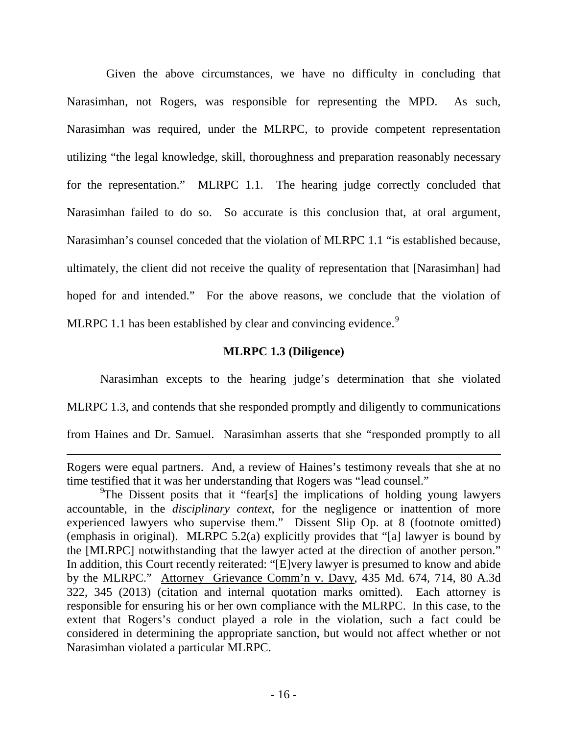Given the above circumstances, we have no difficulty in concluding that Narasimhan, not Rogers, was responsible for representing the MPD. As such, Narasimhan was required, under the MLRPC, to provide competent representation utilizing "the legal knowledge, skill, thoroughness and preparation reasonably necessary for the representation." MLRPC 1.1. The hearing judge correctly concluded that Narasimhan failed to do so. So accurate is this conclusion that, at oral argument, Narasimhan's counsel conceded that the violation of MLRPC 1.1 "is established because, ultimately, the client did not receive the quality of representation that [Narasimhan] had hoped for and intended." For the above reasons, we conclude that the violation of MLRPC 1.1 has been established by clear and convincing evidence.[9]

**MLRPC 1.3 (Diligence)**

Narasimhan excepts to the hearing judge's determination that she violated MLRPC 1.3, and contends that she responded promptly and diligently to communications from Haines and Dr. Samuel. Narasimhan asserts that she "responded promptly to all

---

Rogers were equal partners. And, a review of Haines's testimony reveals that she at no time testified that it was her understanding that Rogers was "lead counsel."

[9]The Dissent posits that it "fear[s] the implications of holding young lawyers accountable, in the *disciplinary context*, for the negligence or inattention of more experienced lawyers who supervise them." Dissent Slip Op. at 8 (footnote omitted) (emphasis in original). MLRPC 5.2(a) explicitly provides that "[a] lawyer is bound by the [MLRPC] notwithstanding that the lawyer acted at the direction of another person." In addition, this Court recently reiterated: "[E]very lawyer is presumed to know and abide by the MLRPC." Attorney Grievance Comm'n v. Davy, 435 Md. 674, 714, 80 A.3d 322, 345 (2013) (citation and internal quotation marks omitted). Each attorney is responsible for ensuring his or her own compliance with the MLRPC. In this case, to the extent that Rogers's conduct played a role in the violation, such a fact could be considered in determining the appropriate sanction, but would not affect whether or not Narasimhan violated a particular MLRPC.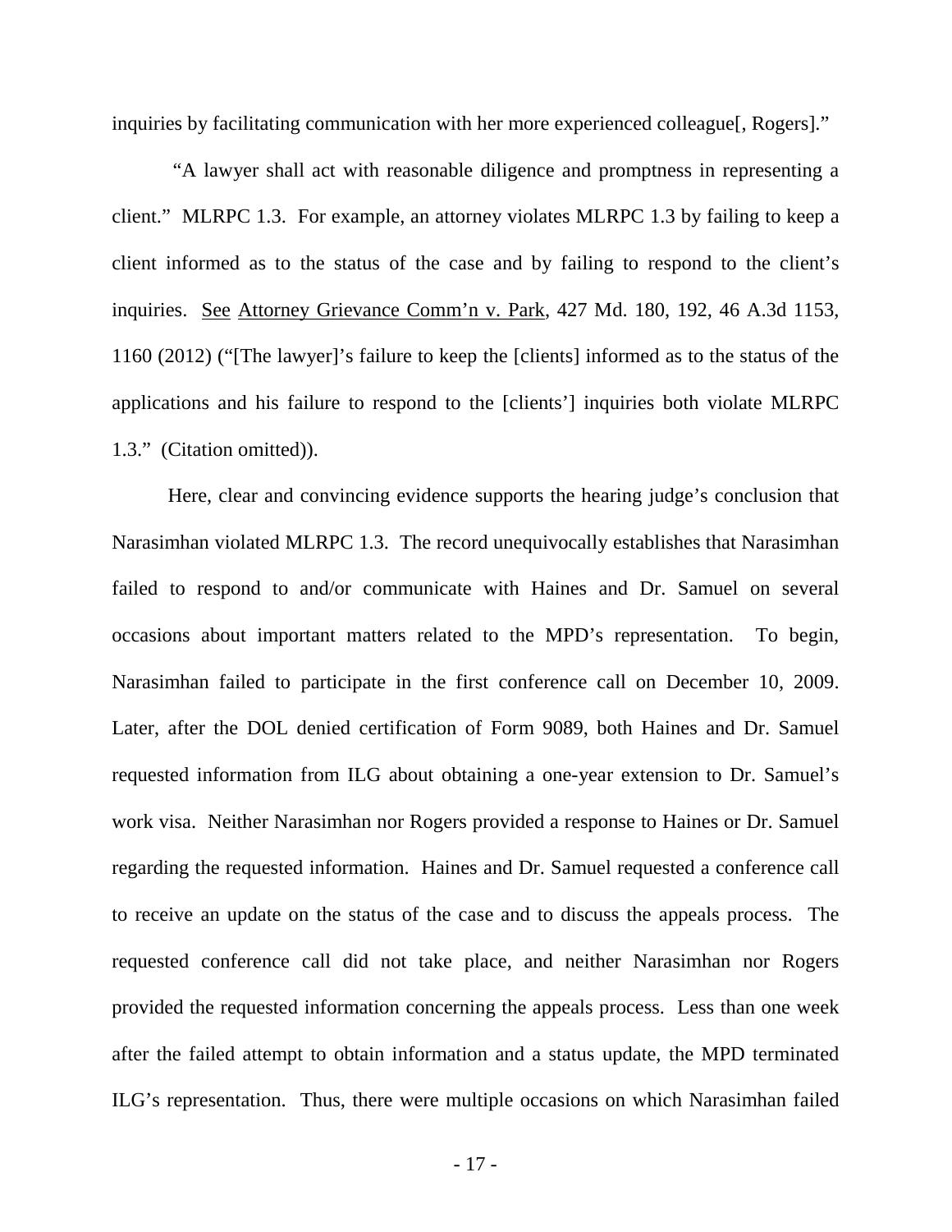inquiries by facilitating communication with her more experienced colleague[, Rogers]."

"A lawyer shall act with reasonable diligence and promptness in representing a client." MLRPC 1.3. For example, an attorney violates MLRPC 1.3 by failing to keep a client informed as to the status of the case and by failing to respond to the client's inquiries. See Attorney Grievance Comm'n v. Park, 427 Md. 180, 192, 46 A.3d 1153, 1160 (2012) ("[The lawyer]'s failure to keep the [clients] informed as to the status of the applications and his failure to respond to the [clients'] inquiries both violate MLRPC 1.3." (Citation omitted)).

Here, clear and convincing evidence supports the hearing judge's conclusion that Narasimhan violated MLRPC 1.3. The record unequivocally establishes that Narasimhan failed to respond to and/or communicate with Haines and Dr. Samuel on several occasions about important matters related to the MPD's representation. To begin, Narasimhan failed to participate in the first conference call on December 10, 2009. Later, after the DOL denied certification of Form 9089, both Haines and Dr. Samuel requested information from ILG about obtaining a one-year extension to Dr. Samuel's work visa. Neither Narasimhan nor Rogers provided a response to Haines or Dr. Samuel regarding the requested information. Haines and Dr. Samuel requested a conference call to receive an update on the status of the case and to discuss the appeals process. The requested conference call did not take place, and neither Narasimhan nor Rogers provided the requested information concerning the appeals process. Less than one week after the failed attempt to obtain information and a status update, the MPD terminated ILG's representation. Thus, there were multiple occasions on which Narasimhan failed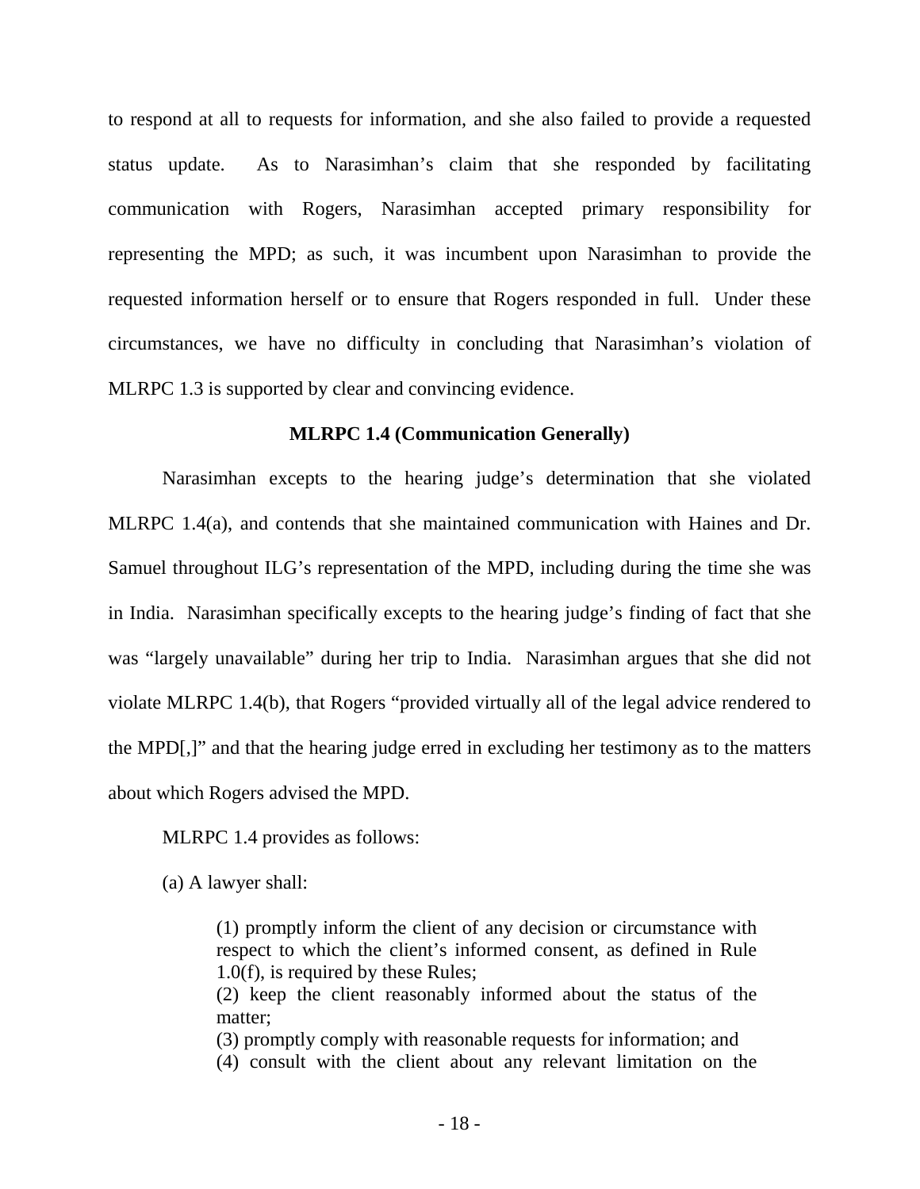to respond at all to requests for information, and she also failed to provide a requested status update. As to Narasimhan's claim that she responded by facilitating communication with Rogers, Narasimhan accepted primary responsibility for representing the MPD; as such, it was incumbent upon Narasimhan to provide the requested information herself or to ensure that Rogers responded in full. Under these circumstances, we have no difficulty in concluding that Narasimhan's violation of MLRPC 1.3 is supported by clear and convincing evidence.

**MLRPC 1.4 (Communication Generally)**

Narasimhan excepts to the hearing judge's determination that she violated MLRPC 1.4(a), and contends that she maintained communication with Haines and Dr. Samuel throughout ILG's representation of the MPD, including during the time she was in India. Narasimhan specifically excepts to the hearing judge's finding of fact that she was "largely unavailable" during her trip to India. Narasimhan argues that she did not violate MLRPC 1.4(b), that Rogers "provided virtually all of the legal advice rendered to the MPD[,]" and that the hearing judge erred in excluding her testimony as to the matters about which Rogers advised the MPD.

MLRPC 1.4 provides as follows:

(a) A lawyer shall:

> (1) promptly inform the client of any decision or circumstance with respect to which the client's informed consent, as defined in Rule 1.0(f), is required by these Rules;
> (2) keep the client reasonably informed about the status of the matter;
> (3) promptly comply with reasonable requests for information; and
> (4) consult with the client about any relevant limitation on the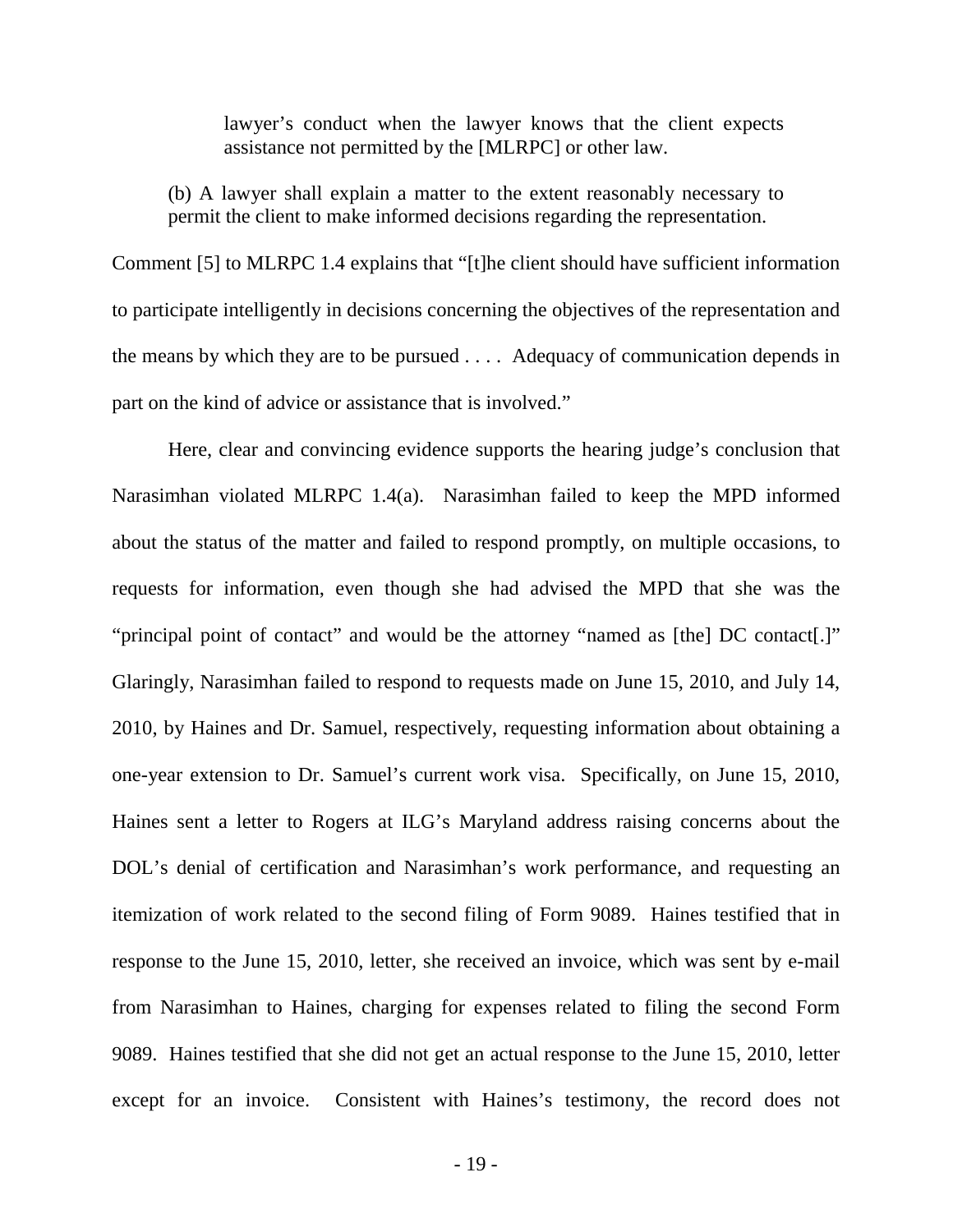> lawyer's conduct when the lawyer knows that the client expects assistance not permitted by the [MLRPC] or other law.

> (b) A lawyer shall explain a matter to the extent reasonably necessary to permit the client to make informed decisions regarding the representation.

Comment [5] to MLRPC 1.4 explains that "[t]he client should have sufficient information to participate intelligently in decisions concerning the objectives of the representation and the means by which they are to be pursued . . . . Adequacy of communication depends in part on the kind of advice or assistance that is involved."

Here, clear and convincing evidence supports the hearing judge's conclusion that Narasimhan violated MLRPC 1.4(a). Narasimhan failed to keep the MPD informed about the status of the matter and failed to respond promptly, on multiple occasions, to requests for information, even though she had advised the MPD that she was the "principal point of contact" and would be the attorney "named as [the] DC contact[.]" Glaringly, Narasimhan failed to respond to requests made on June 15, 2010, and July 14, 2010, by Haines and Dr. Samuel, respectively, requesting information about obtaining a one-year extension to Dr. Samuel's current work visa. Specifically, on June 15, 2010, Haines sent a letter to Rogers at ILG's Maryland address raising concerns about the DOL's denial of certification and Narasimhan's work performance, and requesting an itemization of work related to the second filing of Form 9089. Haines testified that in response to the June 15, 2010, letter, she received an invoice, which was sent by e-mail from Narasimhan to Haines, charging for expenses related to filing the second Form 9089. Haines testified that she did not get an actual response to the June 15, 2010, letter except for an invoice. Consistent with Haines's testimony, the record does not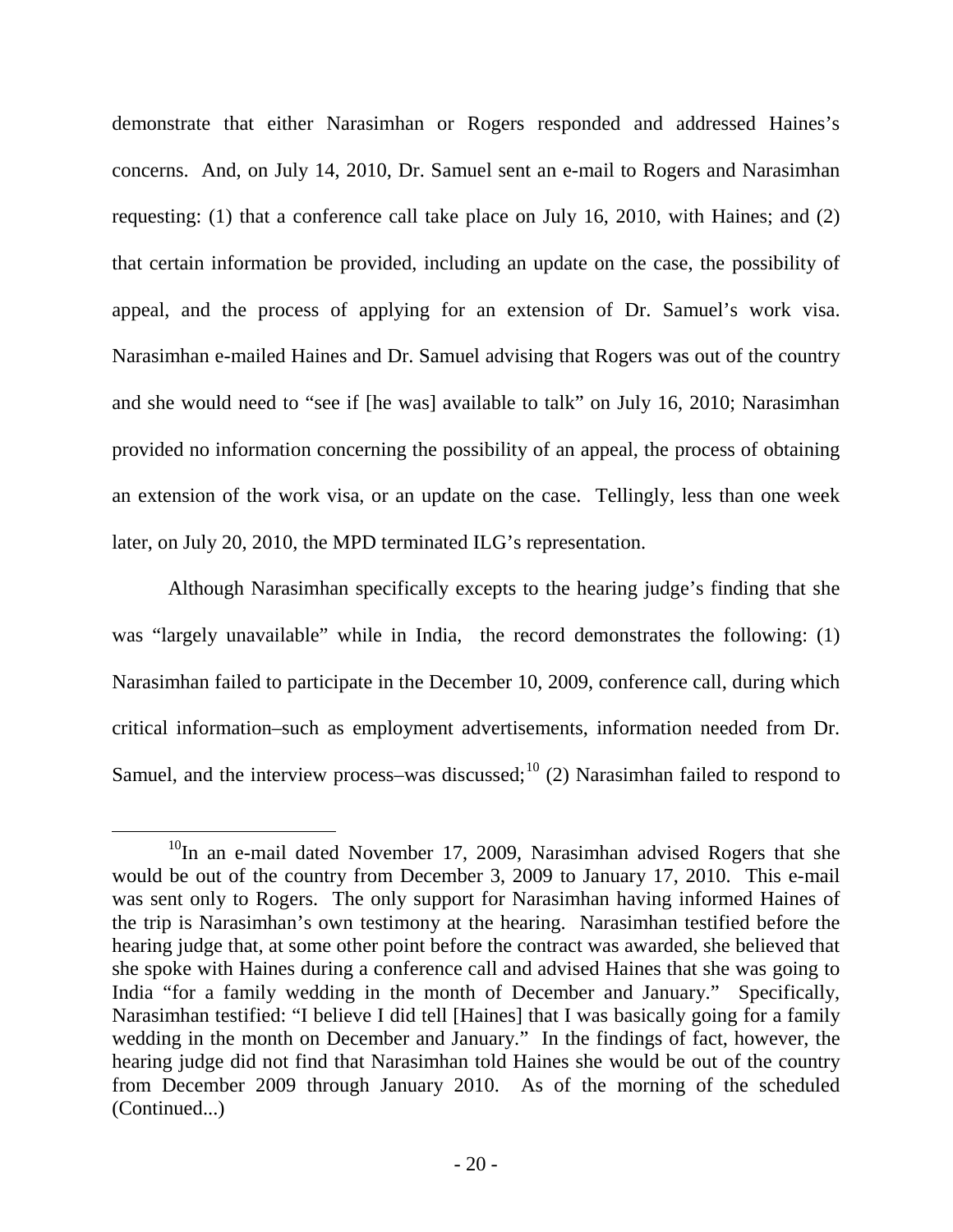demonstrate that either Narasimhan or Rogers responded and addressed Haines's concerns. And, on July 14, 2010, Dr. Samuel sent an e-mail to Rogers and Narasimhan requesting: (1) that a conference call take place on July 16, 2010, with Haines; and (2) that certain information be provided, including an update on the case, the possibility of appeal, and the process of applying for an extension of Dr. Samuel's work visa. Narasimhan e-mailed Haines and Dr. Samuel advising that Rogers was out of the country and she would need to "see if [he was] available to talk" on July 16, 2010; Narasimhan provided no information concerning the possibility of an appeal, the process of obtaining an extension of the work visa, or an update on the case. Tellingly, less than one week later, on July 20, 2010, the MPD terminated ILG's representation.

Although Narasimhan specifically excepts to the hearing judge's finding that she was "largely unavailable" while in India, the record demonstrates the following: (1) Narasimhan failed to participate in the December 10, 2009, conference call, during which critical information–such as employment advertisements, information needed from Dr. Samuel, and the interview process–was discussed;[10] (2) Narasimhan failed to respond to

[10]In an e-mail dated November 17, 2009, Narasimhan advised Rogers that she would be out of the country from December 3, 2009 to January 17, 2010. This e-mail was sent only to Rogers. The only support for Narasimhan having informed Haines of the trip is Narasimhan's own testimony at the hearing. Narasimhan testified before the hearing judge that, at some other point before the contract was awarded, she believed that she spoke with Haines during a conference call and advised Haines that she was going to India "for a family wedding in the month of December and January." Specifically, Narasimhan testified: "I believe I did tell [Haines] that I was basically going for a family wedding in the month on December and January." In the findings of fact, however, the hearing judge did not find that Narasimhan told Haines she would be out of the country from December 2009 through January 2010. As of the morning of the scheduled (Continued...)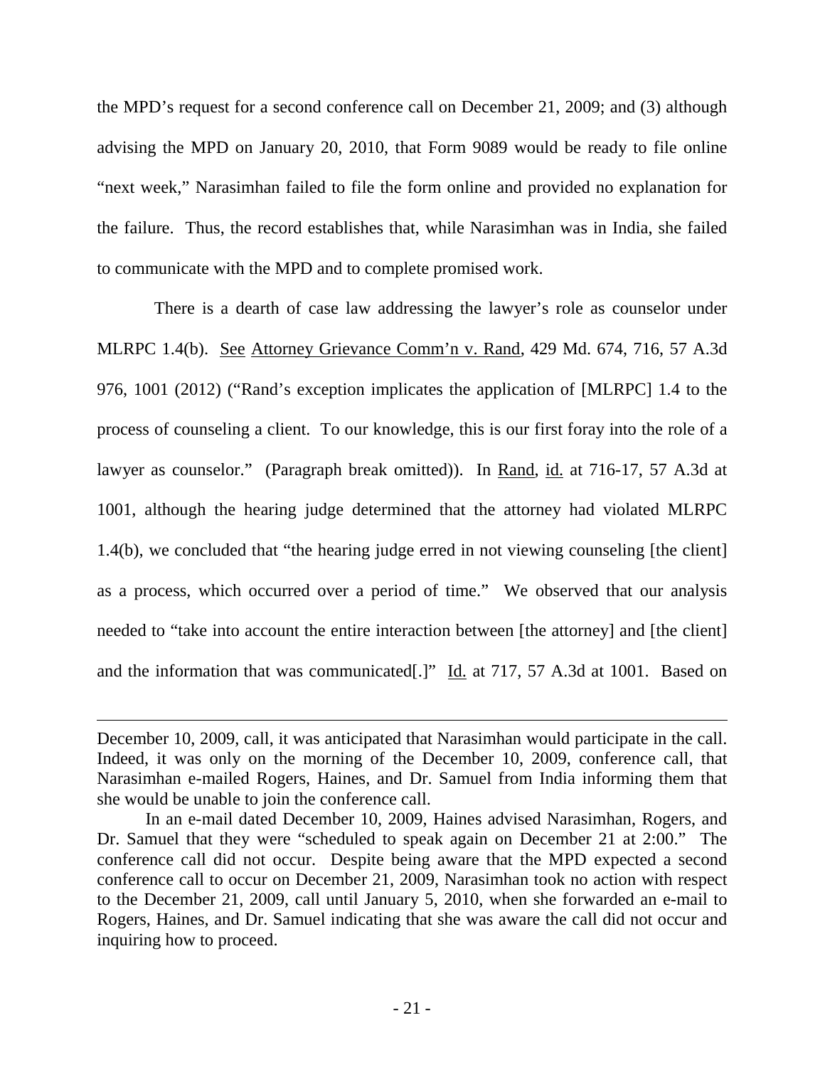the MPD's request for a second conference call on December 21, 2009; and (3) although advising the MPD on January 20, 2010, that Form 9089 would be ready to file online "next week," Narasimhan failed to file the form online and provided no explanation for the failure. Thus, the record establishes that, while Narasimhan was in India, she failed to communicate with the MPD and to complete promised work.

There is a dearth of case law addressing the lawyer's role as counselor under MLRPC 1.4(b). See Attorney Grievance Comm'n v. Rand, 429 Md. 674, 716, 57 A.3d 976, 1001 (2012) ("Rand's exception implicates the application of [MLRPC] 1.4 to the process of counseling a client. To our knowledge, this is our first foray into the role of a lawyer as counselor." (Paragraph break omitted)). In Rand, id. at 716-17, 57 A.3d at 1001, although the hearing judge determined that the attorney had violated MLRPC 1.4(b), we concluded that "the hearing judge erred in not viewing counseling [the client] as a process, which occurred over a period of time." We observed that our analysis needed to "take into account the entire interaction between [the attorney] and [the client] and the information that was communicated[.]" Id. at 717, 57 A.3d at 1001. Based on

---

December 10, 2009, call, it was anticipated that Narasimhan would participate in the call. Indeed, it was only on the morning of the December 10, 2009, conference call, that Narasimhan e-mailed Rogers, Haines, and Dr. Samuel from India informing them that she would be unable to join the conference call.

In an e-mail dated December 10, 2009, Haines advised Narasimhan, Rogers, and Dr. Samuel that they were "scheduled to speak again on December 21 at 2:00." The conference call did not occur. Despite being aware that the MPD expected a second conference call to occur on December 21, 2009, Narasimhan took no action with respect to the December 21, 2009, call until January 5, 2010, when she forwarded an e-mail to Rogers, Haines, and Dr. Samuel indicating that she was aware the call did not occur and inquiring how to proceed.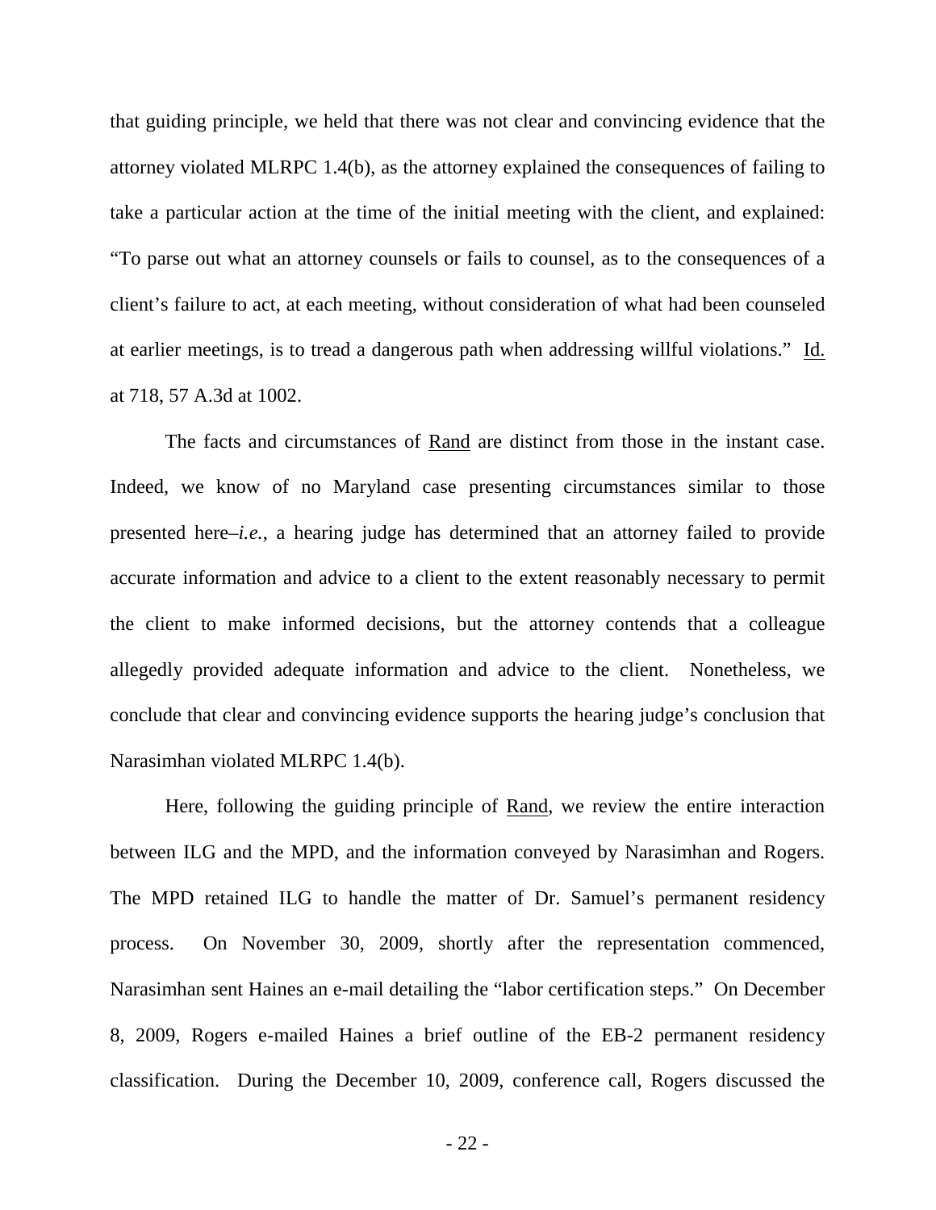that guiding principle, we held that there was not clear and convincing evidence that the attorney violated MLRPC 1.4(b), as the attorney explained the consequences of failing to take a particular action at the time of the initial meeting with the client, and explained: "To parse out what an attorney counsels or fails to counsel, as to the consequences of a client's failure to act, at each meeting, without consideration of what had been counseled at earlier meetings, is to tread a dangerous path when addressing willful violations." Id. at 718, 57 A.3d at 1002.

The facts and circumstances of Rand are distinct from those in the instant case. Indeed, we know of no Maryland case presenting circumstances similar to those presented here–*i.e.*, a hearing judge has determined that an attorney failed to provide accurate information and advice to a client to the extent reasonably necessary to permit the client to make informed decisions, but the attorney contends that a colleague allegedly provided adequate information and advice to the client. Nonetheless, we conclude that clear and convincing evidence supports the hearing judge's conclusion that Narasimhan violated MLRPC 1.4(b).

Here, following the guiding principle of Rand, we review the entire interaction between ILG and the MPD, and the information conveyed by Narasimhan and Rogers. The MPD retained ILG to handle the matter of Dr. Samuel's permanent residency process. On November 30, 2009, shortly after the representation commenced, Narasimhan sent Haines an e-mail detailing the "labor certification steps." On December 8, 2009, Rogers e-mailed Haines a brief outline of the EB-2 permanent residency classification. During the December 10, 2009, conference call, Rogers discussed the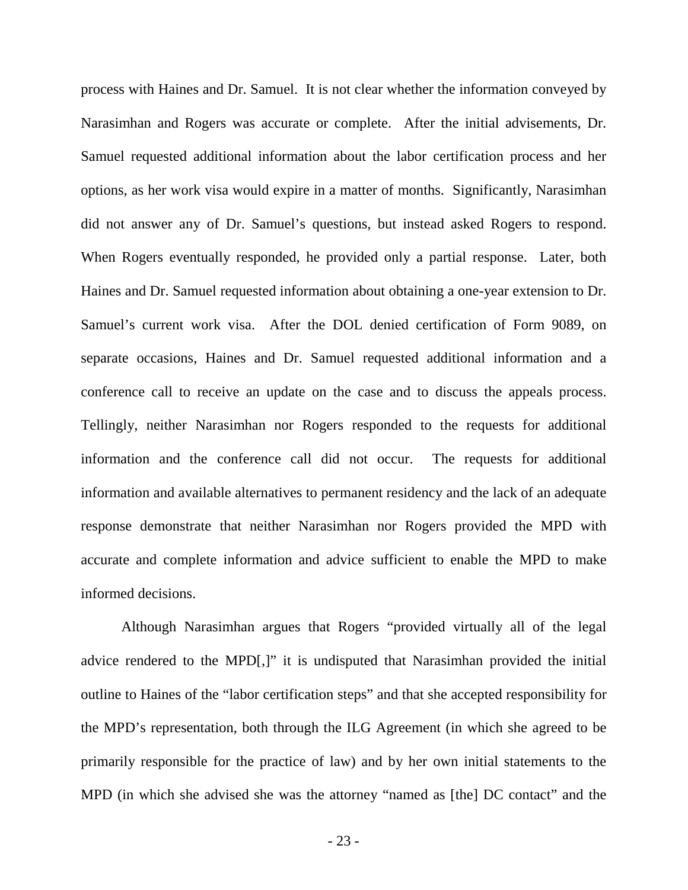process with Haines and Dr. Samuel. It is not clear whether the information conveyed by Narasimhan and Rogers was accurate or complete. After the initial advisements, Dr. Samuel requested additional information about the labor certification process and her options, as her work visa would expire in a matter of months. Significantly, Narasimhan did not answer any of Dr. Samuel's questions, but instead asked Rogers to respond. When Rogers eventually responded, he provided only a partial response. Later, both Haines and Dr. Samuel requested information about obtaining a one-year extension to Dr. Samuel's current work visa. After the DOL denied certification of Form 9089, on separate occasions, Haines and Dr. Samuel requested additional information and a conference call to receive an update on the case and to discuss the appeals process. Tellingly, neither Narasimhan nor Rogers responded to the requests for additional information and the conference call did not occur. The requests for additional information and available alternatives to permanent residency and the lack of an adequate response demonstrate that neither Narasimhan nor Rogers provided the MPD with accurate and complete information and advice sufficient to enable the MPD to make informed decisions.

Although Narasimhan argues that Rogers "provided virtually all of the legal advice rendered to the MPD[,]" it is undisputed that Narasimhan provided the initial outline to Haines of the "labor certification steps" and that she accepted responsibility for the MPD's representation, both through the ILG Agreement (in which she agreed to be primarily responsible for the practice of law) and by her own initial statements to the MPD (in which she advised she was the attorney "named as [the] DC contact" and the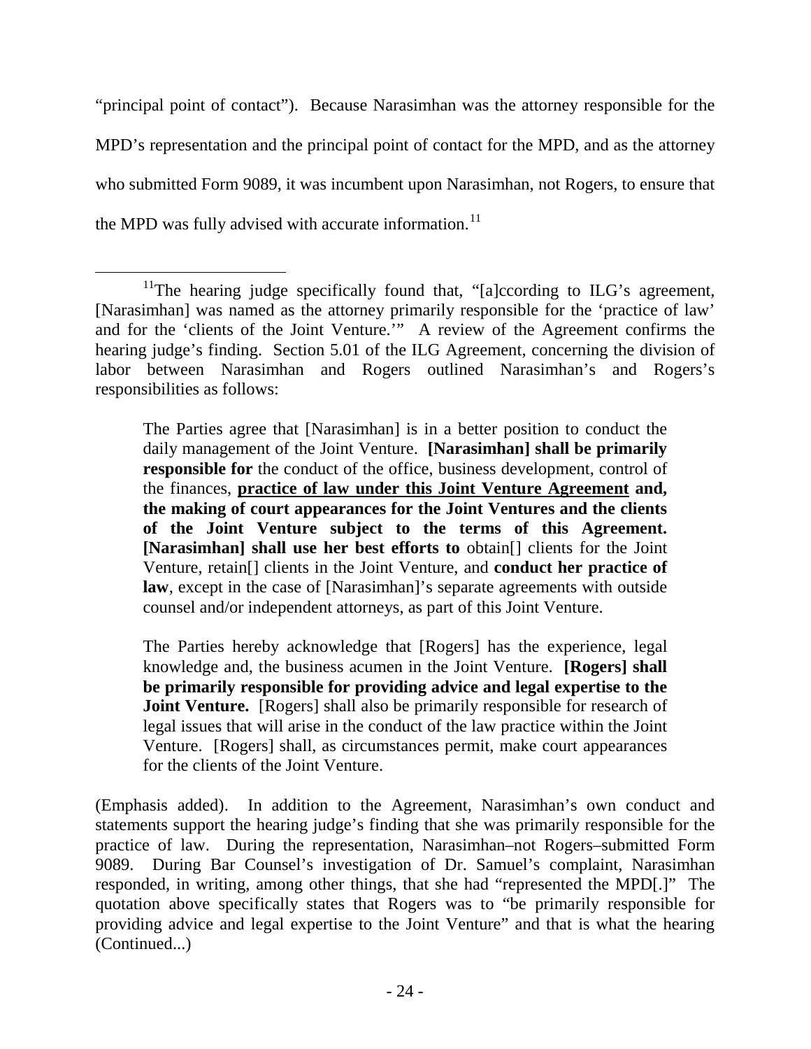"principal point of contact"). Because Narasimhan was the attorney responsible for the MPD's representation and the principal point of contact for the MPD, and as the attorney who submitted Form 9089, it was incumbent upon Narasimhan, not Rogers, to ensure that the MPD was fully advised with accurate information.[11]

---

[11]The hearing judge specifically found that, "[a]ccording to ILG's agreement, [Narasimhan] was named as the attorney primarily responsible for the 'practice of law' and for the 'clients of the Joint Venture.'" A review of the Agreement confirms the hearing judge's finding. Section 5.01 of the ILG Agreement, concerning the division of labor between Narasimhan and Rogers outlined Narasimhan's and Rogers's responsibilities as follows:

> The Parties agree that [Narasimhan] is in a better position to conduct the daily management of the Joint Venture. **[Narasimhan] shall be primarily responsible for** the conduct of the office, business development, control of the finances, **<u>practice of law under this Joint Venture Agreement</u> and, the making of court appearances for the Joint Ventures and the clients of the Joint Venture subject to the terms of this Agreement. [Narasimhan] shall use her best efforts to** obtain[] clients for the Joint Venture, retain[] clients in the Joint Venture, and **conduct her practice of law**, except in the case of [Narasimhan]'s separate agreements with outside counsel and/or independent attorneys, as part of this Joint Venture.
>
> The Parties hereby acknowledge that [Rogers] has the experience, legal knowledge and, the business acumen in the Joint Venture. **[Rogers] shall be primarily responsible for providing advice and legal expertise to the Joint Venture.** [Rogers] shall also be primarily responsible for research of legal issues that will arise in the conduct of the law practice within the Joint Venture. [Rogers] shall, as circumstances permit, make court appearances for the clients of the Joint Venture.

(Emphasis added). In addition to the Agreement, Narasimhan's own conduct and statements support the hearing judge's finding that she was primarily responsible for the practice of law. During the representation, Narasimhan–not Rogers–submitted Form 9089. During Bar Counsel's investigation of Dr. Samuel's complaint, Narasimhan responded, in writing, among other things, that she had "represented the MPD[.]" The quotation above specifically states that Rogers was to "be primarily responsible for providing advice and legal expertise to the Joint Venture" and that is what the hearing (Continued...)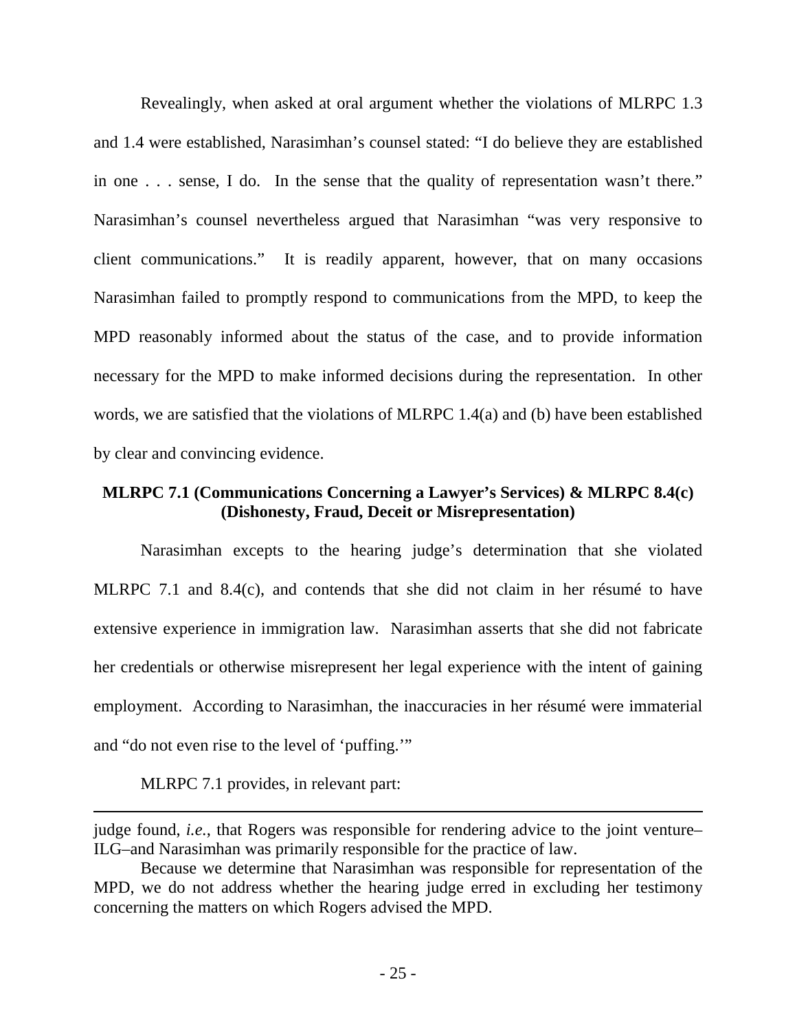Revealingly, when asked at oral argument whether the violations of MLRPC 1.3 and 1.4 were established, Narasimhan's counsel stated: "I do believe they are established in one . . . sense, I do. In the sense that the quality of representation wasn't there." Narasimhan's counsel nevertheless argued that Narasimhan "was very responsive to client communications." It is readily apparent, however, that on many occasions Narasimhan failed to promptly respond to communications from the MPD, to keep the MPD reasonably informed about the status of the case, and to provide information necessary for the MPD to make informed decisions during the representation. In other words, we are satisfied that the violations of MLRPC 1.4(a) and (b) have been established by clear and convincing evidence.

**MLRPC 7.1 (Communications Concerning a Lawyer's Services) & MLRPC 8.4(c) (Dishonesty, Fraud, Deceit or Misrepresentation)**

Narasimhan excepts to the hearing judge's determination that she violated MLRPC 7.1 and 8.4(c), and contends that she did not claim in her résumé to have extensive experience in immigration law. Narasimhan asserts that she did not fabricate her credentials or otherwise misrepresent her legal experience with the intent of gaining employment. According to Narasimhan, the inaccuracies in her résumé were immaterial and "do not even rise to the level of 'puffing.'"

MLRPC 7.1 provides, in relevant part:

---

judge found, *i.e.*, that Rogers was responsible for rendering advice to the joint venture–ILG–and Narasimhan was primarily responsible for the practice of law.

Because we determine that Narasimhan was responsible for representation of the MPD, we do not address whether the hearing judge erred in excluding her testimony concerning the matters on which Rogers advised the MPD.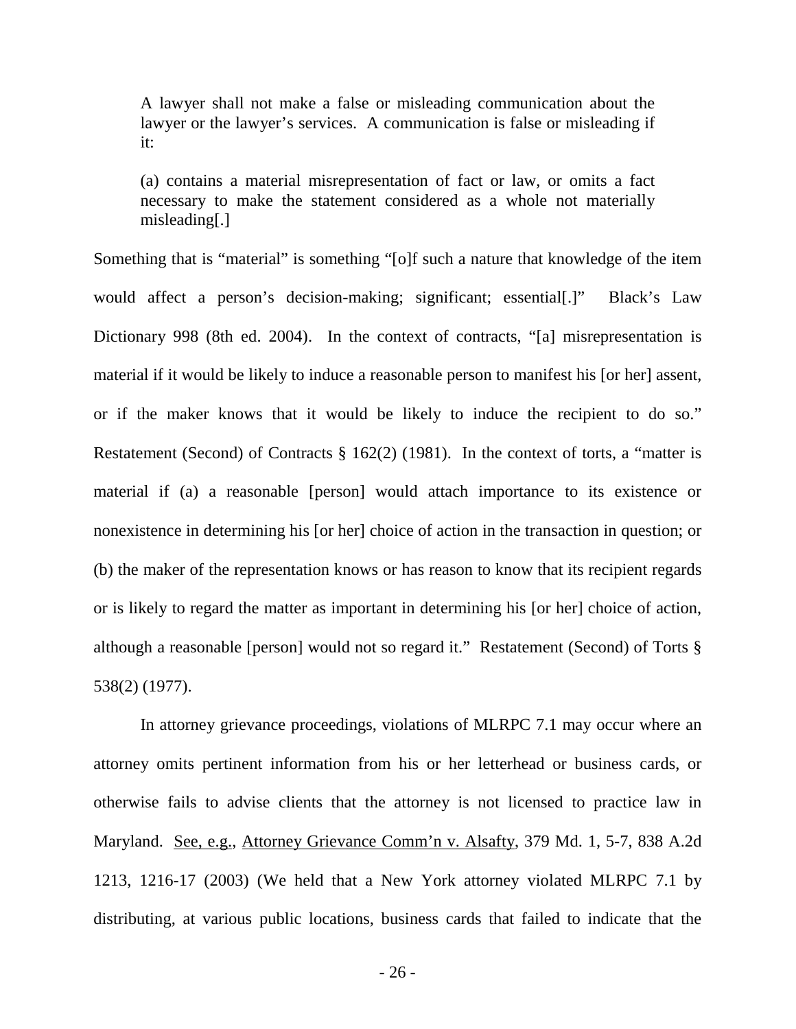> A lawyer shall not make a false or misleading communication about the lawyer or the lawyer's services. A communication is false or misleading if it:
>
> (a) contains a material misrepresentation of fact or law, or omits a fact necessary to make the statement considered as a whole not materially misleading[.]

Something that is "material" is something "[o]f such a nature that knowledge of the item would affect a person's decision-making; significant; essential[.]" Black's Law Dictionary 998 (8th ed. 2004). In the context of contracts, "[a] misrepresentation is material if it would be likely to induce a reasonable person to manifest his [or her] assent, or if the maker knows that it would be likely to induce the recipient to do so." Restatement (Second) of Contracts § 162(2) (1981). In the context of torts, a "matter is material if (a) a reasonable [person] would attach importance to its existence or nonexistence in determining his [or her] choice of action in the transaction in question; or (b) the maker of the representation knows or has reason to know that its recipient regards or is likely to regard the matter as important in determining his [or her] choice of action, although a reasonable [person] would not so regard it." Restatement (Second) of Torts § 538(2) (1977).

In attorney grievance proceedings, violations of MLRPC 7.1 may occur where an attorney omits pertinent information from his or her letterhead or business cards, or otherwise fails to advise clients that the attorney is not licensed to practice law in Maryland. See, e.g., Attorney Grievance Comm'n v. Alsafty, 379 Md. 1, 5-7, 838 A.2d 1213, 1216-17 (2003) (We held that a New York attorney violated MLRPC 7.1 by distributing, at various public locations, business cards that failed to indicate that the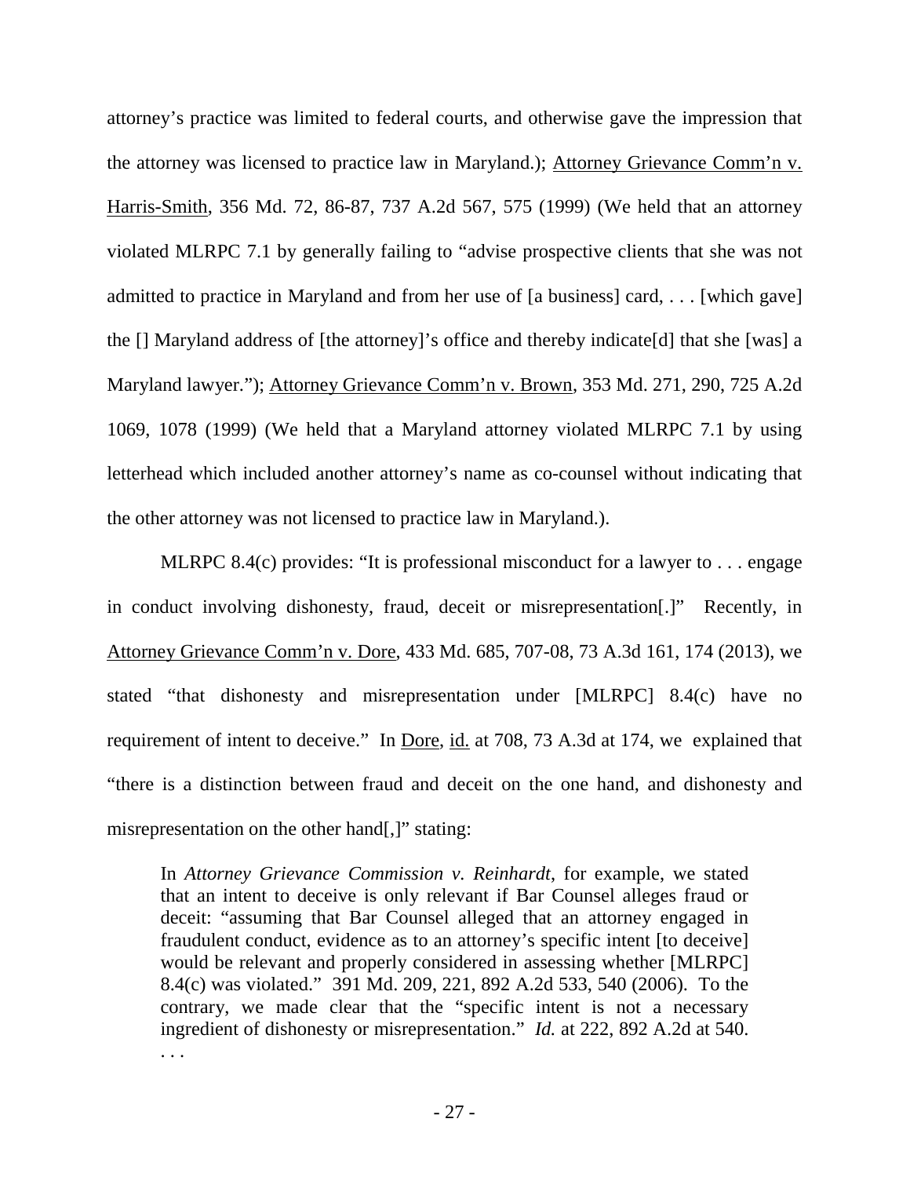attorney's practice was limited to federal courts, and otherwise gave the impression that the attorney was licensed to practice law in Maryland.); Attorney Grievance Comm'n v. Harris-Smith, 356 Md. 72, 86-87, 737 A.2d 567, 575 (1999) (We held that an attorney violated MLRPC 7.1 by generally failing to "advise prospective clients that she was not admitted to practice in Maryland and from her use of [a business] card, . . . [which gave] the [] Maryland address of [the attorney]'s office and thereby indicate[d] that she [was] a Maryland lawyer."); Attorney Grievance Comm'n v. Brown, 353 Md. 271, 290, 725 A.2d 1069, 1078 (1999) (We held that a Maryland attorney violated MLRPC 7.1 by using letterhead which included another attorney's name as co-counsel without indicating that the other attorney was not licensed to practice law in Maryland.).

MLRPC 8.4(c) provides: "It is professional misconduct for a lawyer to . . . engage in conduct involving dishonesty, fraud, deceit or misrepresentation[.]" Recently, in Attorney Grievance Comm'n v. Dore, 433 Md. 685, 707-08, 73 A.3d 161, 174 (2013), we stated "that dishonesty and misrepresentation under [MLRPC] 8.4(c) have no requirement of intent to deceive." In Dore, id. at 708, 73 A.3d at 174, we explained that "there is a distinction between fraud and deceit on the one hand, and dishonesty and misrepresentation on the other hand[,]" stating:

> In *Attorney Grievance Commission v. Reinhardt*, for example, we stated that an intent to deceive is only relevant if Bar Counsel alleges fraud or deceit: "assuming that Bar Counsel alleged that an attorney engaged in fraudulent conduct, evidence as to an attorney's specific intent [to deceive] would be relevant and properly considered in assessing whether [MLRPC] 8.4(c) was violated." 391 Md. 209, 221, 892 A.2d 533, 540 (2006). To the contrary, we made clear that the "specific intent is not a necessary ingredient of dishonesty or misrepresentation." *Id.* at 222, 892 A.2d at 540. . . .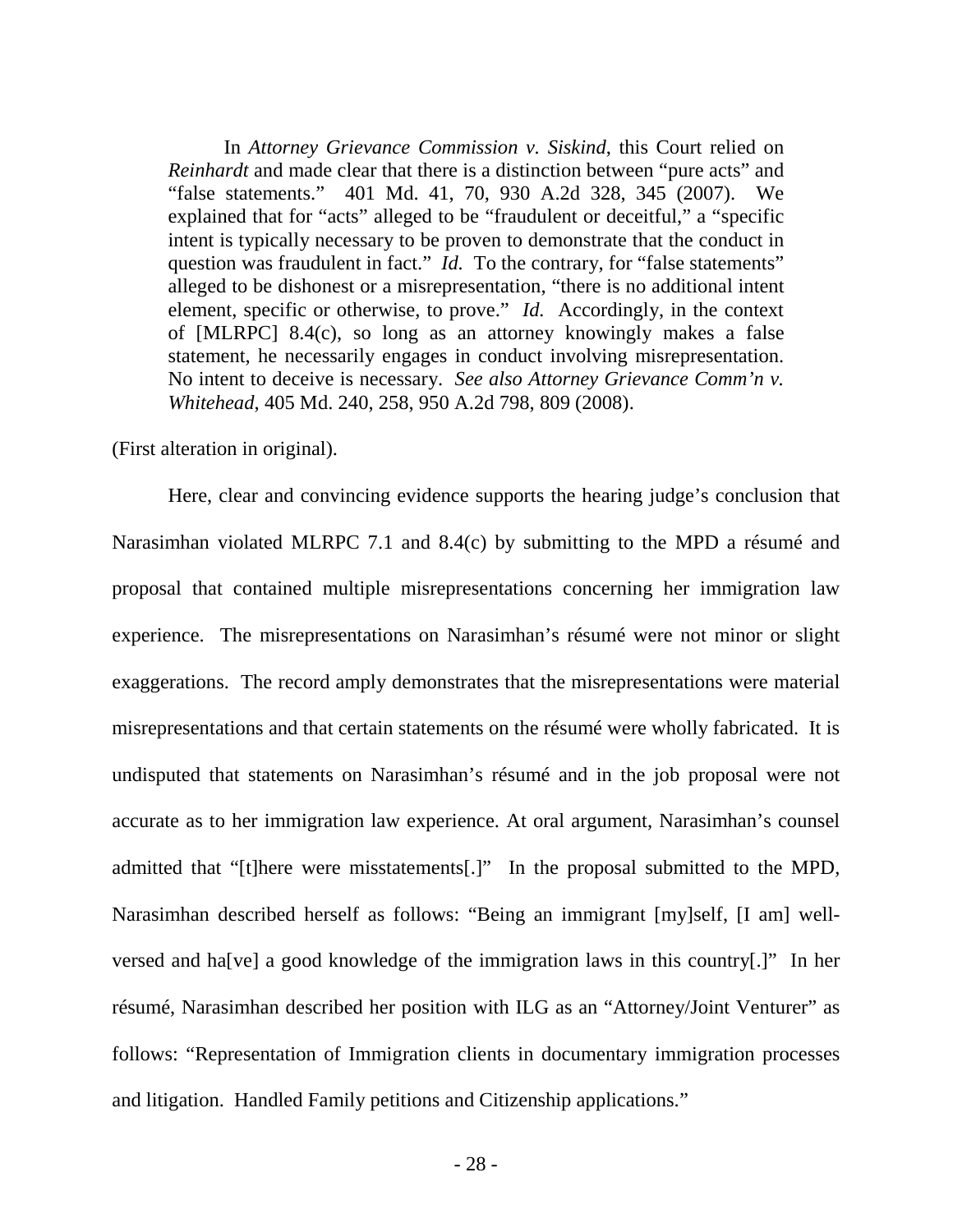> In *Attorney Grievance Commission v. Siskind*, this Court relied on *Reinhardt* and made clear that there is a distinction between "pure acts" and "false statements." 401 Md. 41, 70, 930 A.2d 328, 345 (2007). We explained that for "acts" alleged to be "fraudulent or deceitful," a "specific intent is typically necessary to be proven to demonstrate that the conduct in question was fraudulent in fact." *Id.* To the contrary, for "false statements" alleged to be dishonest or a misrepresentation, "there is no additional intent element, specific or otherwise, to prove." *Id.* Accordingly, in the context of [MLRPC] 8.4(c), so long as an attorney knowingly makes a false statement, he necessarily engages in conduct involving misrepresentation. No intent to deceive is necessary. *See also Attorney Grievance Comm'n v. Whitehead*, 405 Md. 240, 258, 950 A.2d 798, 809 (2008).

(First alteration in original).

Here, clear and convincing evidence supports the hearing judge's conclusion that Narasimhan violated MLRPC 7.1 and 8.4(c) by submitting to the MPD a résumé and proposal that contained multiple misrepresentations concerning her immigration law experience. The misrepresentations on Narasimhan's résumé were not minor or slight exaggerations. The record amply demonstrates that the misrepresentations were material misrepresentations and that certain statements on the résumé were wholly fabricated. It is undisputed that statements on Narasimhan's résumé and in the job proposal were not accurate as to her immigration law experience. At oral argument, Narasimhan's counsel admitted that "[t]here were misstatements[.]" In the proposal submitted to the MPD, Narasimhan described herself as follows: "Being an immigrant [my]self, [I am] well-versed and ha[ve] a good knowledge of the immigration laws in this country[.]" In her résumé, Narasimhan described her position with ILG as an "Attorney/Joint Venturer" as follows: "Representation of Immigration clients in documentary immigration processes and litigation. Handled Family petitions and Citizenship applications."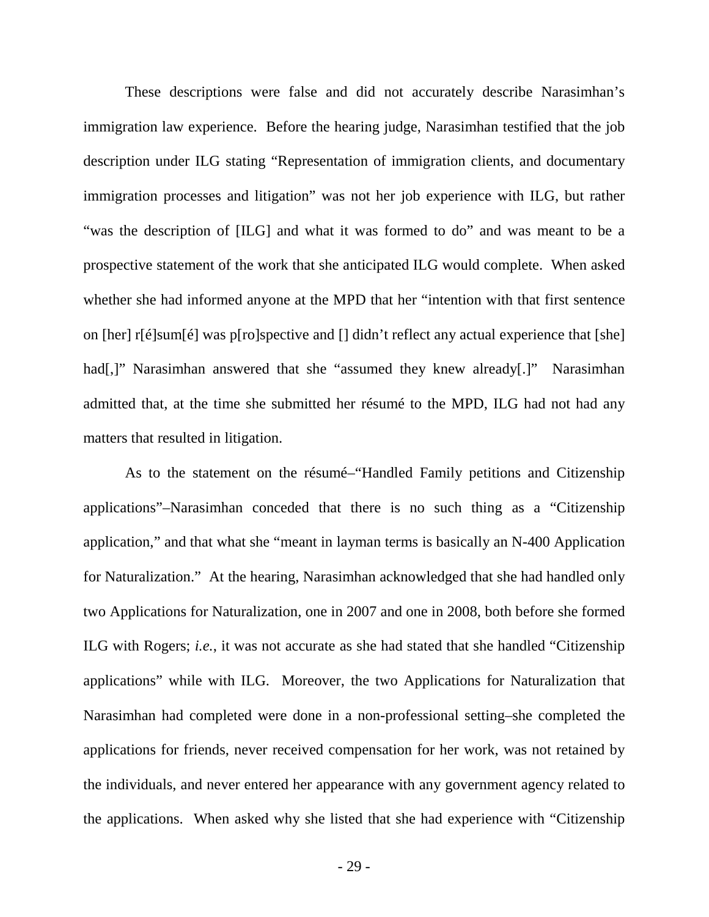These descriptions were false and did not accurately describe Narasimhan's immigration law experience. Before the hearing judge, Narasimhan testified that the job description under ILG stating "Representation of immigration clients, and documentary immigration processes and litigation" was not her job experience with ILG, but rather "was the description of [ILG] and what it was formed to do" and was meant to be a prospective statement of the work that she anticipated ILG would complete. When asked whether she had informed anyone at the MPD that her "intention with that first sentence on [her] r[é]sum[é] was p[ro]spective and [] didn't reflect any actual experience that [she] had[,]" Narasimhan answered that she "assumed they knew already[.]" Narasimhan admitted that, at the time she submitted her résumé to the MPD, ILG had not had any matters that resulted in litigation.

As to the statement on the résumé–"Handled Family petitions and Citizenship applications"–Narasimhan conceded that there is no such thing as a "Citizenship application," and that what she "meant in layman terms is basically an N-400 Application for Naturalization." At the hearing, Narasimhan acknowledged that she had handled only two Applications for Naturalization, one in 2007 and one in 2008, both before she formed ILG with Rogers; *i.e.*, it was not accurate as she had stated that she handled "Citizenship applications" while with ILG. Moreover, the two Applications for Naturalization that Narasimhan had completed were done in a non-professional setting–she completed the applications for friends, never received compensation for her work, was not retained by the individuals, and never entered her appearance with any government agency related to the applications. When asked why she listed that she had experience with "Citizenship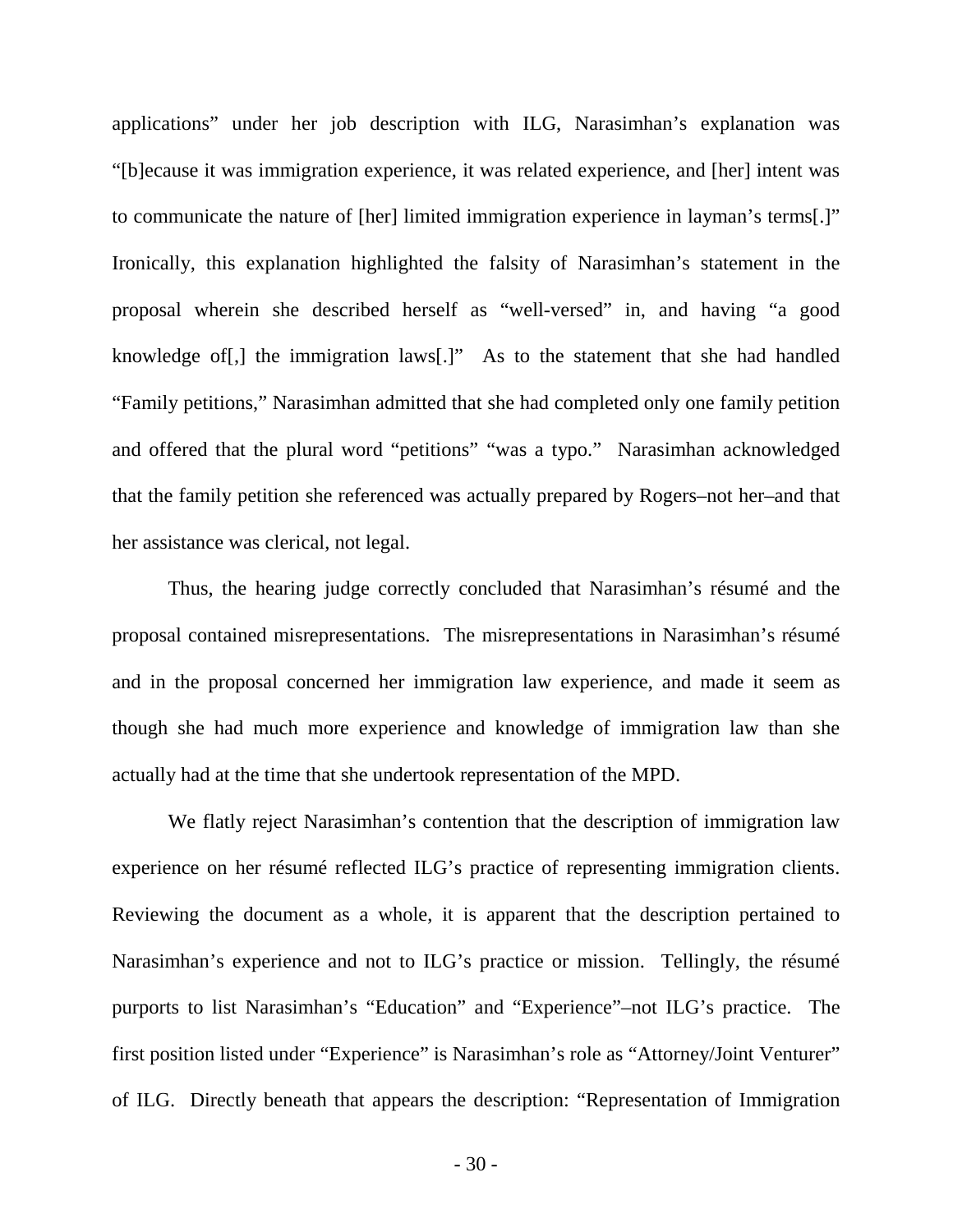applications" under her job description with ILG, Narasimhan's explanation was "[b]ecause it was immigration experience, it was related experience, and [her] intent was to communicate the nature of [her] limited immigration experience in layman's terms[.]" Ironically, this explanation highlighted the falsity of Narasimhan's statement in the proposal wherein she described herself as "well-versed" in, and having "a good knowledge of[,] the immigration laws[.]" As to the statement that she had handled "Family petitions," Narasimhan admitted that she had completed only one family petition and offered that the plural word "petitions" "was a typo." Narasimhan acknowledged that the family petition she referenced was actually prepared by Rogers–not her–and that her assistance was clerical, not legal.

Thus, the hearing judge correctly concluded that Narasimhan's résumé and the proposal contained misrepresentations. The misrepresentations in Narasimhan's résumé and in the proposal concerned her immigration law experience, and made it seem as though she had much more experience and knowledge of immigration law than she actually had at the time that she undertook representation of the MPD.

We flatly reject Narasimhan's contention that the description of immigration law experience on her résumé reflected ILG's practice of representing immigration clients. Reviewing the document as a whole, it is apparent that the description pertained to Narasimhan's experience and not to ILG's practice or mission. Tellingly, the résumé purports to list Narasimhan's "Education" and "Experience"–not ILG's practice. The first position listed under "Experience" is Narasimhan's role as "Attorney/Joint Venturer" of ILG. Directly beneath that appears the description: "Representation of Immigration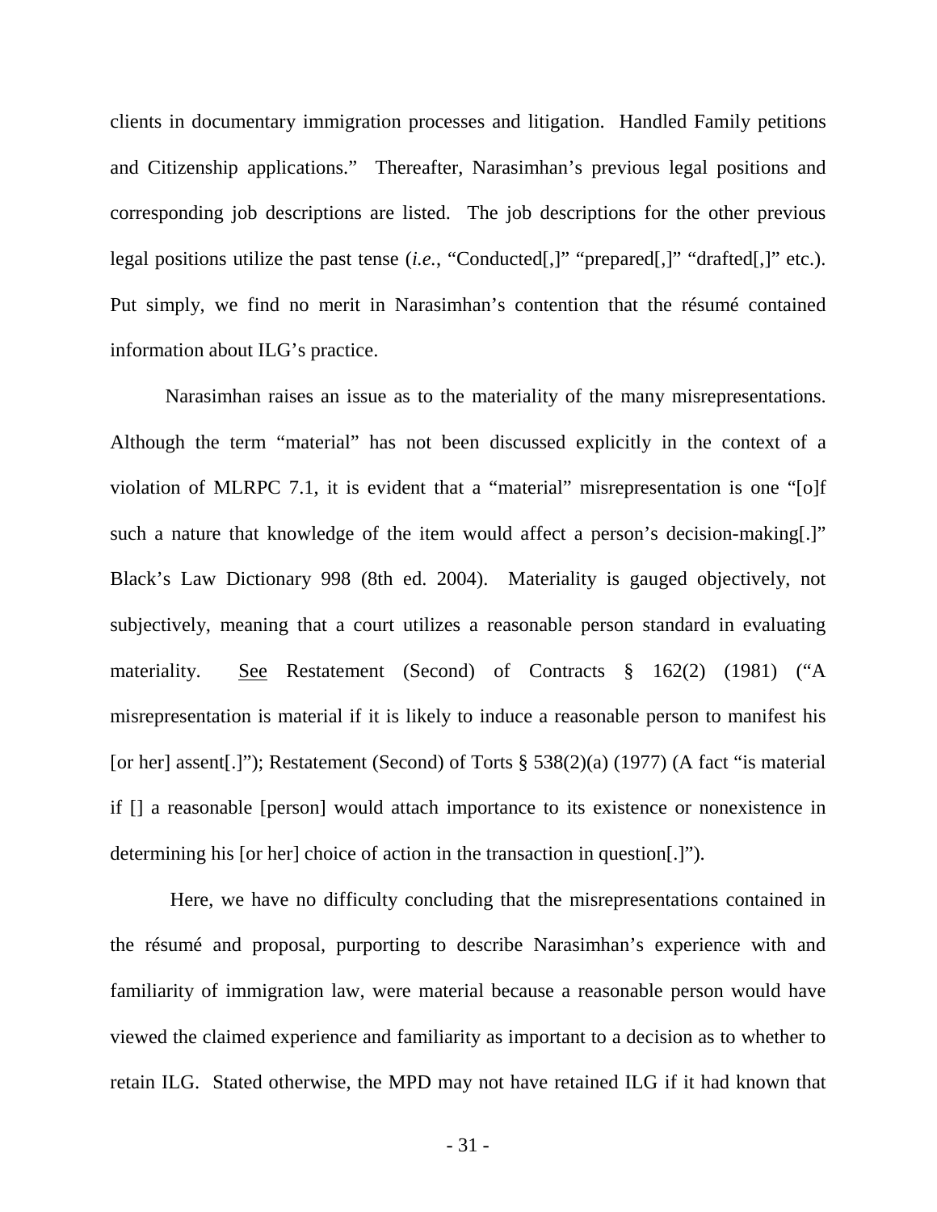clients in documentary immigration processes and litigation. Handled Family petitions and Citizenship applications." Thereafter, Narasimhan's previous legal positions and corresponding job descriptions are listed. The job descriptions for the other previous legal positions utilize the past tense (*i.e.*, "Conducted[,]" "prepared[,]" "drafted[,]" etc.). Put simply, we find no merit in Narasimhan's contention that the résumé contained information about ILG's practice.

Narasimhan raises an issue as to the materiality of the many misrepresentations. Although the term "material" has not been discussed explicitly in the context of a violation of MLRPC 7.1, it is evident that a "material" misrepresentation is one "[o]f such a nature that knowledge of the item would affect a person's decision-making[.]" Black's Law Dictionary 998 (8th ed. 2004). Materiality is gauged objectively, not subjectively, meaning that a court utilizes a reasonable person standard in evaluating materiality. See Restatement (Second) of Contracts § 162(2) (1981) ("A misrepresentation is material if it is likely to induce a reasonable person to manifest his [or her] assent[.]"); Restatement (Second) of Torts § 538(2)(a) (1977) (A fact "is material if [] a reasonable [person] would attach importance to its existence or nonexistence in determining his [or her] choice of action in the transaction in question[.]").

Here, we have no difficulty concluding that the misrepresentations contained in the résumé and proposal, purporting to describe Narasimhan's experience with and familiarity of immigration law, were material because a reasonable person would have viewed the claimed experience and familiarity as important to a decision as to whether to retain ILG. Stated otherwise, the MPD may not have retained ILG if it had known that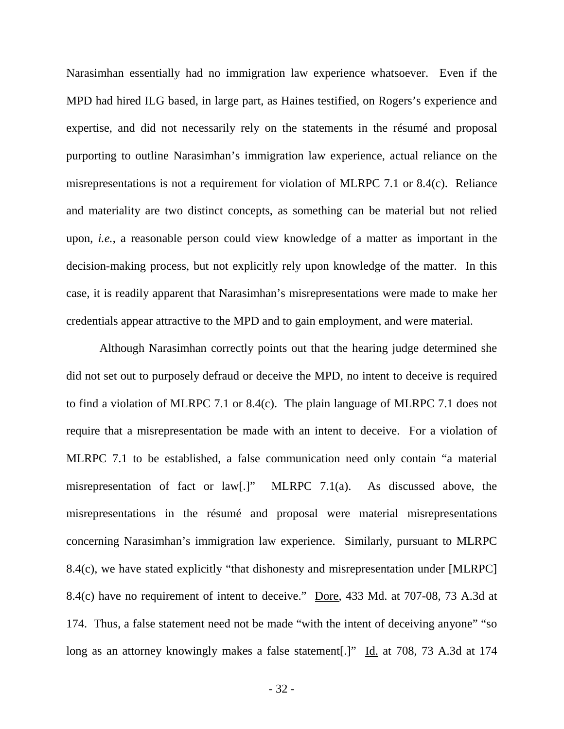Narasimhan essentially had no immigration law experience whatsoever. Even if the MPD had hired ILG based, in large part, as Haines testified, on Rogers's experience and expertise, and did not necessarily rely on the statements in the résumé and proposal purporting to outline Narasimhan's immigration law experience, actual reliance on the misrepresentations is not a requirement for violation of MLRPC 7.1 or 8.4(c). Reliance and materiality are two distinct concepts, as something can be material but not relied upon, *i.e.*, a reasonable person could view knowledge of a matter as important in the decision-making process, but not explicitly rely upon knowledge of the matter. In this case, it is readily apparent that Narasimhan's misrepresentations were made to make her credentials appear attractive to the MPD and to gain employment, and were material.

Although Narasimhan correctly points out that the hearing judge determined she did not set out to purposely defraud or deceive the MPD, no intent to deceive is required to find a violation of MLRPC 7.1 or 8.4(c). The plain language of MLRPC 7.1 does not require that a misrepresentation be made with an intent to deceive. For a violation of MLRPC 7.1 to be established, a false communication need only contain "a material misrepresentation of fact or law[.]" MLRPC 7.1(a). As discussed above, the misrepresentations in the résumé and proposal were material misrepresentations concerning Narasimhan's immigration law experience. Similarly, pursuant to MLRPC 8.4(c), we have stated explicitly "that dishonesty and misrepresentation under [MLRPC] 8.4(c) have no requirement of intent to deceive." Dore, 433 Md. at 707-08, 73 A.3d at 174. Thus, a false statement need not be made "with the intent of deceiving anyone" "so long as an attorney knowingly makes a false statement[.]" Id. at 708, 73 A.3d at 174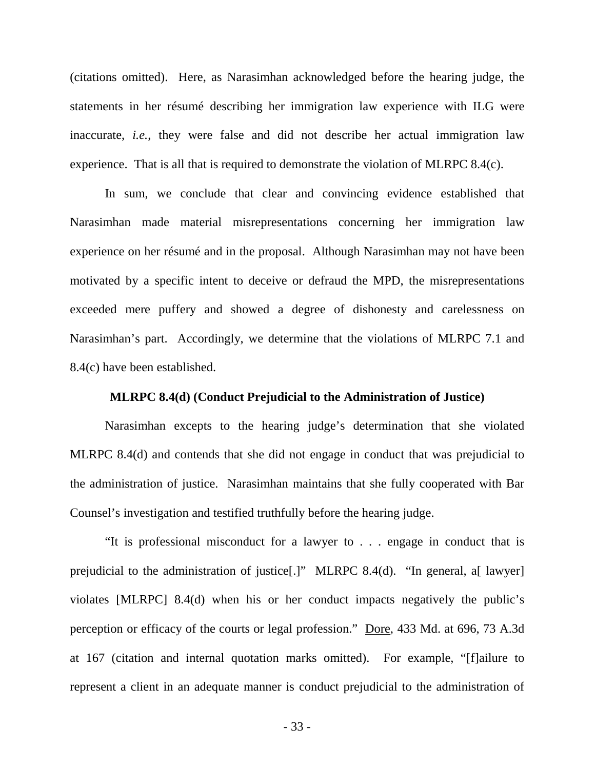(citations omitted). Here, as Narasimhan acknowledged before the hearing judge, the statements in her résumé describing her immigration law experience with ILG were inaccurate, *i.e.*, they were false and did not describe her actual immigration law experience. That is all that is required to demonstrate the violation of MLRPC 8.4(c).

In sum, we conclude that clear and convincing evidence established that Narasimhan made material misrepresentations concerning her immigration law experience on her résumé and in the proposal. Although Narasimhan may not have been motivated by a specific intent to deceive or defraud the MPD, the misrepresentations exceeded mere puffery and showed a degree of dishonesty and carelessness on Narasimhan's part. Accordingly, we determine that the violations of MLRPC 7.1 and 8.4(c) have been established.

**MLRPC 8.4(d) (Conduct Prejudicial to the Administration of Justice)**

Narasimhan excepts to the hearing judge's determination that she violated MLRPC 8.4(d) and contends that she did not engage in conduct that was prejudicial to the administration of justice. Narasimhan maintains that she fully cooperated with Bar Counsel's investigation and testified truthfully before the hearing judge.

"It is professional misconduct for a lawyer to . . . engage in conduct that is prejudicial to the administration of justice[.]" MLRPC 8.4(d). "In general, a[ lawyer] violates [MLRPC] 8.4(d) when his or her conduct impacts negatively the public's perception or efficacy of the courts or legal profession." Dore, 433 Md. at 696, 73 A.3d at 167 (citation and internal quotation marks omitted). For example, "[f]ailure to represent a client in an adequate manner is conduct prejudicial to the administration of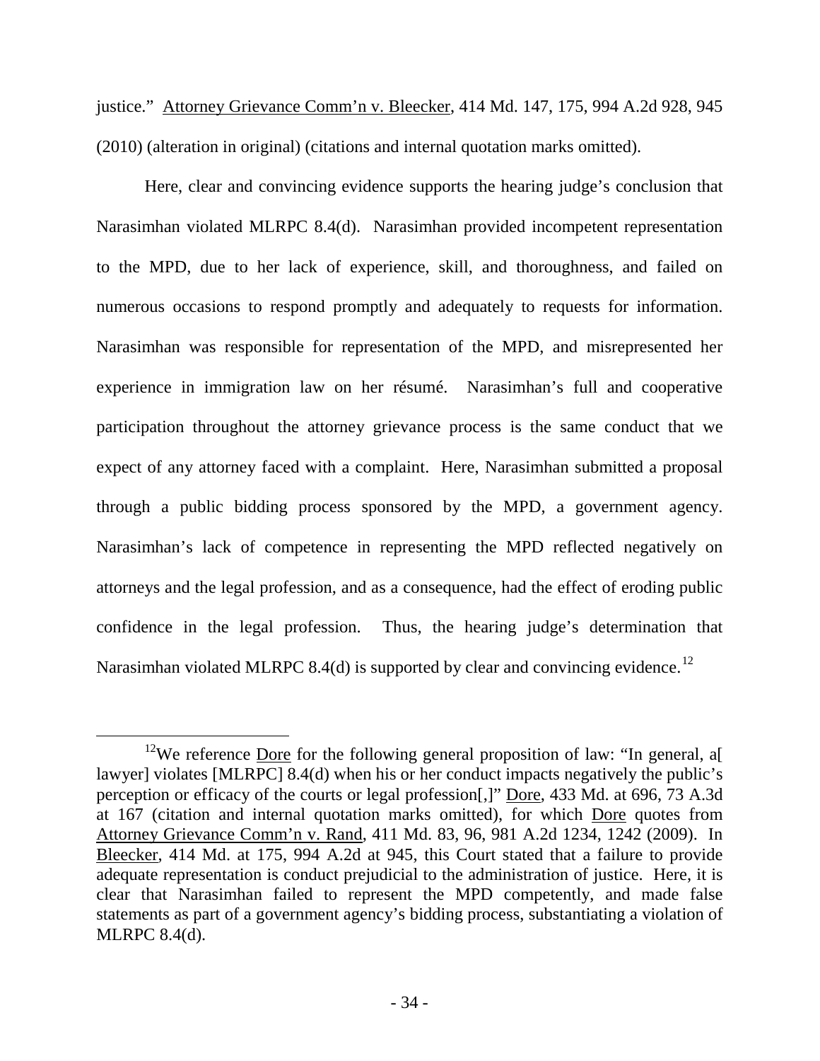justice." Attorney Grievance Comm'n v. Bleecker, 414 Md. 147, 175, 994 A.2d 928, 945 (2010) (alteration in original) (citations and internal quotation marks omitted).

Here, clear and convincing evidence supports the hearing judge's conclusion that Narasimhan violated MLRPC 8.4(d). Narasimhan provided incompetent representation to the MPD, due to her lack of experience, skill, and thoroughness, and failed on numerous occasions to respond promptly and adequately to requests for information. Narasimhan was responsible for representation of the MPD, and misrepresented her experience in immigration law on her résumé. Narasimhan's full and cooperative participation throughout the attorney grievance process is the same conduct that we expect of any attorney faced with a complaint. Here, Narasimhan submitted a proposal through a public bidding process sponsored by the MPD, a government agency. Narasimhan's lack of competence in representing the MPD reflected negatively on attorneys and the legal profession, and as a consequence, had the effect of eroding public confidence in the legal profession. Thus, the hearing judge's determination that Narasimhan violated MLRPC 8.4(d) is supported by clear and convincing evidence.[12]

---

[12]We reference Dore for the following general proposition of law: "In general, a[ lawyer] violates [MLRPC] 8.4(d) when his or her conduct impacts negatively the public's perception or efficacy of the courts or legal profession[,]" Dore, 433 Md. at 696, 73 A.3d at 167 (citation and internal quotation marks omitted), for which Dore quotes from Attorney Grievance Comm'n v. Rand, 411 Md. 83, 96, 981 A.2d 1234, 1242 (2009). In Bleecker, 414 Md. at 175, 994 A.2d at 945, this Court stated that a failure to provide adequate representation is conduct prejudicial to the administration of justice. Here, it is clear that Narasimhan failed to represent the MPD competently, and made false statements as part of a government agency's bidding process, substantiating a violation of MLRPC 8.4(d).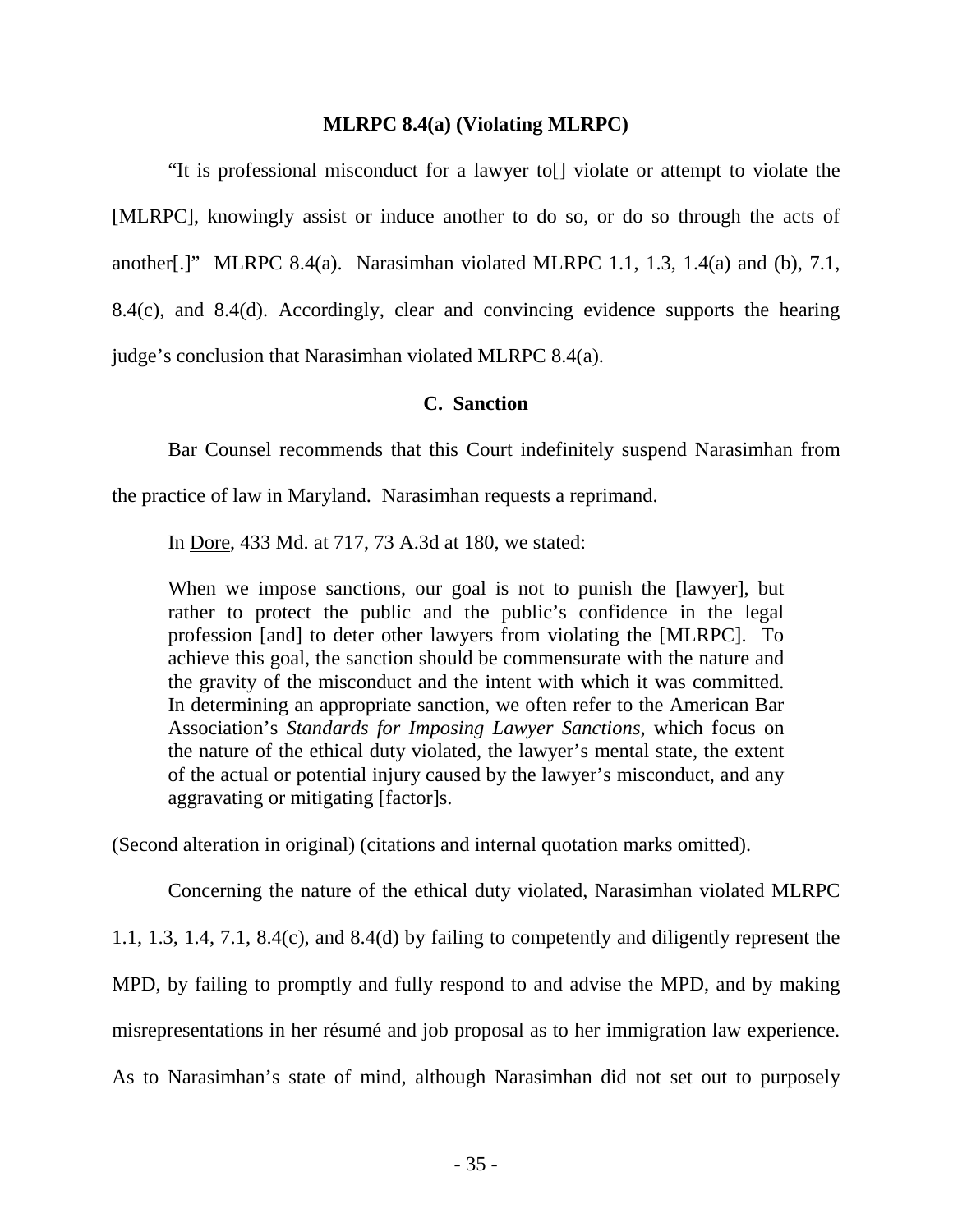**MLRPC 8.4(a) (Violating MLRPC)**

"It is professional misconduct for a lawyer to[] violate or attempt to violate the [MLRPC], knowingly assist or induce another to do so, or do so through the acts of another[.]" MLRPC 8.4(a). Narasimhan violated MLRPC 1.1, 1.3, 1.4(a) and (b), 7.1, 8.4(c), and 8.4(d). Accordingly, clear and convincing evidence supports the hearing judge's conclusion that Narasimhan violated MLRPC 8.4(a).

**C. Sanction**

Bar Counsel recommends that this Court indefinitely suspend Narasimhan from the practice of law in Maryland. Narasimhan requests a reprimand.

In Dore, 433 Md. at 717, 73 A.3d at 180, we stated:

> When we impose sanctions, our goal is not to punish the [lawyer], but rather to protect the public and the public's confidence in the legal profession [and] to deter other lawyers from violating the [MLRPC]. To achieve this goal, the sanction should be commensurate with the nature and the gravity of the misconduct and the intent with which it was committed. In determining an appropriate sanction, we often refer to the American Bar Association's *Standards for Imposing Lawyer Sanctions*, which focus on the nature of the ethical duty violated, the lawyer's mental state, the extent of the actual or potential injury caused by the lawyer's misconduct, and any aggravating or mitigating [factor]s.

(Second alteration in original) (citations and internal quotation marks omitted).

Concerning the nature of the ethical duty violated, Narasimhan violated MLRPC 1.1, 1.3, 1.4, 7.1, 8.4(c), and 8.4(d) by failing to competently and diligently represent the MPD, by failing to promptly and fully respond to and advise the MPD, and by making misrepresentations in her résumé and job proposal as to her immigration law experience. As to Narasimhan's state of mind, although Narasimhan did not set out to purposely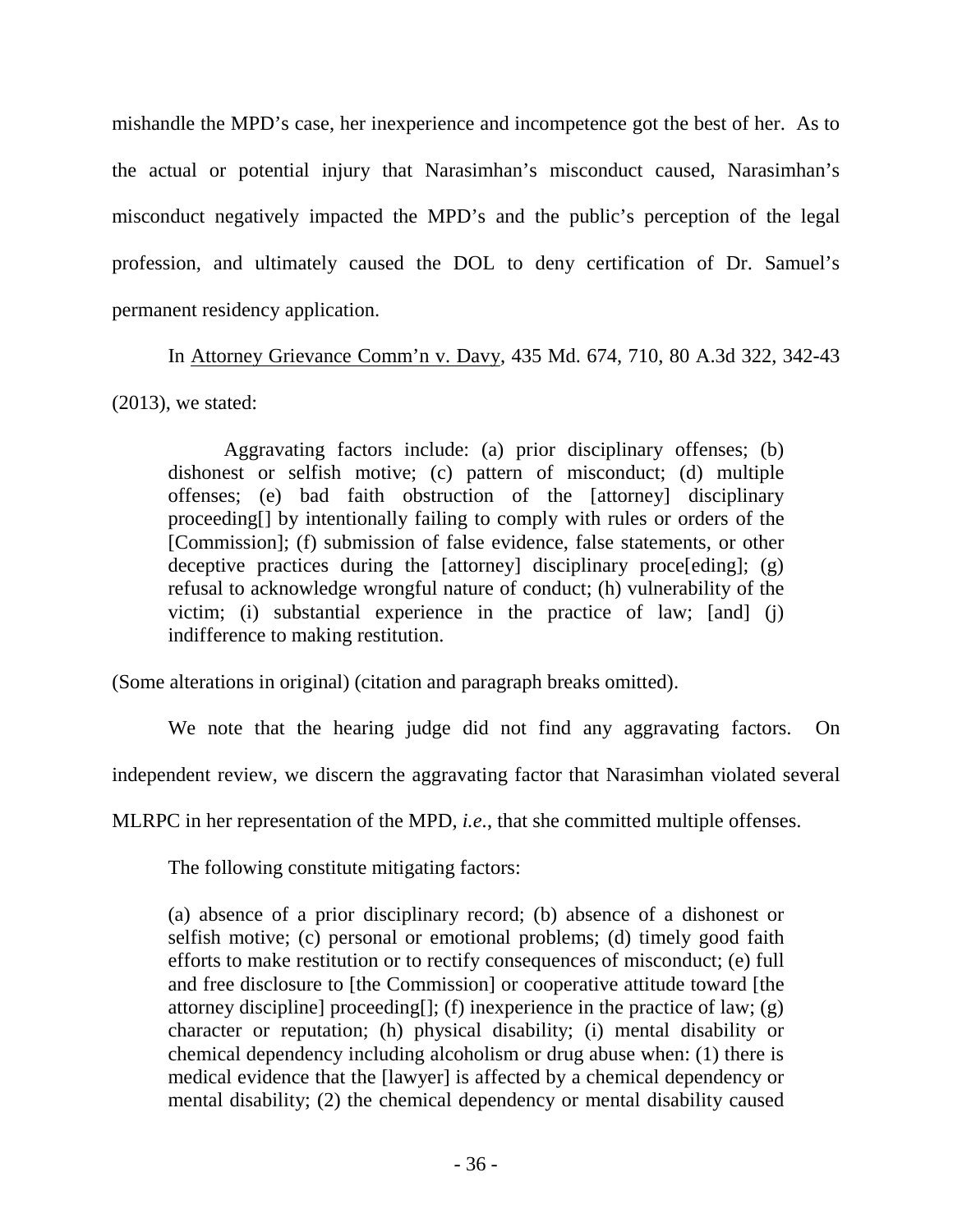mishandle the MPD's case, her inexperience and incompetence got the best of her. As to the actual or potential injury that Narasimhan's misconduct caused, Narasimhan's misconduct negatively impacted the MPD's and the public's perception of the legal profession, and ultimately caused the DOL to deny certification of Dr. Samuel's permanent residency application.

In Attorney Grievance Comm'n v. Davy, 435 Md. 674, 710, 80 A.3d 322, 342-43 (2013), we stated:

> Aggravating factors include: (a) prior disciplinary offenses; (b) dishonest or selfish motive; (c) pattern of misconduct; (d) multiple offenses; (e) bad faith obstruction of the [attorney] disciplinary proceeding[] by intentionally failing to comply with rules or orders of the [Commission]; (f) submission of false evidence, false statements, or other deceptive practices during the [attorney] disciplinary proce[eding]; (g) refusal to acknowledge wrongful nature of conduct; (h) vulnerability of the victim; (i) substantial experience in the practice of law; [and] (j) indifference to making restitution.

(Some alterations in original) (citation and paragraph breaks omitted).

We note that the hearing judge did not find any aggravating factors. On independent review, we discern the aggravating factor that Narasimhan violated several MLRPC in her representation of the MPD, *i.e.*, that she committed multiple offenses.

The following constitute mitigating factors:

> (a) absence of a prior disciplinary record; (b) absence of a dishonest or selfish motive; (c) personal or emotional problems; (d) timely good faith efforts to make restitution or to rectify consequences of misconduct; (e) full and free disclosure to [the Commission] or cooperative attitude toward [the attorney discipline] proceeding[]; (f) inexperience in the practice of law; (g) character or reputation; (h) physical disability; (i) mental disability or chemical dependency including alcoholism or drug abuse when: (1) there is medical evidence that the [lawyer] is affected by a chemical dependency or mental disability; (2) the chemical dependency or mental disability caused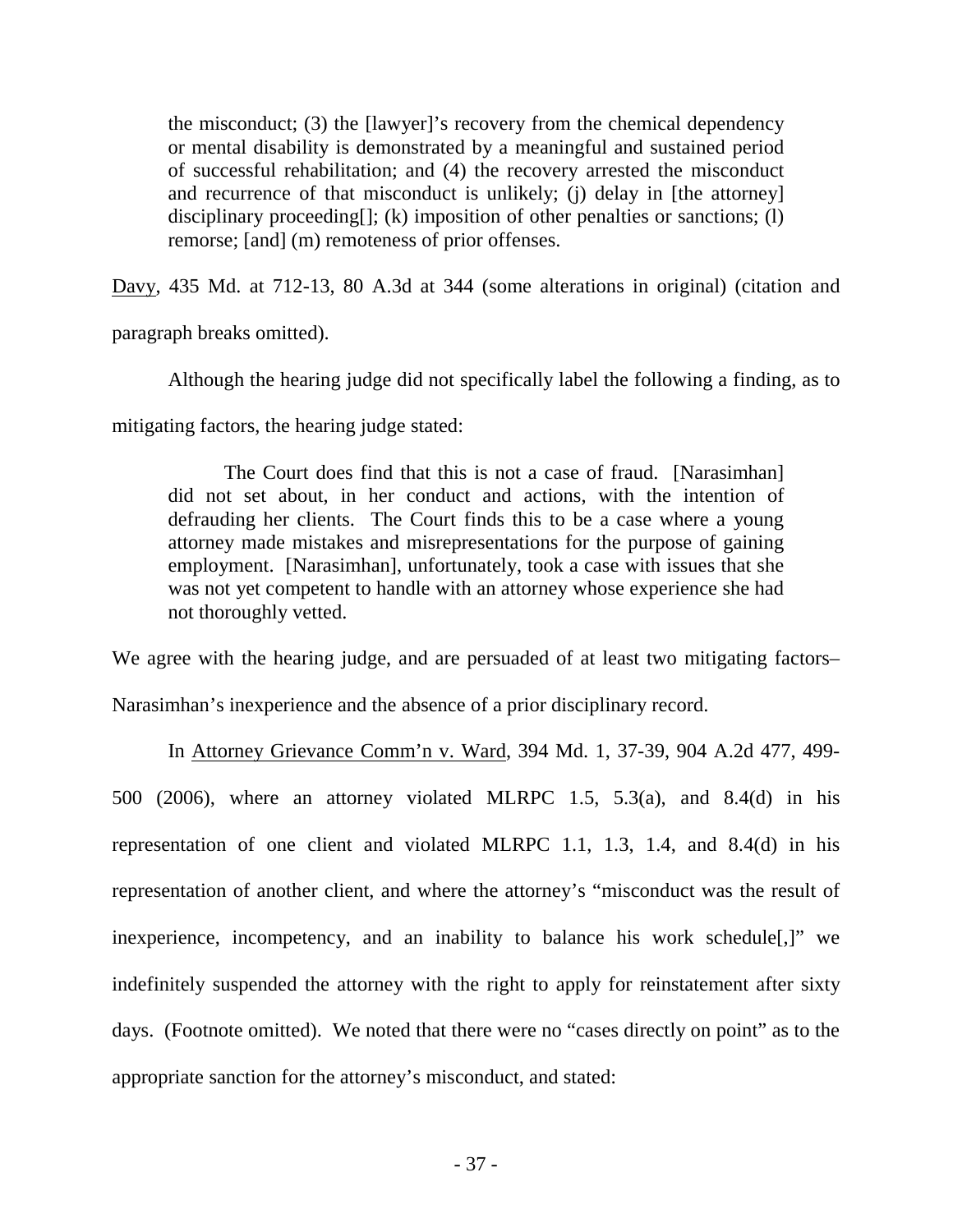> the misconduct; (3) the [lawyer]'s recovery from the chemical dependency or mental disability is demonstrated by a meaningful and sustained period of successful rehabilitation; and (4) the recovery arrested the misconduct and recurrence of that misconduct is unlikely; (j) delay in [the attorney] disciplinary proceeding[]; (k) imposition of other penalties or sanctions; (l) remorse; [and] (m) remoteness of prior offenses.

Davy, 435 Md. at 712-13, 80 A.3d at 344 (some alterations in original) (citation and paragraph breaks omitted).

Although the hearing judge did not specifically label the following a finding, as to mitigating factors, the hearing judge stated:

> The Court does find that this is not a case of fraud. [Narasimhan] did not set about, in her conduct and actions, with the intention of defrauding her clients. The Court finds this to be a case where a young attorney made mistakes and misrepresentations for the purpose of gaining employment. [Narasimhan], unfortunately, took a case with issues that she was not yet competent to handle with an attorney whose experience she had not thoroughly vetted.

We agree with the hearing judge, and are persuaded of at least two mitigating factors– Narasimhan's inexperience and the absence of a prior disciplinary record.

In Attorney Grievance Comm'n v. Ward, 394 Md. 1, 37-39, 904 A.2d 477, 499-500 (2006), where an attorney violated MLRPC 1.5, 5.3(a), and 8.4(d) in his representation of one client and violated MLRPC 1.1, 1.3, 1.4, and 8.4(d) in his representation of another client, and where the attorney's "misconduct was the result of inexperience, incompetency, and an inability to balance his work schedule[,]" we indefinitely suspended the attorney with the right to apply for reinstatement after sixty days. (Footnote omitted). We noted that there were no "cases directly on point" as to the appropriate sanction for the attorney's misconduct, and stated: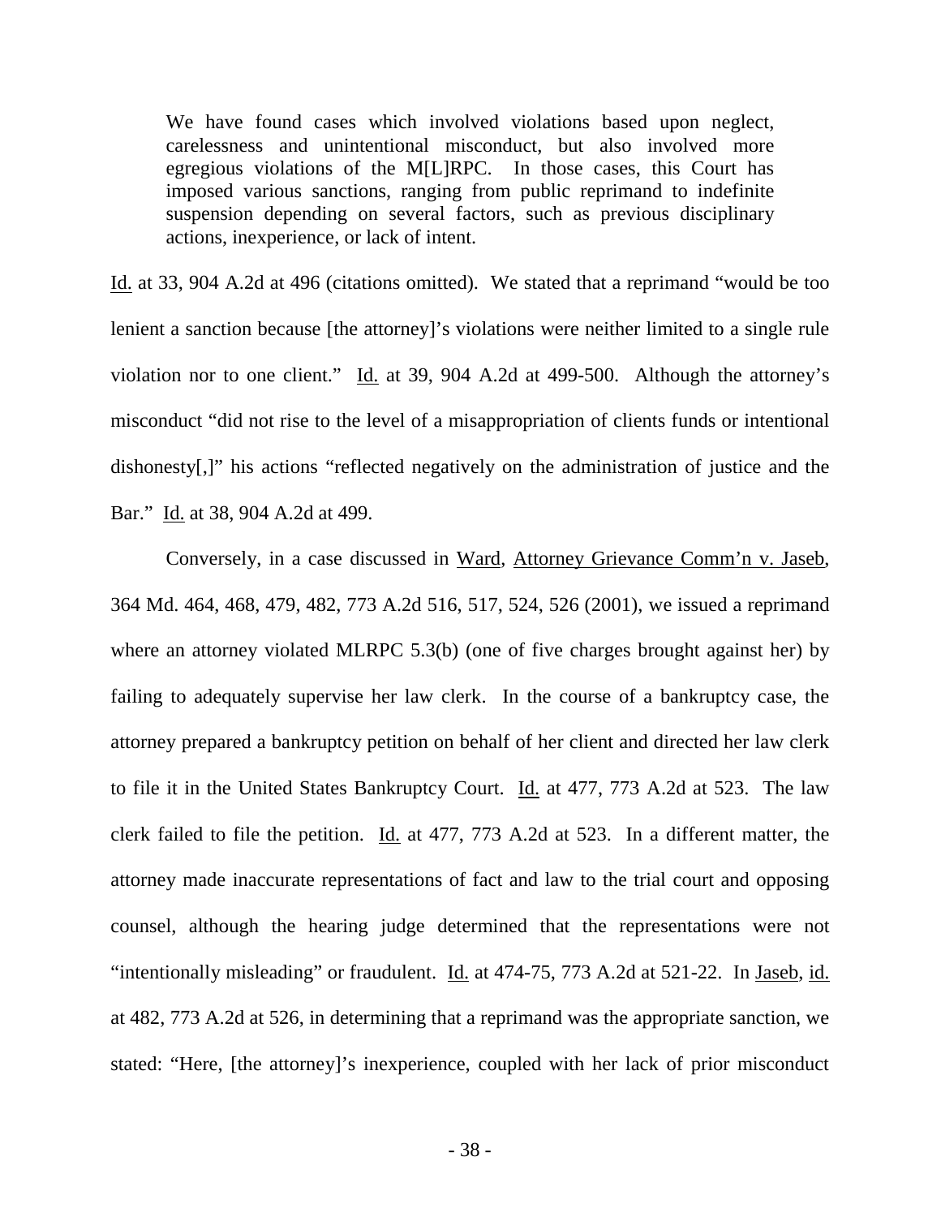> We have found cases which involved violations based upon neglect, carelessness and unintentional misconduct, but also involved more egregious violations of the M[L]RPC. In those cases, this Court has imposed various sanctions, ranging from public reprimand to indefinite suspension depending on several factors, such as previous disciplinary actions, inexperience, or lack of intent.

Id. at 33, 904 A.2d at 496 (citations omitted). We stated that a reprimand "would be too lenient a sanction because [the attorney]'s violations were neither limited to a single rule violation nor to one client." Id. at 39, 904 A.2d at 499-500. Although the attorney's misconduct "did not rise to the level of a misappropriation of clients funds or intentional dishonesty[,]" his actions "reflected negatively on the administration of justice and the Bar." Id. at 38, 904 A.2d at 499.

Conversely, in a case discussed in Ward, Attorney Grievance Comm'n v. Jaseb, 364 Md. 464, 468, 479, 482, 773 A.2d 516, 517, 524, 526 (2001), we issued a reprimand where an attorney violated MLRPC 5.3(b) (one of five charges brought against her) by failing to adequately supervise her law clerk. In the course of a bankruptcy case, the attorney prepared a bankruptcy petition on behalf of her client and directed her law clerk to file it in the United States Bankruptcy Court. Id. at 477, 773 A.2d at 523. The law clerk failed to file the petition. Id. at 477, 773 A.2d at 523. In a different matter, the attorney made inaccurate representations of fact and law to the trial court and opposing counsel, although the hearing judge determined that the representations were not "intentionally misleading" or fraudulent. Id. at 474-75, 773 A.2d at 521-22. In Jaseb, id. at 482, 773 A.2d at 526, in determining that a reprimand was the appropriate sanction, we stated: "Here, [the attorney]'s inexperience, coupled with her lack of prior misconduct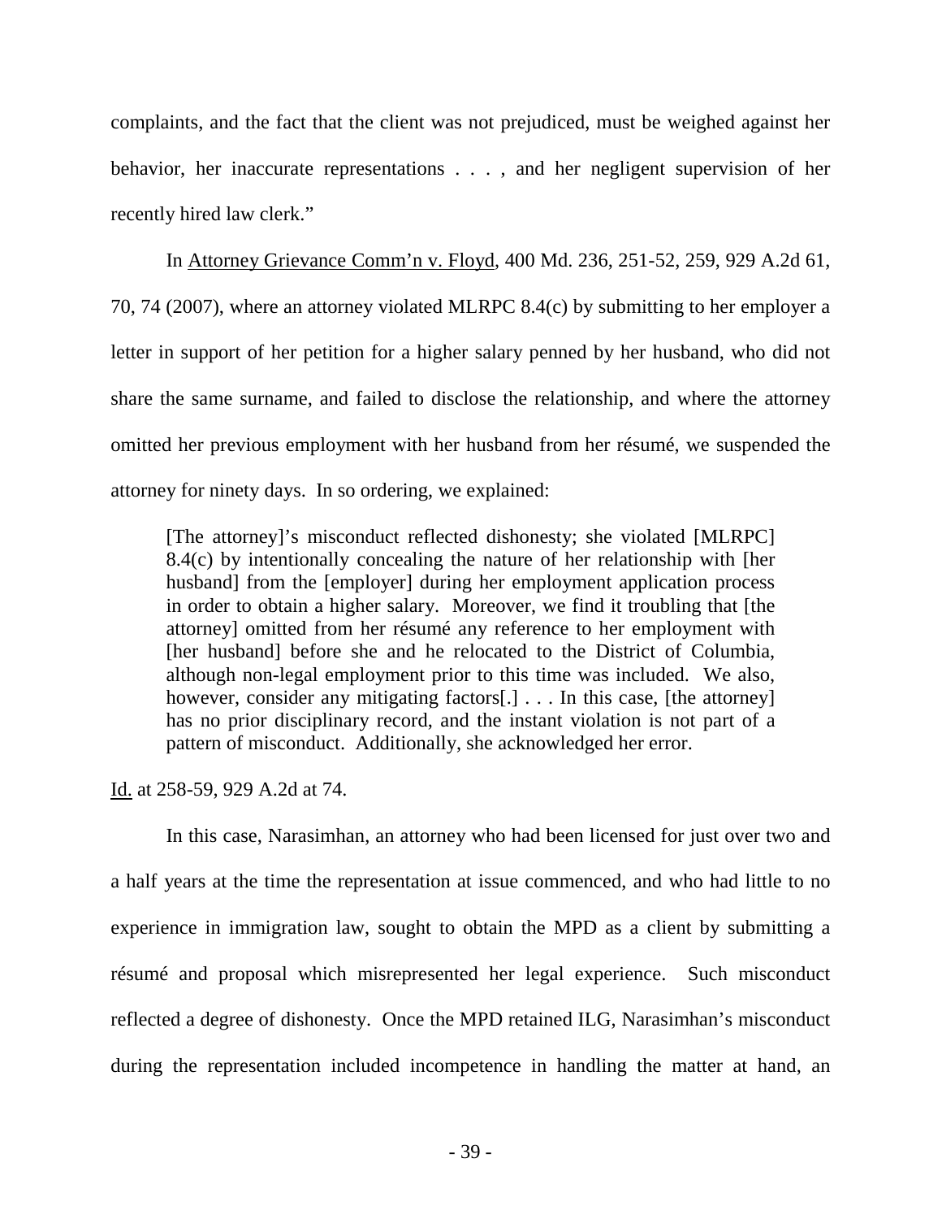complaints, and the fact that the client was not prejudiced, must be weighed against her behavior, her inaccurate representations . . . , and her negligent supervision of her recently hired law clerk."

In Attorney Grievance Comm'n v. Floyd, 400 Md. 236, 251-52, 259, 929 A.2d 61, 70, 74 (2007), where an attorney violated MLRPC 8.4(c) by submitting to her employer a letter in support of her petition for a higher salary penned by her husband, who did not share the same surname, and failed to disclose the relationship, and where the attorney omitted her previous employment with her husband from her résumé, we suspended the attorney for ninety days. In so ordering, we explained:

> [The attorney]'s misconduct reflected dishonesty; she violated [MLRPC] 8.4(c) by intentionally concealing the nature of her relationship with [her husband] from the [employer] during her employment application process in order to obtain a higher salary. Moreover, we find it troubling that [the attorney] omitted from her résumé any reference to her employment with [her husband] before she and he relocated to the District of Columbia, although non-legal employment prior to this time was included. We also, however, consider any mitigating factors[.] . . . In this case, [the attorney] has no prior disciplinary record, and the instant violation is not part of a pattern of misconduct. Additionally, she acknowledged her error.

Id. at 258-59, 929 A.2d at 74.

In this case, Narasimhan, an attorney who had been licensed for just over two and a half years at the time the representation at issue commenced, and who had little to no experience in immigration law, sought to obtain the MPD as a client by submitting a résumé and proposal which misrepresented her legal experience. Such misconduct reflected a degree of dishonesty. Once the MPD retained ILG, Narasimhan's misconduct during the representation included incompetence in handling the matter at hand, an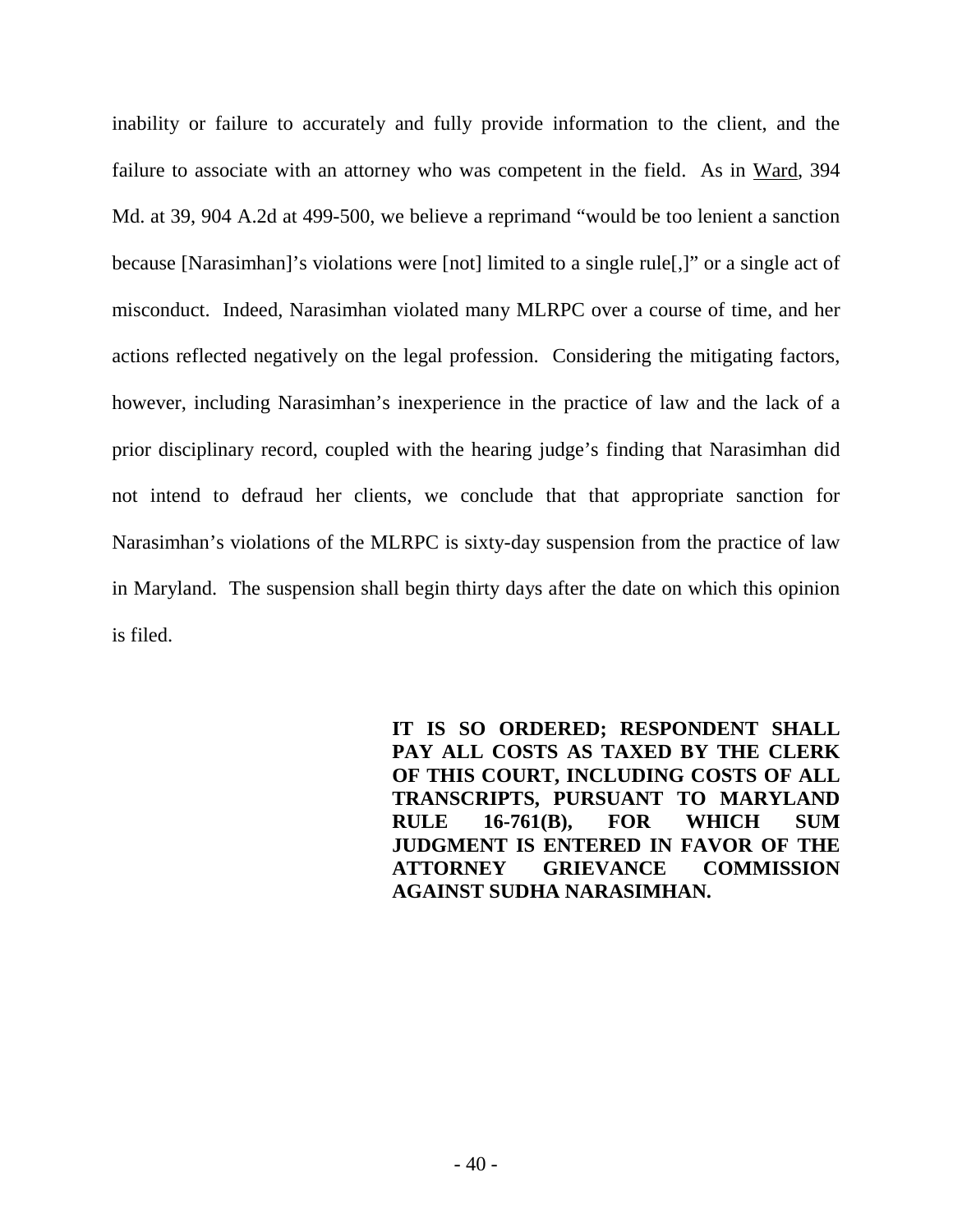inability or failure to accurately and fully provide information to the client, and the failure to associate with an attorney who was competent in the field. As in Ward, 394 Md. at 39, 904 A.2d at 499-500, we believe a reprimand "would be too lenient a sanction because [Narasimhan]'s violations were [not] limited to a single rule[,]" or a single act of misconduct. Indeed, Narasimhan violated many MLRPC over a course of time, and her actions reflected negatively on the legal profession. Considering the mitigating factors, however, including Narasimhan's inexperience in the practice of law and the lack of a prior disciplinary record, coupled with the hearing judge's finding that Narasimhan did not intend to defraud her clients, we conclude that that appropriate sanction for Narasimhan's violations of the MLRPC is sixty-day suspension from the practice of law in Maryland. The suspension shall begin thirty days after the date on which this opinion is filed.

**IT IS SO ORDERED; RESPONDENT SHALL PAY ALL COSTS AS TAXED BY THE CLERK OF THIS COURT, INCLUDING COSTS OF ALL TRANSCRIPTS, PURSUANT TO MARYLAND RULE 16-761(B), FOR WHICH SUM JUDGMENT IS ENTERED IN FAVOR OF THE ATTORNEY GRIEVANCE COMMISSION AGAINST SUDHA NARASIMHAN.**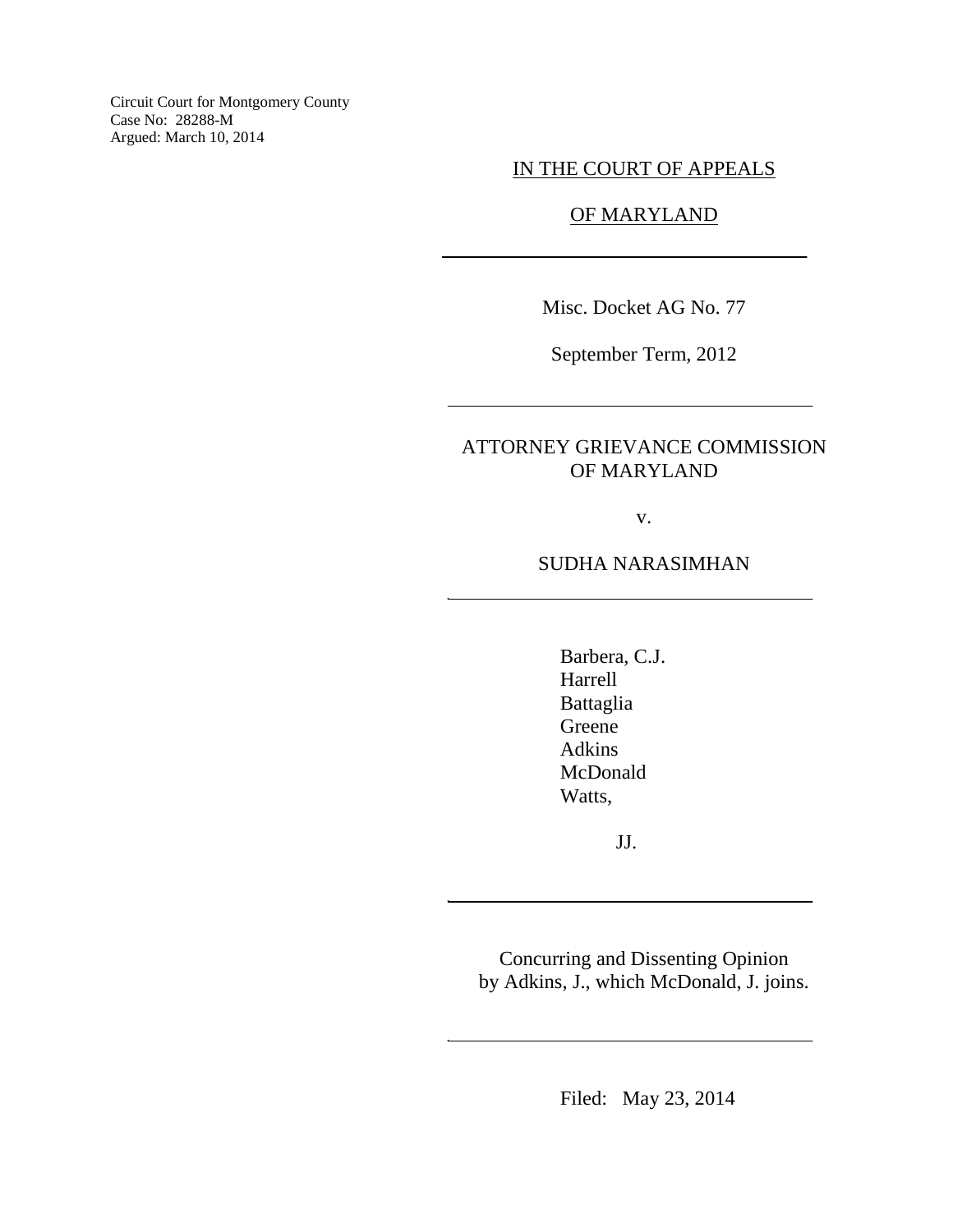Circuit Court for Montgomery County
Case No: 28288-M
Argued: March 10, 2014

IN THE COURT OF APPEALS

OF MARYLAND

---

Misc. Docket AG No. 77

September Term, 2012

---

ATTORNEY GRIEVANCE COMMISSION
OF MARYLAND

v.

SUDHA NARASIMHAN

---

Barbera, C.J.
Harrell
Battaglia
Greene
Adkins
McDonald
Watts,

JJ.

---

Concurring and Dissenting Opinion
by Adkins, J., which McDonald, J. joins.

---

Filed: May 23, 2014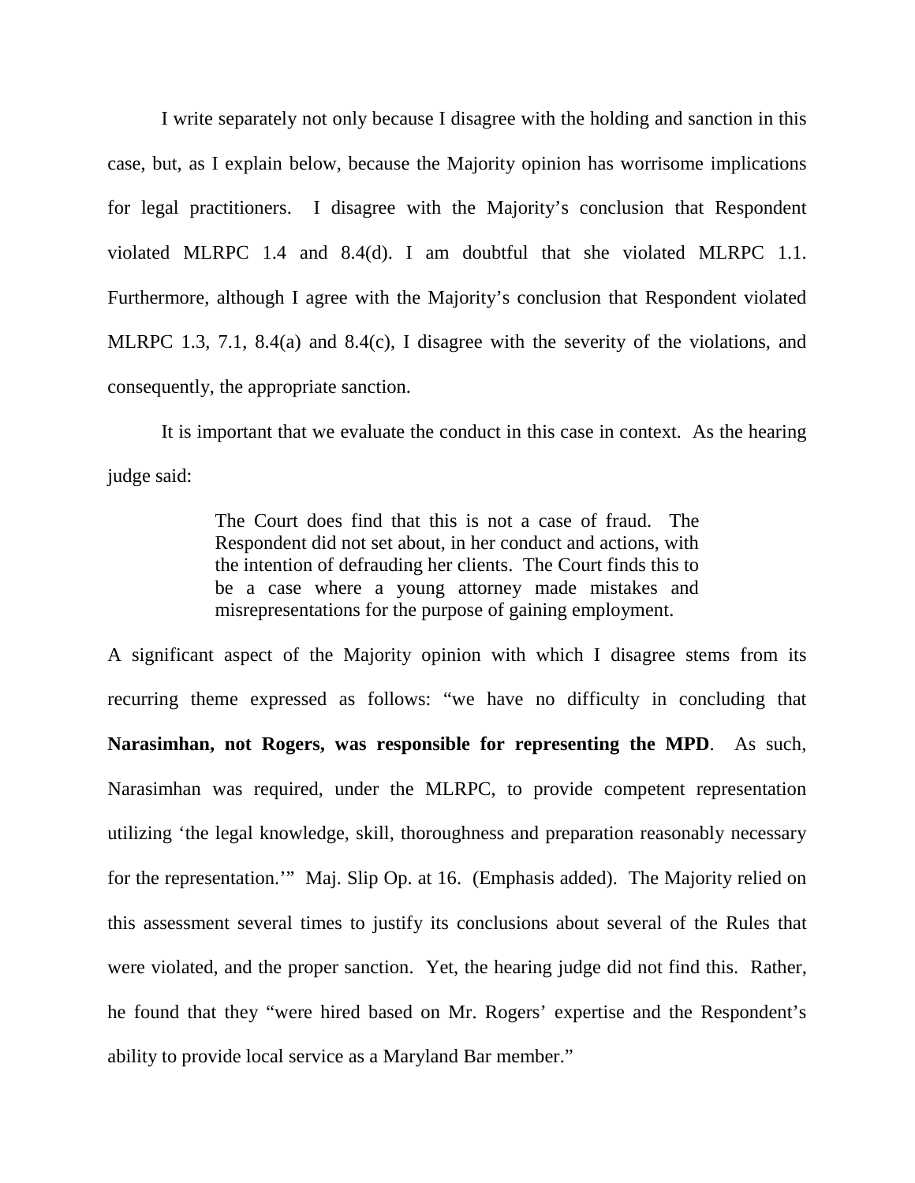I write separately not only because I disagree with the holding and sanction in this case, but, as I explain below, because the Majority opinion has worrisome implications for legal practitioners. I disagree with the Majority's conclusion that Respondent violated MLRPC 1.4 and 8.4(d). I am doubtful that she violated MLRPC 1.1. Furthermore, although I agree with the Majority's conclusion that Respondent violated MLRPC 1.3, 7.1, 8.4(a) and 8.4(c), I disagree with the severity of the violations, and consequently, the appropriate sanction.

It is important that we evaluate the conduct in this case in context. As the hearing judge said:

> The Court does find that this is not a case of fraud. The Respondent did not set about, in her conduct and actions, with the intention of defrauding her clients. The Court finds this to be a case where a young attorney made mistakes and misrepresentations for the purpose of gaining employment.

A significant aspect of the Majority opinion with which I disagree stems from its recurring theme expressed as follows: "we have no difficulty in concluding that **Narasimhan, not Rogers, was responsible for representing the MPD**. As such, Narasimhan was required, under the MLRPC, to provide competent representation utilizing 'the legal knowledge, skill, thoroughness and preparation reasonably necessary for the representation.'" Maj. Slip Op. at 16. (Emphasis added). The Majority relied on this assessment several times to justify its conclusions about several of the Rules that were violated, and the proper sanction. Yet, the hearing judge did not find this. Rather, he found that they "were hired based on Mr. Rogers' expertise and the Respondent's ability to provide local service as a Maryland Bar member."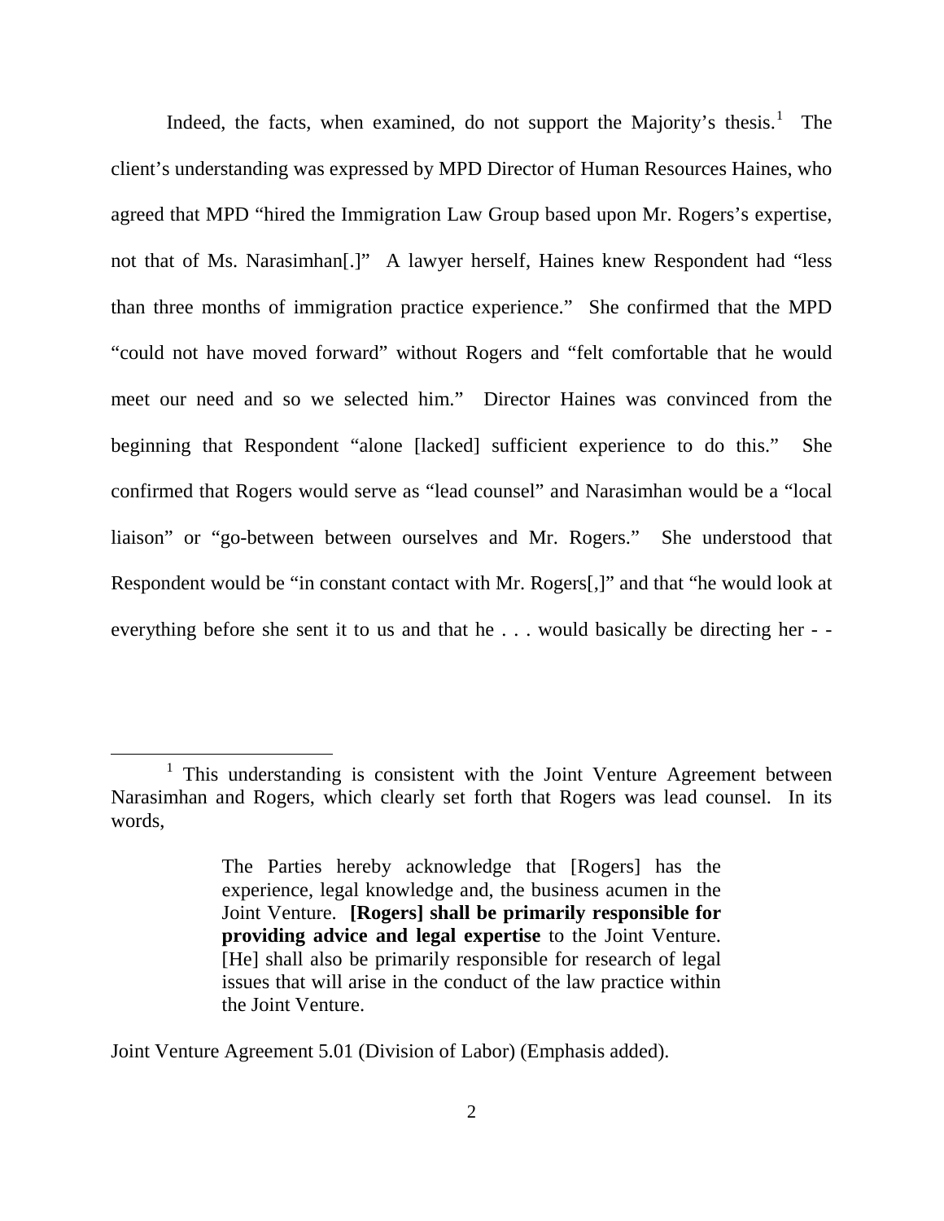Indeed, the facts, when examined, do not support the Majority's thesis.[1] The client's understanding was expressed by MPD Director of Human Resources Haines, who agreed that MPD "hired the Immigration Law Group based upon Mr. Rogers's expertise, not that of Ms. Narasimhan[.]" A lawyer herself, Haines knew Respondent had "less than three months of immigration practice experience." She confirmed that the MPD "could not have moved forward" without Rogers and "felt comfortable that he would meet our need and so we selected him." Director Haines was convinced from the beginning that Respondent "alone [lacked] sufficient experience to do this." She confirmed that Rogers would serve as "lead counsel" and Narasimhan would be a "local liaison" or "go-between between ourselves and Mr. Rogers." She understood that Respondent would be "in constant contact with Mr. Rogers[,]" and that "he would look at everything before she sent it to us and that he . . . would basically be directing her - -

---

[1] This understanding is consistent with the Joint Venture Agreement between Narasimhan and Rogers, which clearly set forth that Rogers was lead counsel. In its words,

> The Parties hereby acknowledge that [Rogers] has the experience, legal knowledge and, the business acumen in the Joint Venture. **[Rogers] shall be primarily responsible for providing advice and legal expertise** to the Joint Venture. [He] shall also be primarily responsible for research of legal issues that will arise in the conduct of the law practice within the Joint Venture.

Joint Venture Agreement 5.01 (Division of Labor) (Emphasis added).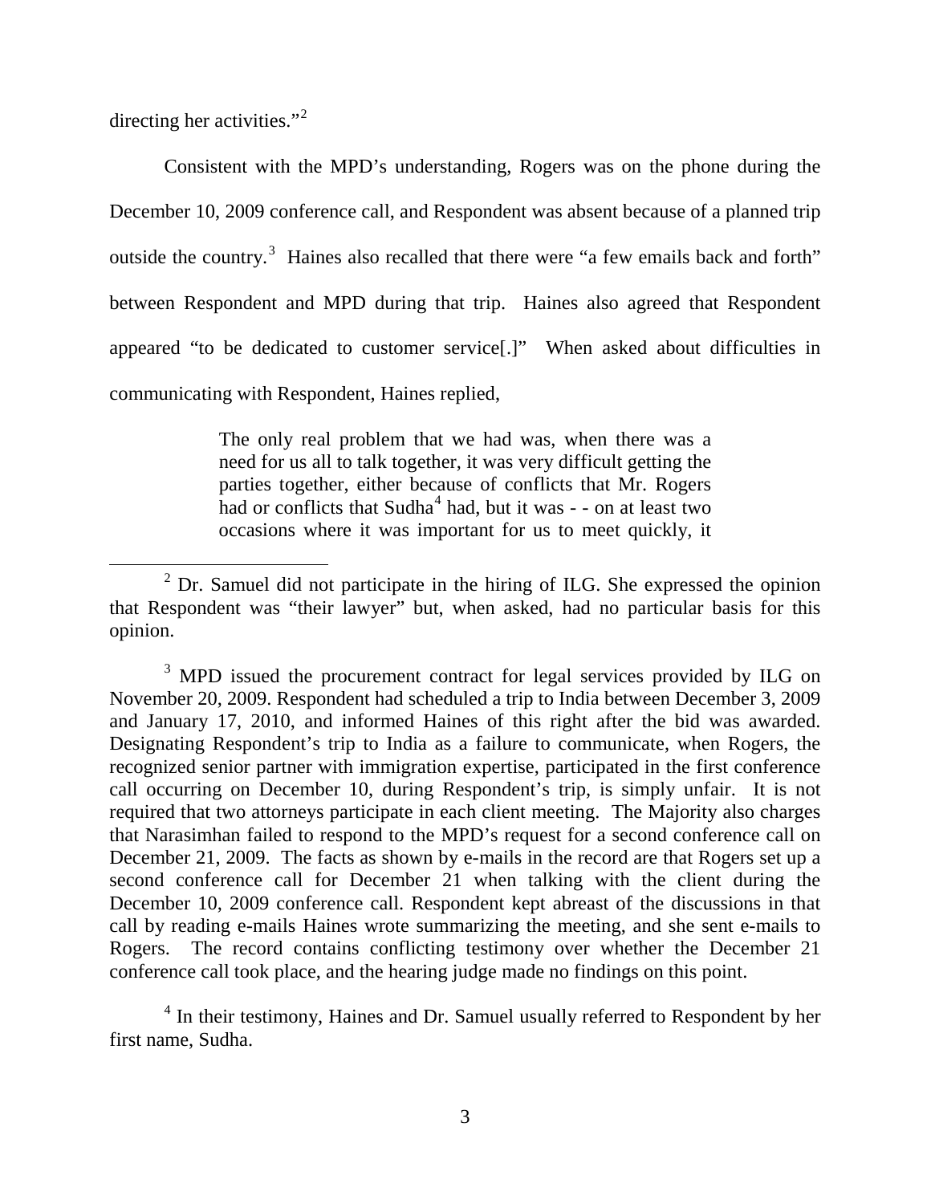directing her activities."[2]

Consistent with the MPD's understanding, Rogers was on the phone during the December 10, 2009 conference call, and Respondent was absent because of a planned trip outside the country.[3] Haines also recalled that there were "a few emails back and forth" between Respondent and MPD during that trip. Haines also agreed that Respondent appeared "to be dedicated to customer service[.]" When asked about difficulties in communicating with Respondent, Haines replied,

> The only real problem that we had was, when there was a need for us all to talk together, it was very difficult getting the parties together, either because of conflicts that Mr. Rogers had or conflicts that Sudha[4] had, but it was - - on at least two occasions where it was important for us to meet quickly, it

---

[2] Dr. Samuel did not participate in the hiring of ILG. She expressed the opinion that Respondent was "their lawyer" but, when asked, had no particular basis for this opinion.

[3] MPD issued the procurement contract for legal services provided by ILG on November 20, 2009. Respondent had scheduled a trip to India between December 3, 2009 and January 17, 2010, and informed Haines of this right after the bid was awarded. Designating Respondent's trip to India as a failure to communicate, when Rogers, the recognized senior partner with immigration expertise, participated in the first conference call occurring on December 10, during Respondent's trip, is simply unfair. It is not required that two attorneys participate in each client meeting. The Majority also charges that Narasimhan failed to respond to the MPD's request for a second conference call on December 21, 2009. The facts as shown by e-mails in the record are that Rogers set up a second conference call for December 21 when talking with the client during the December 10, 2009 conference call. Respondent kept abreast of the discussions in that call by reading e-mails Haines wrote summarizing the meeting, and she sent e-mails to Rogers. The record contains conflicting testimony over whether the December 21 conference call took place, and the hearing judge made no findings on this point.

[4] In their testimony, Haines and Dr. Samuel usually referred to Respondent by her first name, Sudha.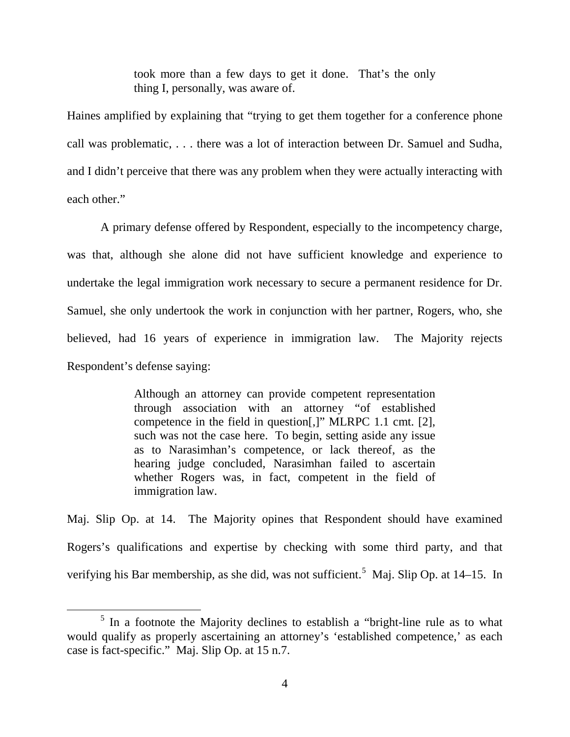> took more than a few days to get it done. That's the only thing I, personally, was aware of.

Haines amplified by explaining that "trying to get them together for a conference phone call was problematic, . . . there was a lot of interaction between Dr. Samuel and Sudha, and I didn't perceive that there was any problem when they were actually interacting with each other."

A primary defense offered by Respondent, especially to the incompetency charge, was that, although she alone did not have sufficient knowledge and experience to undertake the legal immigration work necessary to secure a permanent residence for Dr. Samuel, she only undertook the work in conjunction with her partner, Rogers, who, she believed, had 16 years of experience in immigration law. The Majority rejects Respondent's defense saying:

> Although an attorney can provide competent representation through association with an attorney "of established competence in the field in question[,]" MLRPC 1.1 cmt. [2], such was not the case here. To begin, setting aside any issue as to Narasimhan's competence, or lack thereof, as the hearing judge concluded, Narasimhan failed to ascertain whether Rogers was, in fact, competent in the field of immigration law.

Maj. Slip Op. at 14. The Majority opines that Respondent should have examined Rogers's qualifications and expertise by checking with some third party, and that verifying his Bar membership, as she did, was not sufficient.[5] Maj. Slip Op. at 14–15. In

---

[5] In a footnote the Majority declines to establish a "bright-line rule as to what would qualify as properly ascertaining an attorney's 'established competence,' as each case is fact-specific." Maj. Slip Op. at 15 n.7.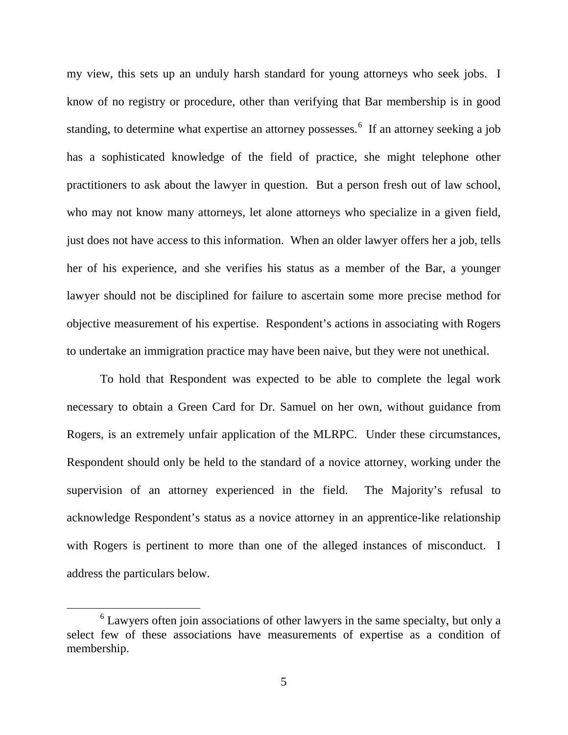my view, this sets up an unduly harsh standard for young attorneys who seek jobs. I know of no registry or procedure, other than verifying that Bar membership is in good standing, to determine what expertise an attorney possesses.[6] If an attorney seeking a job has a sophisticated knowledge of the field of practice, she might telephone other practitioners to ask about the lawyer in question. But a person fresh out of law school, who may not know many attorneys, let alone attorneys who specialize in a given field, just does not have access to this information. When an older lawyer offers her a job, tells her of his experience, and she verifies his status as a member of the Bar, a younger lawyer should not be disciplined for failure to ascertain some more precise method for objective measurement of his expertise. Respondent's actions in associating with Rogers to undertake an immigration practice may have been naive, but they were not unethical.

To hold that Respondent was expected to be able to complete the legal work necessary to obtain a Green Card for Dr. Samuel on her own, without guidance from Rogers, is an extremely unfair application of the MLRPC. Under these circumstances, Respondent should only be held to the standard of a novice attorney, working under the supervision of an attorney experienced in the field. The Majority's refusal to acknowledge Respondent's status as a novice attorney in an apprentice-like relationship with Rogers is pertinent to more than one of the alleged instances of misconduct. I address the particulars below.

[6] Lawyers often join associations of other lawyers in the same specialty, but only a select few of these associations have measurements of expertise as a condition of membership.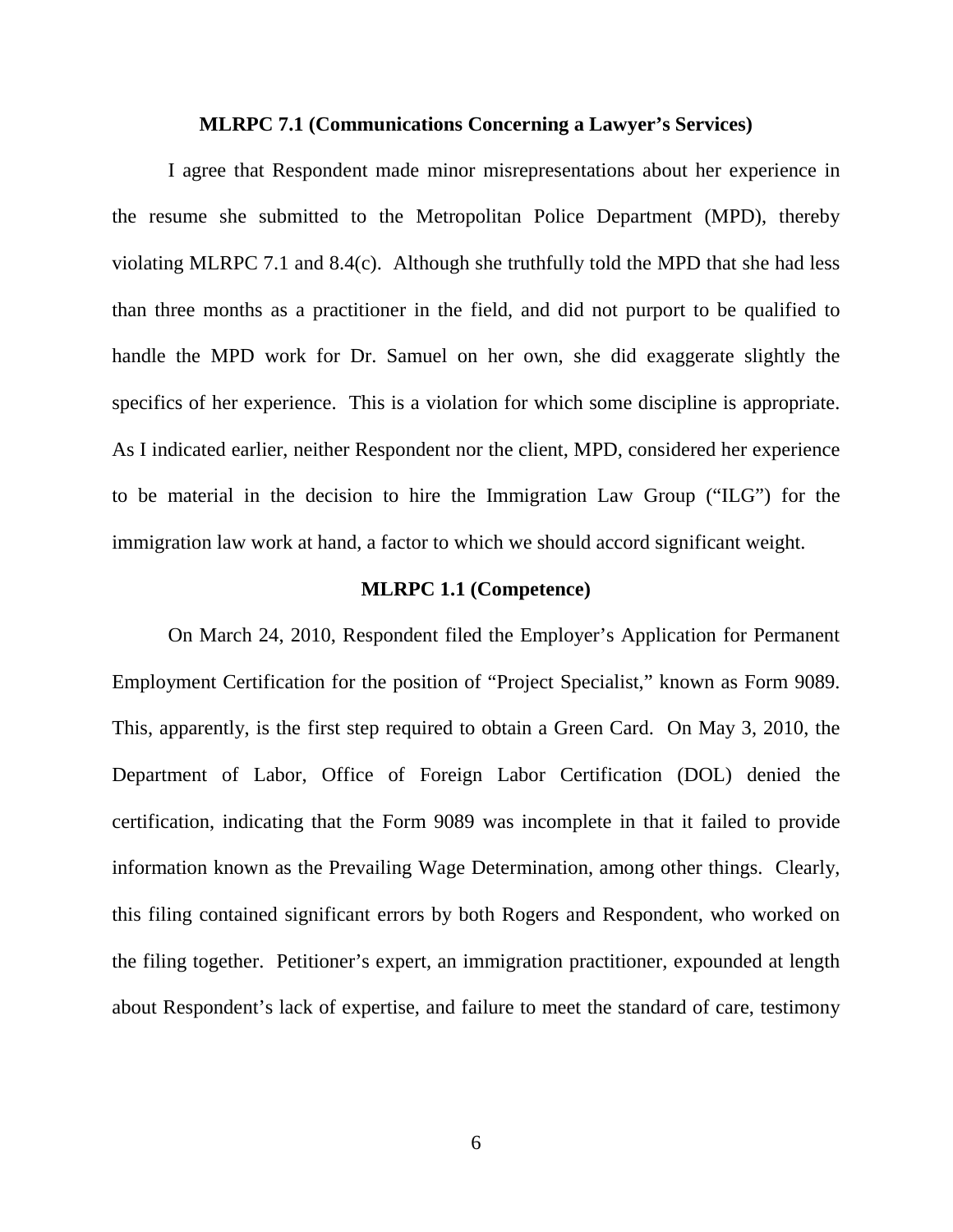**MLRPC 7.1 (Communications Concerning a Lawyer's Services)**

I agree that Respondent made minor misrepresentations about her experience in the resume she submitted to the Metropolitan Police Department (MPD), thereby violating MLRPC 7.1 and 8.4(c). Although she truthfully told the MPD that she had less than three months as a practitioner in the field, and did not purport to be qualified to handle the MPD work for Dr. Samuel on her own, she did exaggerate slightly the specifics of her experience. This is a violation for which some discipline is appropriate. As I indicated earlier, neither Respondent nor the client, MPD, considered her experience to be material in the decision to hire the Immigration Law Group ("ILG") for the immigration law work at hand, a factor to which we should accord significant weight.

**MLRPC 1.1 (Competence)**

On March 24, 2010, Respondent filed the Employer's Application for Permanent Employment Certification for the position of "Project Specialist," known as Form 9089. This, apparently, is the first step required to obtain a Green Card. On May 3, 2010, the Department of Labor, Office of Foreign Labor Certification (DOL) denied the certification, indicating that the Form 9089 was incomplete in that it failed to provide information known as the Prevailing Wage Determination, among other things. Clearly, this filing contained significant errors by both Rogers and Respondent, who worked on the filing together. Petitioner's expert, an immigration practitioner, expounded at length about Respondent's lack of expertise, and failure to meet the standard of care, testimony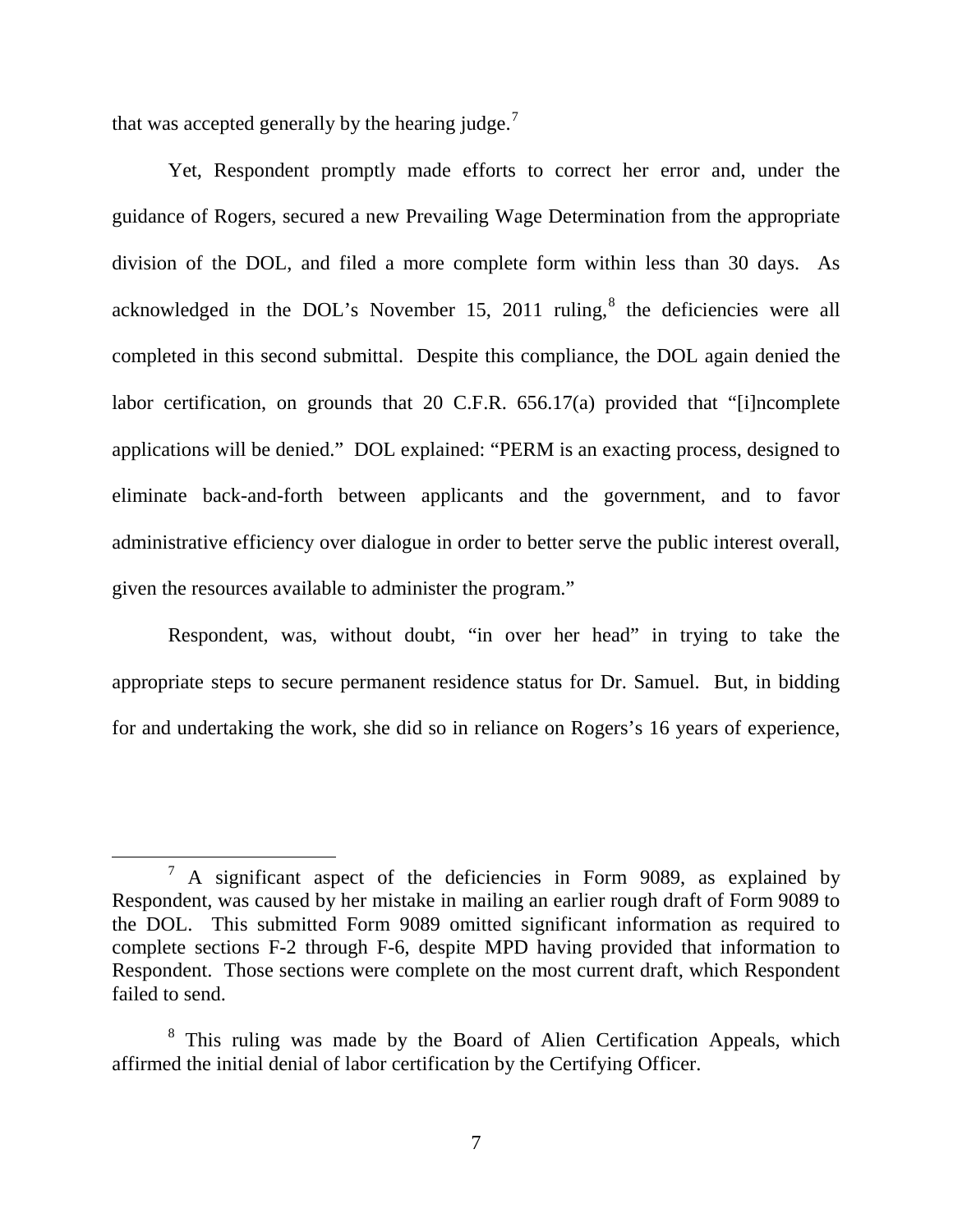that was accepted generally by the hearing judge.[7]

Yet, Respondent promptly made efforts to correct her error and, under the guidance of Rogers, secured a new Prevailing Wage Determination from the appropriate division of the DOL, and filed a more complete form within less than 30 days. As acknowledged in the DOL's November 15, 2011 ruling,[8] the deficiencies were all completed in this second submittal. Despite this compliance, the DOL again denied the labor certification, on grounds that 20 C.F.R. 656.17(a) provided that "[i]ncomplete applications will be denied." DOL explained: "PERM is an exacting process, designed to eliminate back-and-forth between applicants and the government, and to favor administrative efficiency over dialogue in order to better serve the public interest overall, given the resources available to administer the program."

Respondent, was, without doubt, "in over her head" in trying to take the appropriate steps to secure permanent residence status for Dr. Samuel. But, in bidding for and undertaking the work, she did so in reliance on Rogers's 16 years of experience,

---

[7] A significant aspect of the deficiencies in Form 9089, as explained by Respondent, was caused by her mistake in mailing an earlier rough draft of Form 9089 to the DOL. This submitted Form 9089 omitted significant information as required to complete sections F-2 through F-6, despite MPD having provided that information to Respondent. Those sections were complete on the most current draft, which Respondent failed to send.

[8] This ruling was made by the Board of Alien Certification Appeals, which affirmed the initial denial of labor certification by the Certifying Officer.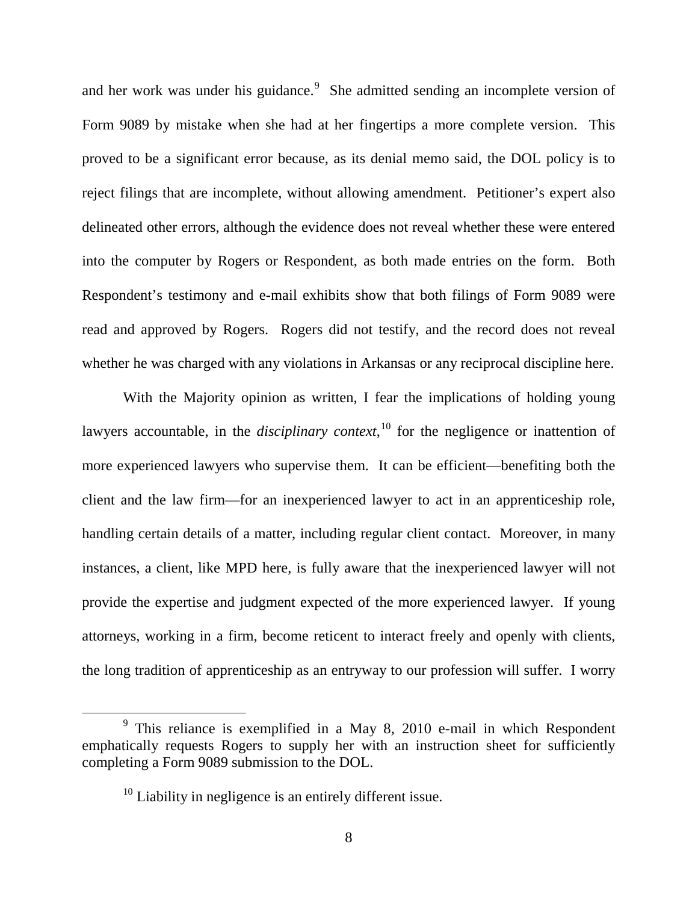and her work was under his guidance.[9] She admitted sending an incomplete version of Form 9089 by mistake when she had at her fingertips a more complete version. This proved to be a significant error because, as its denial memo said, the DOL policy is to reject filings that are incomplete, without allowing amendment. Petitioner's expert also delineated other errors, although the evidence does not reveal whether these were entered into the computer by Rogers or Respondent, as both made entries on the form. Both Respondent's testimony and e-mail exhibits show that both filings of Form 9089 were read and approved by Rogers. Rogers did not testify, and the record does not reveal whether he was charged with any violations in Arkansas or any reciprocal discipline here.

With the Majority opinion as written, I fear the implications of holding young lawyers accountable, in the *disciplinary context*,[10] for the negligence or inattention of more experienced lawyers who supervise them. It can be efficient—benefiting both the client and the law firm—for an inexperienced lawyer to act in an apprenticeship role, handling certain details of a matter, including regular client contact. Moreover, in many instances, a client, like MPD here, is fully aware that the inexperienced lawyer will not provide the expertise and judgment expected of the more experienced lawyer. If young attorneys, working in a firm, become reticent to interact freely and openly with clients, the long tradition of apprenticeship as an entryway to our profession will suffer. I worry

[9] This reliance is exemplified in a May 8, 2010 e-mail in which Respondent emphatically requests Rogers to supply her with an instruction sheet for sufficiently completing a Form 9089 submission to the DOL.

[10] Liability in negligence is an entirely different issue.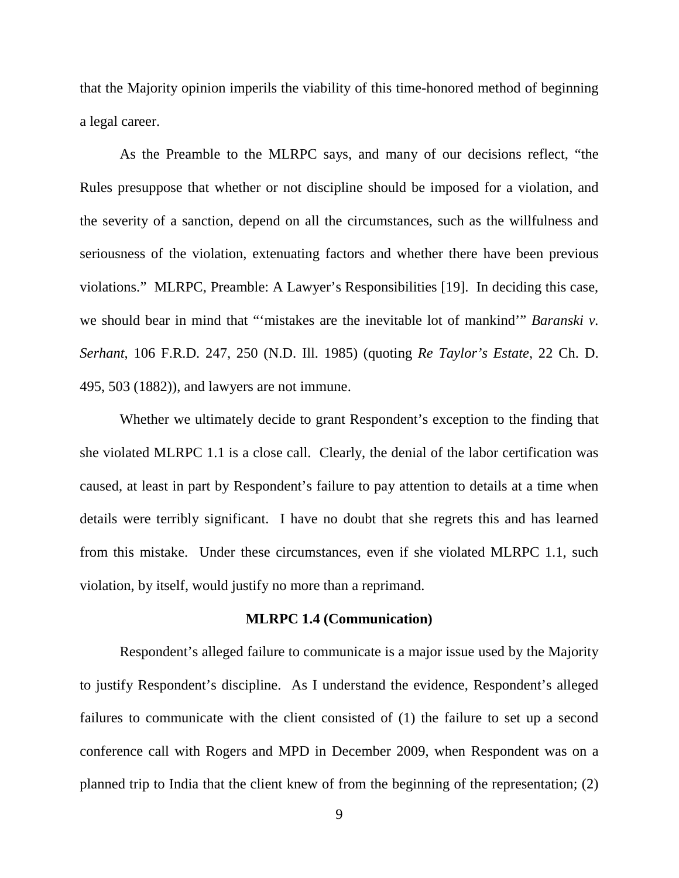that the Majority opinion imperils the viability of this time-honored method of beginning a legal career.

As the Preamble to the MLRPC says, and many of our decisions reflect, "the Rules presuppose that whether or not discipline should be imposed for a violation, and the severity of a sanction, depend on all the circumstances, such as the willfulness and seriousness of the violation, extenuating factors and whether there have been previous violations." MLRPC, Preamble: A Lawyer's Responsibilities [19]. In deciding this case, we should bear in mind that "'mistakes are the inevitable lot of mankind'" *Baranski v. Serhant*, 106 F.R.D. 247, 250 (N.D. Ill. 1985) (quoting *Re Taylor's Estate*, 22 Ch. D. 495, 503 (1882)), and lawyers are not immune.

Whether we ultimately decide to grant Respondent's exception to the finding that she violated MLRPC 1.1 is a close call. Clearly, the denial of the labor certification was caused, at least in part by Respondent's failure to pay attention to details at a time when details were terribly significant. I have no doubt that she regrets this and has learned from this mistake. Under these circumstances, even if she violated MLRPC 1.1, such violation, by itself, would justify no more than a reprimand.

**MLRPC 1.4 (Communication)**

Respondent's alleged failure to communicate is a major issue used by the Majority to justify Respondent's discipline. As I understand the evidence, Respondent's alleged failures to communicate with the client consisted of (1) the failure to set up a second conference call with Rogers and MPD in December 2009, when Respondent was on a planned trip to India that the client knew of from the beginning of the representation; (2)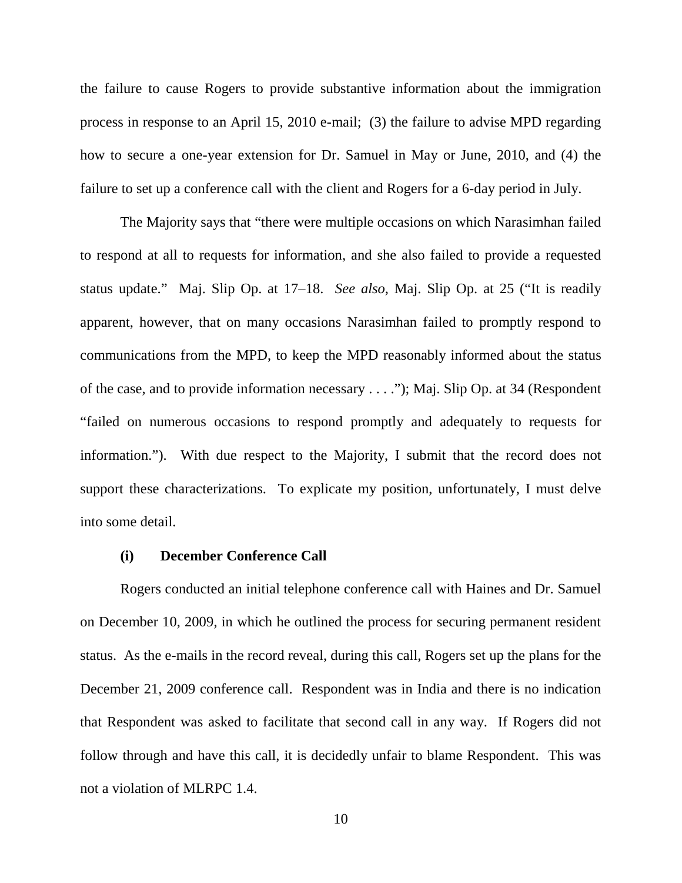the failure to cause Rogers to provide substantive information about the immigration process in response to an April 15, 2010 e-mail; (3) the failure to advise MPD regarding how to secure a one-year extension for Dr. Samuel in May or June, 2010, and (4) the failure to set up a conference call with the client and Rogers for a 6-day period in July.

The Majority says that "there were multiple occasions on which Narasimhan failed to respond at all to requests for information, and she also failed to provide a requested status update." Maj. Slip Op. at 17–18. *See also*, Maj. Slip Op. at 25 ("It is readily apparent, however, that on many occasions Narasimhan failed to promptly respond to communications from the MPD, to keep the MPD reasonably informed about the status of the case, and to provide information necessary . . . ."); Maj. Slip Op. at 34 (Respondent "failed on numerous occasions to respond promptly and adequately to requests for information."). With due respect to the Majority, I submit that the record does not support these characterizations. To explicate my position, unfortunately, I must delve into some detail.

**(i) December Conference Call**

Rogers conducted an initial telephone conference call with Haines and Dr. Samuel on December 10, 2009, in which he outlined the process for securing permanent resident status. As the e-mails in the record reveal, during this call, Rogers set up the plans for the December 21, 2009 conference call. Respondent was in India and there is no indication that Respondent was asked to facilitate that second call in any way. If Rogers did not follow through and have this call, it is decidedly unfair to blame Respondent. This was not a violation of MLRPC 1.4.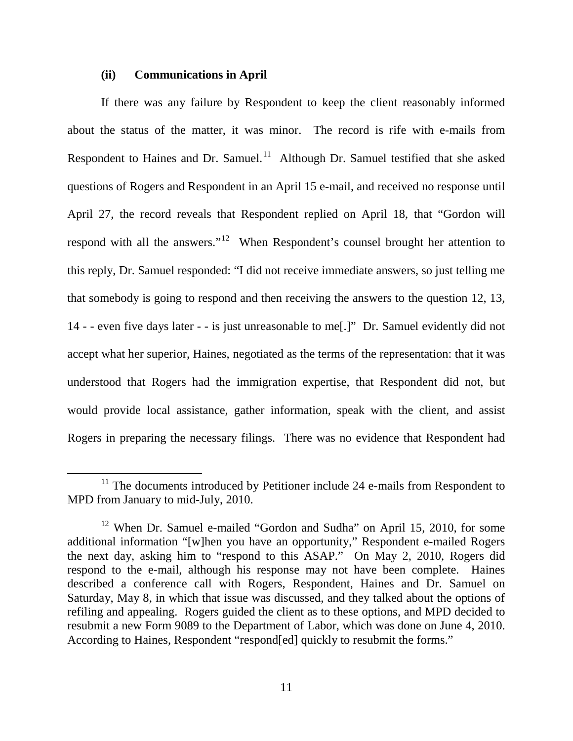### (ii) Communications in April

If there was any failure by Respondent to keep the client reasonably informed about the status of the matter, it was minor. The record is rife with e-mails from Respondent to Haines and Dr. Samuel.[11] Although Dr. Samuel testified that she asked questions of Rogers and Respondent in an April 15 e-mail, and received no response until April 27, the record reveals that Respondent replied on April 18, that "Gordon will respond with all the answers."[12] When Respondent's counsel brought her attention to this reply, Dr. Samuel responded: "I did not receive immediate answers, so just telling me that somebody is going to respond and then receiving the answers to the question 12, 13, 14 - - even five days later - - is just unreasonable to me[.]" Dr. Samuel evidently did not accept what her superior, Haines, negotiated as the terms of the representation: that it was understood that Rogers had the immigration expertise, that Respondent did not, but would provide local assistance, gather information, speak with the client, and assist Rogers in preparing the necessary filings. There was no evidence that Respondent had

---

[11] The documents introduced by Petitioner include 24 e-mails from Respondent to MPD from January to mid-July, 2010.

[12] When Dr. Samuel e-mailed "Gordon and Sudha" on April 15, 2010, for some additional information "[w]hen you have an opportunity," Respondent e-mailed Rogers the next day, asking him to "respond to this ASAP." On May 2, 2010, Rogers did respond to the e-mail, although his response may not have been complete. Haines described a conference call with Rogers, Respondent, Haines and Dr. Samuel on Saturday, May 8, in which that issue was discussed, and they talked about the options of refiling and appealing. Rogers guided the client as to these options, and MPD decided to resubmit a new Form 9089 to the Department of Labor, which was done on June 4, 2010. According to Haines, Respondent "respond[ed] quickly to resubmit the forms."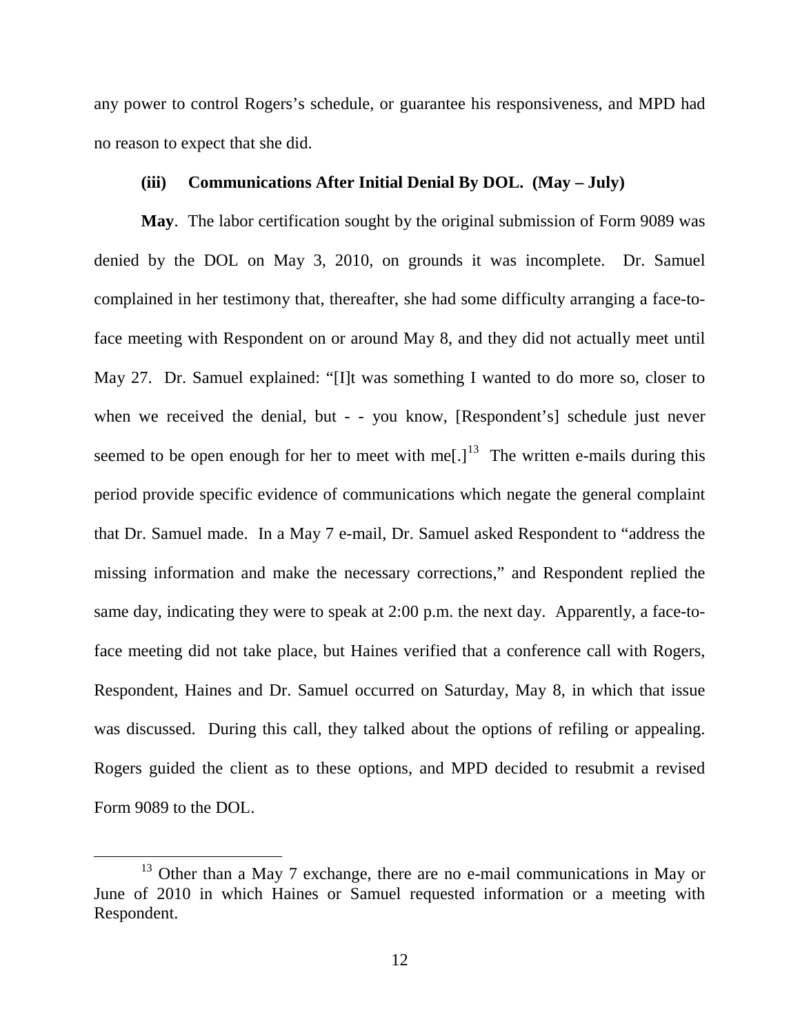any power to control Rogers's schedule, or guarantee his responsiveness, and MPD had no reason to expect that she did.

**(iii) Communications After Initial Denial By DOL. (May – July)**

**May**. The labor certification sought by the original submission of Form 9089 was denied by the DOL on May 3, 2010, on grounds it was incomplete. Dr. Samuel complained in her testimony that, thereafter, she had some difficulty arranging a face-to-face meeting with Respondent on or around May 8, and they did not actually meet until May 27. Dr. Samuel explained: "[I]t was something I wanted to do more so, closer to when we received the denial, but - - you know, [Respondent's] schedule just never seemed to be open enough for her to meet with me[.][13] The written e-mails during this period provide specific evidence of communications which negate the general complaint that Dr. Samuel made. In a May 7 e-mail, Dr. Samuel asked Respondent to "address the missing information and make the necessary corrections," and Respondent replied the same day, indicating they were to speak at 2:00 p.m. the next day. Apparently, a face-to-face meeting did not take place, but Haines verified that a conference call with Rogers, Respondent, Haines and Dr. Samuel occurred on Saturday, May 8, in which that issue was discussed. During this call, they talked about the options of refiling or appealing. Rogers guided the client as to these options, and MPD decided to resubmit a revised Form 9089 to the DOL.

[13] Other than a May 7 exchange, there are no e-mail communications in May or June of 2010 in which Haines or Samuel requested information or a meeting with Respondent.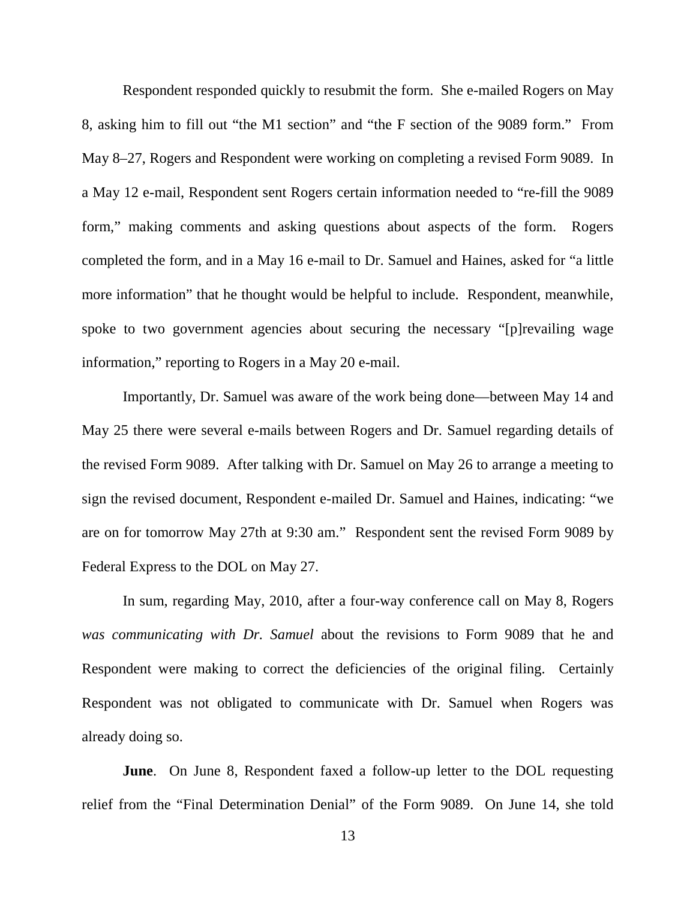Respondent responded quickly to resubmit the form. She e-mailed Rogers on May 8, asking him to fill out "the M1 section" and "the F section of the 9089 form." From May 8–27, Rogers and Respondent were working on completing a revised Form 9089. In a May 12 e-mail, Respondent sent Rogers certain information needed to "re-fill the 9089 form," making comments and asking questions about aspects of the form. Rogers completed the form, and in a May 16 e-mail to Dr. Samuel and Haines, asked for "a little more information" that he thought would be helpful to include. Respondent, meanwhile, spoke to two government agencies about securing the necessary "[p]revailing wage information," reporting to Rogers in a May 20 e-mail.

Importantly, Dr. Samuel was aware of the work being done—between May 14 and May 25 there were several e-mails between Rogers and Dr. Samuel regarding details of the revised Form 9089. After talking with Dr. Samuel on May 26 to arrange a meeting to sign the revised document, Respondent e-mailed Dr. Samuel and Haines, indicating: "we are on for tomorrow May 27th at 9:30 am." Respondent sent the revised Form 9089 by Federal Express to the DOL on May 27.

In sum, regarding May, 2010, after a four-way conference call on May 8, Rogers *was communicating with Dr. Samuel* about the revisions to Form 9089 that he and Respondent were making to correct the deficiencies of the original filing. Certainly Respondent was not obligated to communicate with Dr. Samuel when Rogers was already doing so.

**June**. On June 8, Respondent faxed a follow-up letter to the DOL requesting relief from the "Final Determination Denial" of the Form 9089. On June 14, she told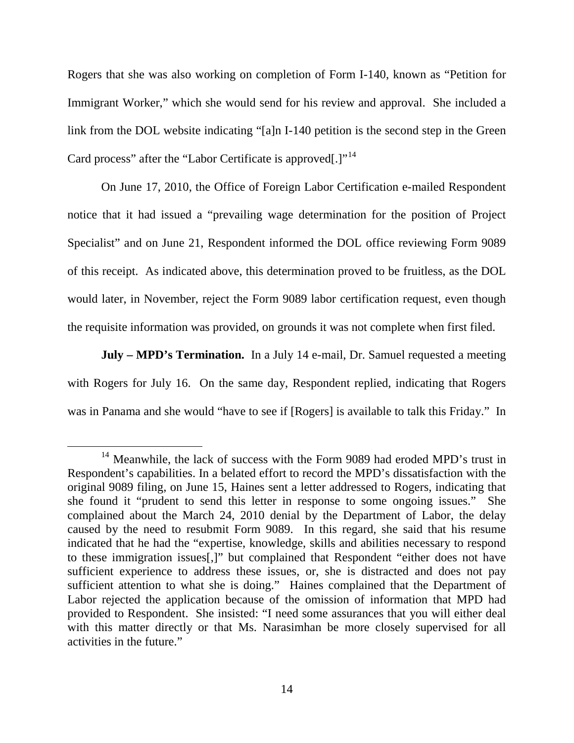Rogers that she was also working on completion of Form I-140, known as "Petition for Immigrant Worker," which she would send for his review and approval. She included a link from the DOL website indicating "[a]n I-140 petition is the second step in the Green Card process" after the "Labor Certificate is approved[.]"[14]

On June 17, 2010, the Office of Foreign Labor Certification e-mailed Respondent notice that it had issued a "prevailing wage determination for the position of Project Specialist" and on June 21, Respondent informed the DOL office reviewing Form 9089 of this receipt. As indicated above, this determination proved to be fruitless, as the DOL would later, in November, reject the Form 9089 labor certification request, even though the requisite information was provided, on grounds it was not complete when first filed.

**July – MPD's Termination.** In a July 14 e-mail, Dr. Samuel requested a meeting with Rogers for July 16. On the same day, Respondent replied, indicating that Rogers was in Panama and she would "have to see if [Rogers] is available to talk this Friday." In

---

[14] Meanwhile, the lack of success with the Form 9089 had eroded MPD's trust in Respondent's capabilities. In a belated effort to record the MPD's dissatisfaction with the original 9089 filing, on June 15, Haines sent a letter addressed to Rogers, indicating that she found it "prudent to send this letter in response to some ongoing issues." She complained about the March 24, 2010 denial by the Department of Labor, the delay caused by the need to resubmit Form 9089. In this regard, she said that his resume indicated that he had the "expertise, knowledge, skills and abilities necessary to respond to these immigration issues[,]" but complained that Respondent "either does not have sufficient experience to address these issues, or, she is distracted and does not pay sufficient attention to what she is doing." Haines complained that the Department of Labor rejected the application because of the omission of information that MPD had provided to Respondent. She insisted: "I need some assurances that you will either deal with this matter directly or that Ms. Narasimhan be more closely supervised for all activities in the future."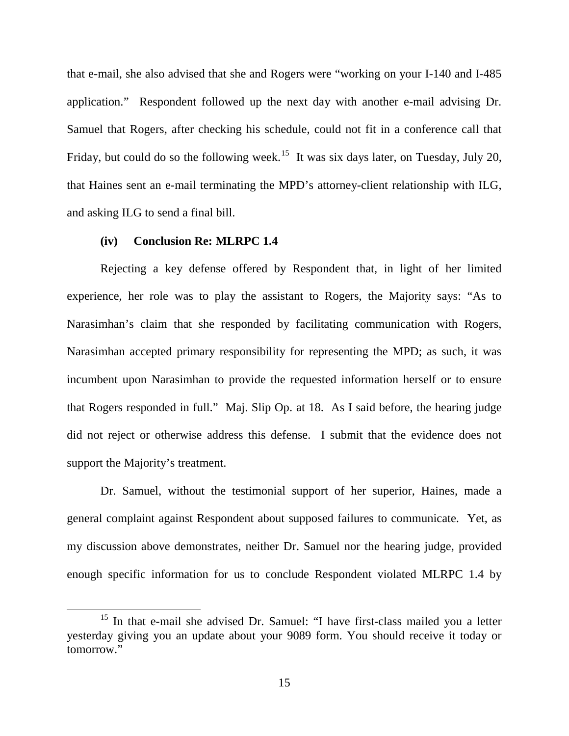that e-mail, she also advised that she and Rogers were "working on your I-140 and I-485 application." Respondent followed up the next day with another e-mail advising Dr. Samuel that Rogers, after checking his schedule, could not fit in a conference call that Friday, but could do so the following week.[15] It was six days later, on Tuesday, July 20, that Haines sent an e-mail terminating the MPD's attorney-client relationship with ILG, and asking ILG to send a final bill.

**(iv) Conclusion Re: MLRPC 1.4**

Rejecting a key defense offered by Respondent that, in light of her limited experience, her role was to play the assistant to Rogers, the Majority says: "As to Narasimhan's claim that she responded by facilitating communication with Rogers, Narasimhan accepted primary responsibility for representing the MPD; as such, it was incumbent upon Narasimhan to provide the requested information herself or to ensure that Rogers responded in full." Maj. Slip Op. at 18. As I said before, the hearing judge did not reject or otherwise address this defense. I submit that the evidence does not support the Majority's treatment.

Dr. Samuel, without the testimonial support of her superior, Haines, made a general complaint against Respondent about supposed failures to communicate. Yet, as my discussion above demonstrates, neither Dr. Samuel nor the hearing judge, provided enough specific information for us to conclude Respondent violated MLRPC 1.4 by

[15] In that e-mail she advised Dr. Samuel: "I have first-class mailed you a letter yesterday giving you an update about your 9089 form. You should receive it today or tomorrow."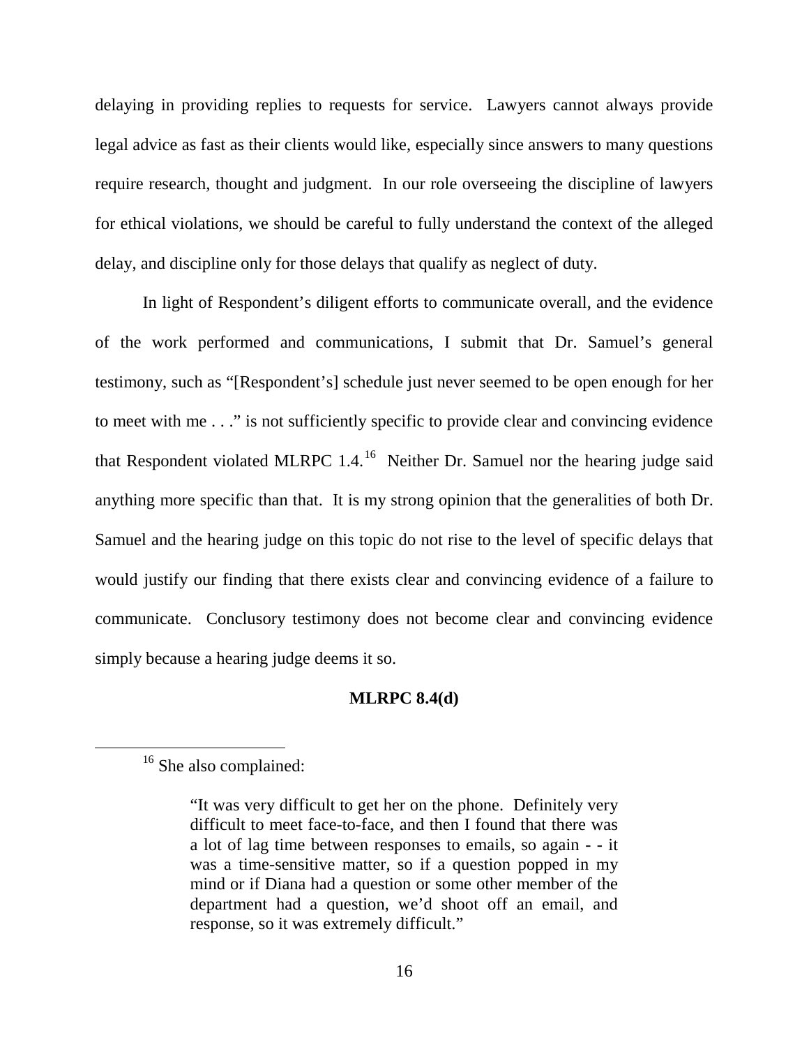delaying in providing replies to requests for service. Lawyers cannot always provide legal advice as fast as their clients would like, especially since answers to many questions require research, thought and judgment. In our role overseeing the discipline of lawyers for ethical violations, we should be careful to fully understand the context of the alleged delay, and discipline only for those delays that qualify as neglect of duty.

In light of Respondent's diligent efforts to communicate overall, and the evidence of the work performed and communications, I submit that Dr. Samuel's general testimony, such as "[Respondent's] schedule just never seemed to be open enough for her to meet with me . . ." is not sufficiently specific to provide clear and convincing evidence that Respondent violated MLRPC 1.4.[16] Neither Dr. Samuel nor the hearing judge said anything more specific than that. It is my strong opinion that the generalities of both Dr. Samuel and the hearing judge on this topic do not rise to the level of specific delays that would justify our finding that there exists clear and convincing evidence of a failure to communicate. Conclusory testimony does not become clear and convincing evidence simply because a hearing judge deems it so.

**MLRPC 8.4(d)**

---

[16] She also complained:

> "It was very difficult to get her on the phone. Definitely very difficult to meet face-to-face, and then I found that there was a lot of lag time between responses to emails, so again - - it was a time-sensitive matter, so if a question popped in my mind or if Diana had a question or some other member of the department had a question, we'd shoot off an email, and response, so it was extremely difficult."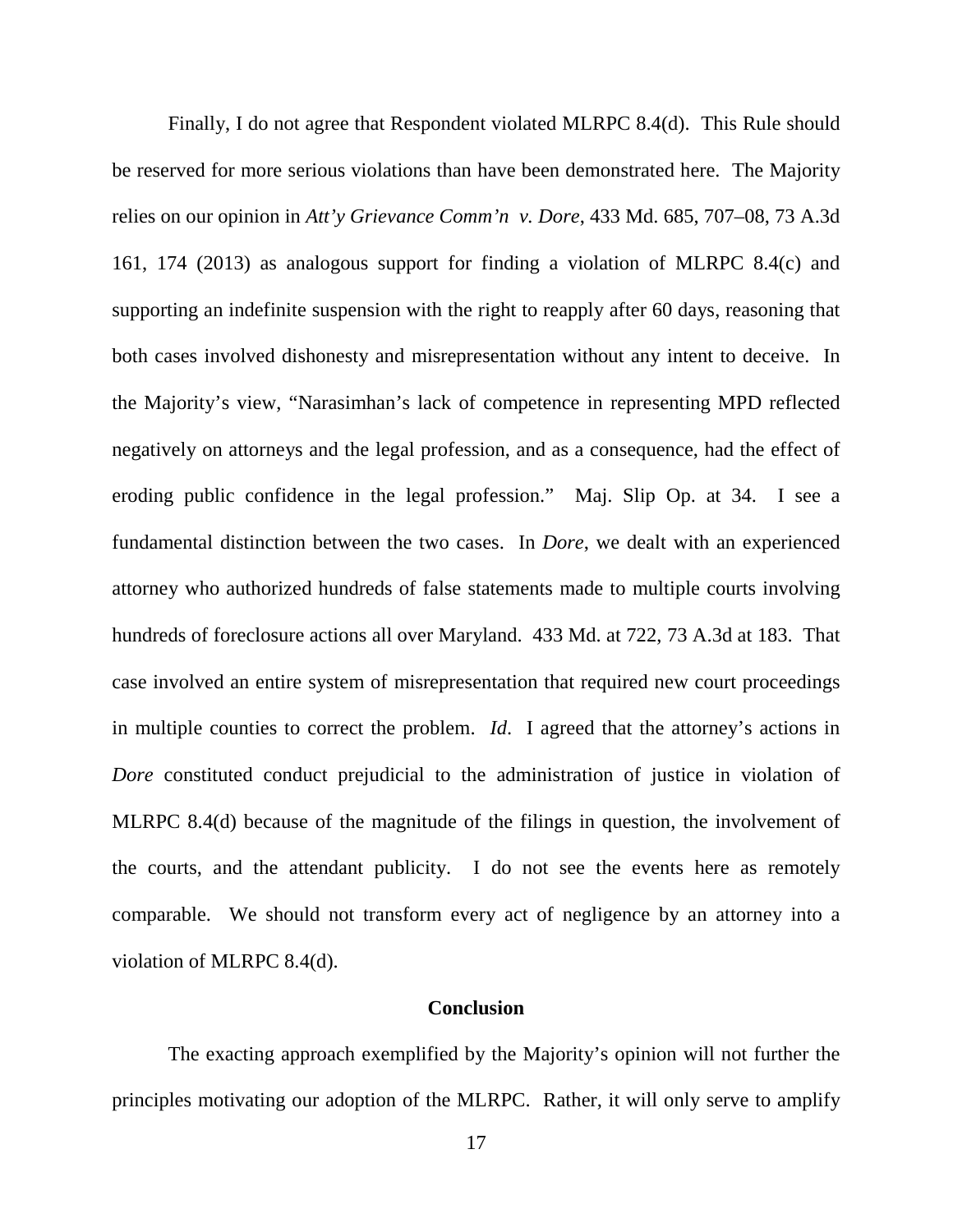Finally, I do not agree that Respondent violated MLRPC 8.4(d). This Rule should be reserved for more serious violations than have been demonstrated here. The Majority relies on our opinion in *Att'y Grievance Comm'n v. Dore*, 433 Md. 685, 707–08, 73 A.3d 161, 174 (2013) as analogous support for finding a violation of MLRPC 8.4(c) and supporting an indefinite suspension with the right to reapply after 60 days, reasoning that both cases involved dishonesty and misrepresentation without any intent to deceive. In the Majority's view, "Narasimhan's lack of competence in representing MPD reflected negatively on attorneys and the legal profession, and as a consequence, had the effect of eroding public confidence in the legal profession." Maj. Slip Op. at 34. I see a fundamental distinction between the two cases. In *Dore*, we dealt with an experienced attorney who authorized hundreds of false statements made to multiple courts involving hundreds of foreclosure actions all over Maryland. 433 Md. at 722, 73 A.3d at 183. That case involved an entire system of misrepresentation that required new court proceedings in multiple counties to correct the problem. *Id.* I agreed that the attorney's actions in *Dore* constituted conduct prejudicial to the administration of justice in violation of MLRPC 8.4(d) because of the magnitude of the filings in question, the involvement of the courts, and the attendant publicity. I do not see the events here as remotely comparable. We should not transform every act of negligence by an attorney into a violation of MLRPC 8.4(d).

## Conclusion

The exacting approach exemplified by the Majority's opinion will not further the principles motivating our adoption of the MLRPC. Rather, it will only serve to amplify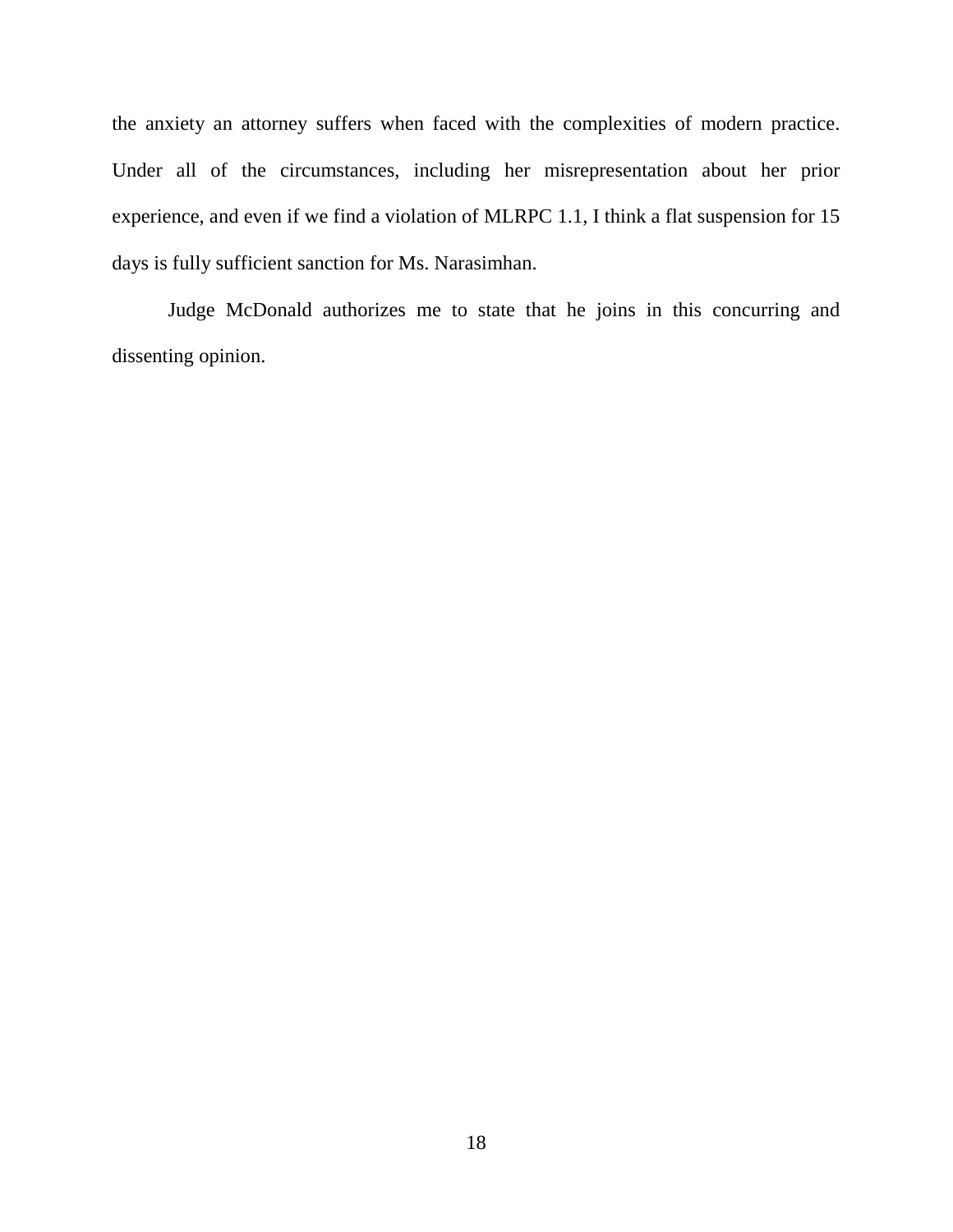the anxiety an attorney suffers when faced with the complexities of modern practice. Under all of the circumstances, including her misrepresentation about her prior experience, and even if we find a violation of MLRPC 1.1, I think a flat suspension for 15 days is fully sufficient sanction for Ms. Narasimhan.

Judge McDonald authorizes me to state that he joins in this concurring and dissenting opinion.